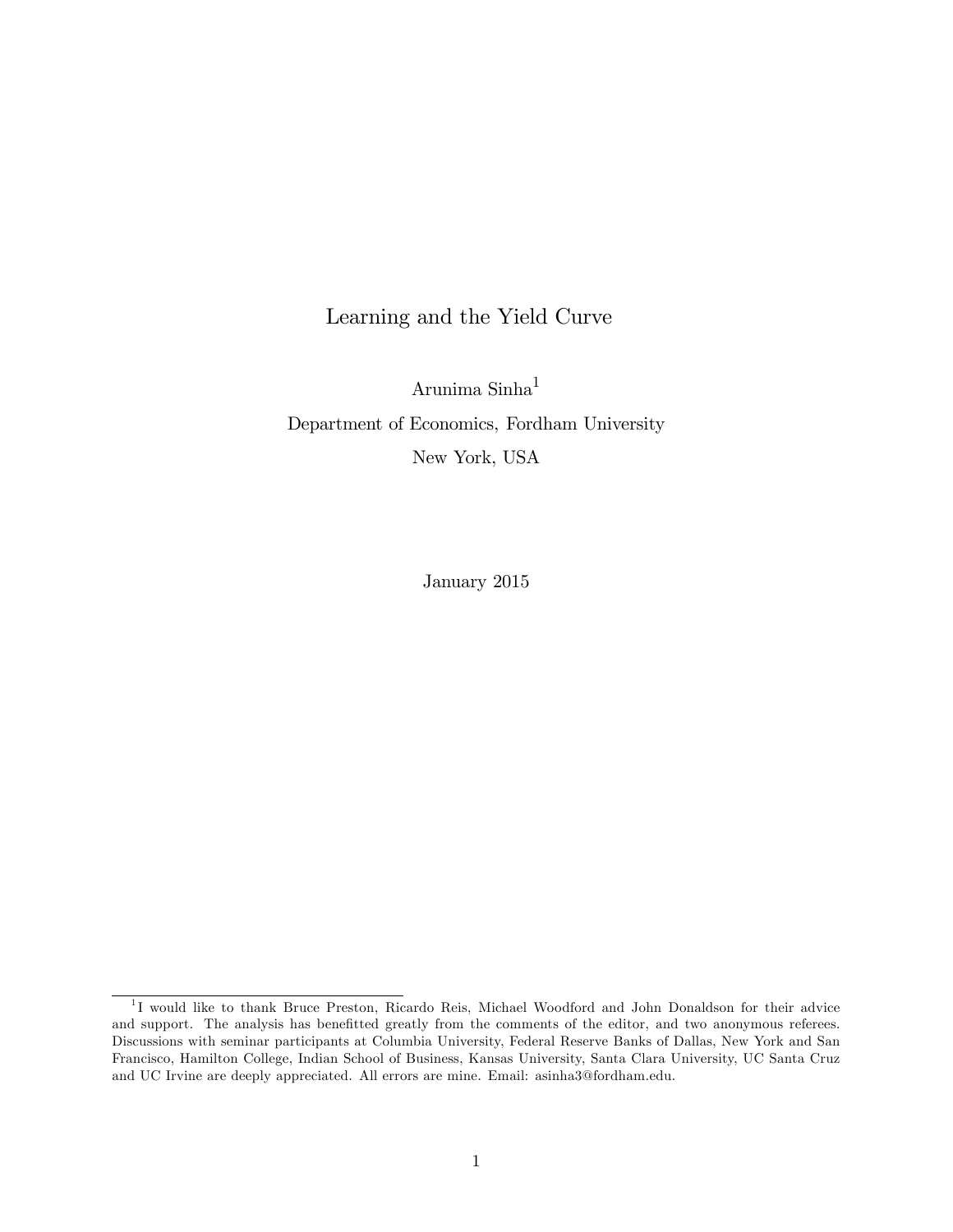# Learning and the Yield Curve

Arunima Sinha[1]

Department of Economics, Fordham University

New York, USA

January 2015

[1] I would like to thank Bruce Preston, Ricardo Reis, Michael Woodford and John Donaldson for their advice and support. The analysis has benefitted greatly from the comments of the editor, and two anonymous referees. Discussions with seminar participants at Columbia University, Federal Reserve Banks of Dallas, New York and San Francisco, Hamilton College, Indian School of Business, Kansas University, Santa Clara University, UC Santa Cruz and UC Irvine are deeply appreciated. All errors are mine. Email: asinha3@fordham.edu.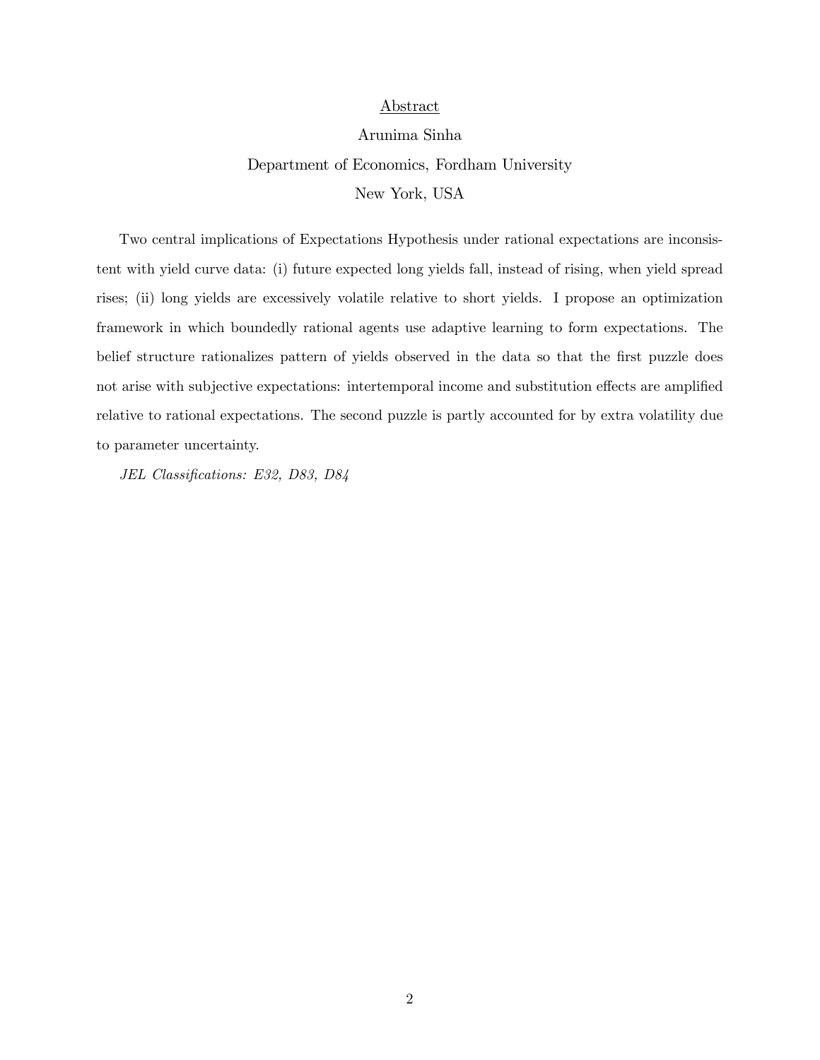## Abstract

Arunima Sinha

Department of Economics, Fordham University

New York, USA

Two central implications of Expectations Hypothesis under rational expectations are inconsistent with yield curve data: (i) future expected long yields fall, instead of rising, when yield spread rises; (ii) long yields are excessively volatile relative to short yields. I propose an optimization framework in which boundedly rational agents use adaptive learning to form expectations. The belief structure rationalizes pattern of yields observed in the data so that the first puzzle does not arise with subjective expectations: intertemporal income and substitution effects are amplified relative to rational expectations. The second puzzle is partly accounted for by extra volatility due to parameter uncertainty.

*JEL Classifications: E32, D83, D84*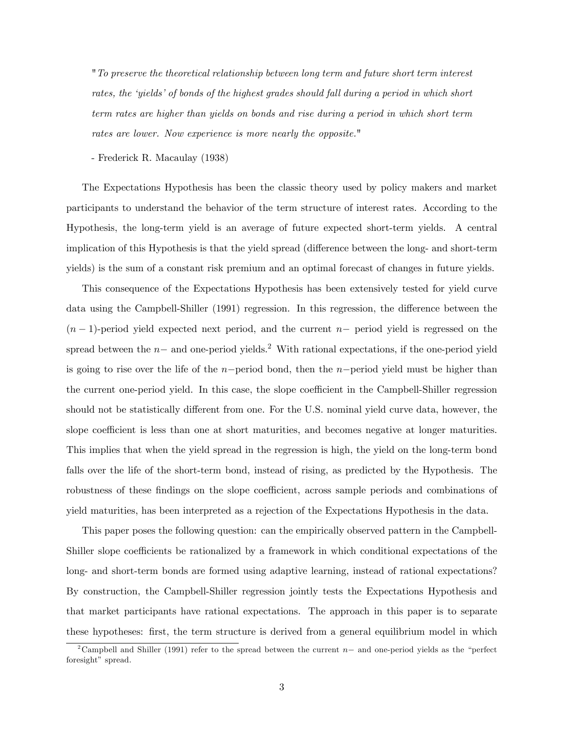> "*To preserve the theoretical relationship between long term and future short term interest rates, the 'yields' of bonds of the highest grades should fall during a period in which short term rates are higher than yields on bonds and rise during a period in which short term rates are lower. Now experience is more nearly the opposite.*"
>
> - Frederick R. Macaulay (1938)

The Expectations Hypothesis has been the classic theory used by policy makers and market participants to understand the behavior of the term structure of interest rates. According to the Hypothesis, the long-term yield is an average of future expected short-term yields. A central implication of this Hypothesis is that the yield spread (difference between the long- and short-term yields) is the sum of a constant risk premium and an optimal forecast of changes in future yields.

This consequence of the Expectations Hypothesis has been extensively tested for yield curve data using the Campbell-Shiller (1991) regression. In this regression, the difference between the $(n-1)$-period yield expected next period, and the current $n-$ period yield is regressed on the spread between the $n-$ and one-period yields.[2] With rational expectations, if the one-period yield is going to rise over the life of the $n-$period bond, then the $n-$period yield must be higher than the current one-period yield. In this case, the slope coefficient in the Campbell-Shiller regression should not be statistically different from one. For the U.S. nominal yield curve data, however, the slope coefficient is less than one at short maturities, and becomes negative at longer maturities. This implies that when the yield spread in the regression is high, the yield on the long-term bond falls over the life of the short-term bond, instead of rising, as predicted by the Hypothesis. The robustness of these findings on the slope coefficient, across sample periods and combinations of yield maturities, has been interpreted as a rejection of the Expectations Hypothesis in the data.

This paper poses the following question: can the empirically observed pattern in the Campbell-Shiller slope coefficients be rationalized by a framework in which conditional expectations of the long- and short-term bonds are formed using adaptive learning, instead of rational expectations? By construction, the Campbell-Shiller regression jointly tests the Expectations Hypothesis and that market participants have rational expectations. The approach in this paper is to separate these hypotheses: first, the term structure is derived from a general equilibrium model in which

[2] Campbell and Shiller (1991) refer to the spread between the current $n-$ and one-period yields as the "perfect foresight" spread.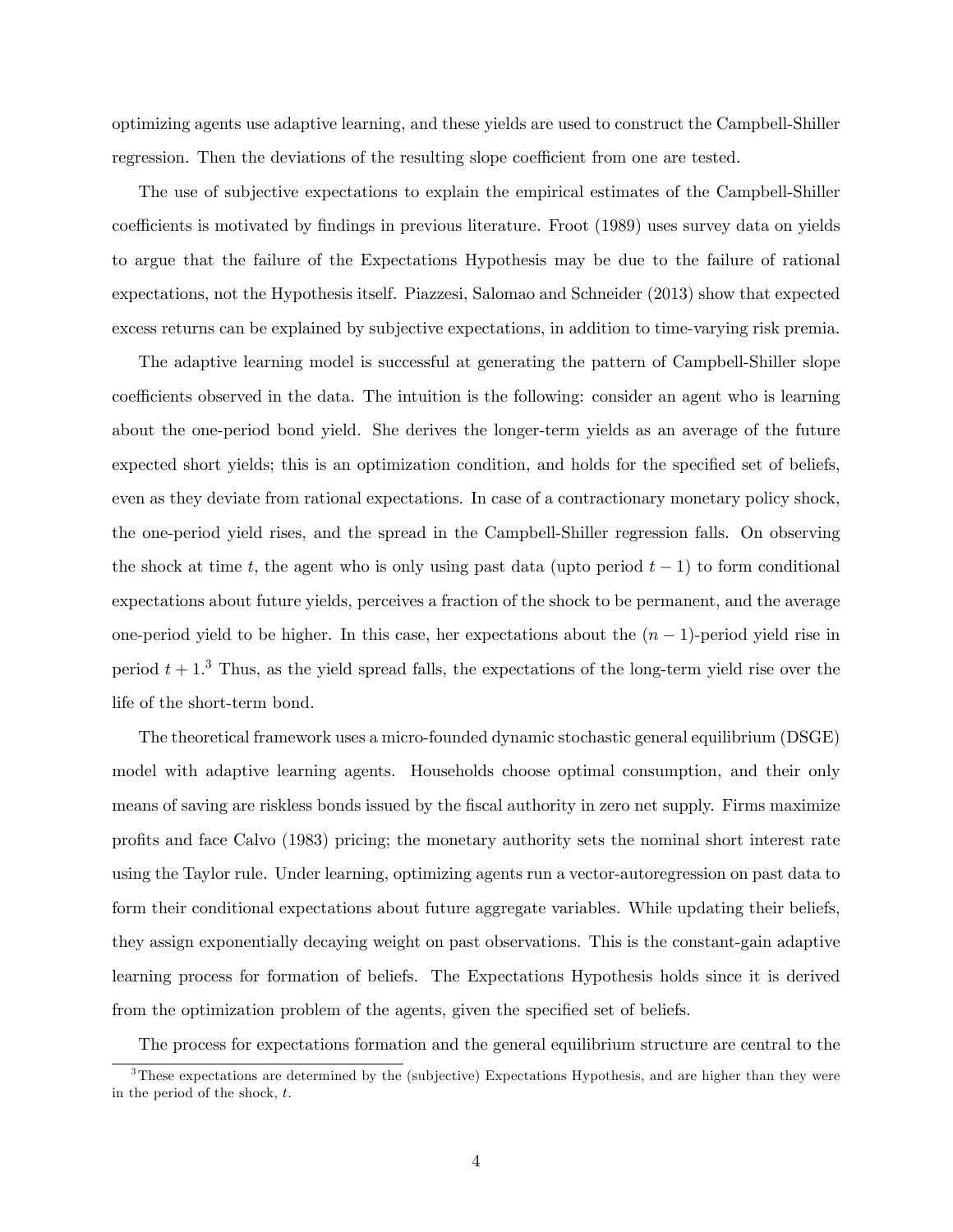optimizing agents use adaptive learning, and these yields are used to construct the Campbell-Shiller regression. Then the deviations of the resulting slope coefficient from one are tested.

The use of subjective expectations to explain the empirical estimates of the Campbell-Shiller coefficients is motivated by findings in previous literature. Froot (1989) uses survey data on yields to argue that the failure of the Expectations Hypothesis may be due to the failure of rational expectations, not the Hypothesis itself. Piazzesi, Salomao and Schneider (2013) show that expected excess returns can be explained by subjective expectations, in addition to time-varying risk premia.

The adaptive learning model is successful at generating the pattern of Campbell-Shiller slope coefficients observed in the data. The intuition is the following: consider an agent who is learning about the one-period bond yield. She derives the longer-term yields as an average of the future expected short yields; this is an optimization condition, and holds for the specified set of beliefs, even as they deviate from rational expectations. In case of a contractionary monetary policy shock, the one-period yield rises, and the spread in the Campbell-Shiller regression falls. On observing the shock at time $t$, the agent who is only using past data (upto period $t-1$) to form conditional expectations about future yields, perceives a fraction of the shock to be permanent, and the average one-period yield to be higher. In this case, her expectations about the $(n-1)$-period yield rise in period $t+1$.[3] Thus, as the yield spread falls, the expectations of the long-term yield rise over the life of the short-term bond.

The theoretical framework uses a micro-founded dynamic stochastic general equilibrium (DSGE) model with adaptive learning agents. Households choose optimal consumption, and their only means of saving are riskless bonds issued by the fiscal authority in zero net supply. Firms maximize profits and face Calvo (1983) pricing; the monetary authority sets the nominal short interest rate using the Taylor rule. Under learning, optimizing agents run a vector-autoregression on past data to form their conditional expectations about future aggregate variables. While updating their beliefs, they assign exponentially decaying weight on past observations. This is the constant-gain adaptive learning process for formation of beliefs. The Expectations Hypothesis holds since it is derived from the optimization problem of the agents, given the specified set of beliefs.

The process for expectations formation and the general equilibrium structure are central to the

[3] These expectations are determined by the (subjective) Expectations Hypothesis, and are higher than they were in the period of the shock, $t$.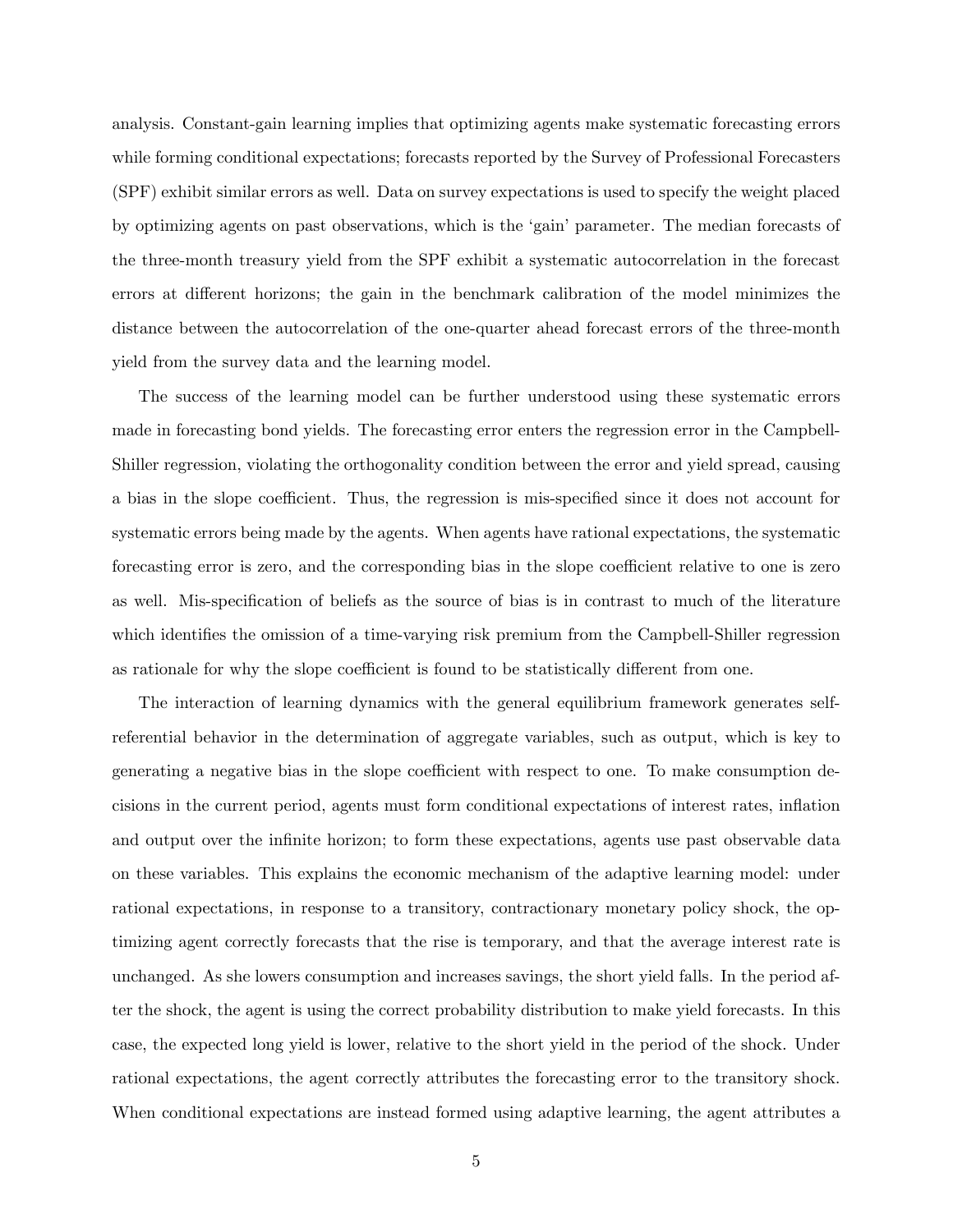analysis. Constant-gain learning implies that optimizing agents make systematic forecasting errors while forming conditional expectations; forecasts reported by the Survey of Professional Forecasters (SPF) exhibit similar errors as well. Data on survey expectations is used to specify the weight placed by optimizing agents on past observations, which is the 'gain' parameter. The median forecasts of the three-month treasury yield from the SPF exhibit a systematic autocorrelation in the forecast errors at different horizons; the gain in the benchmark calibration of the model minimizes the distance between the autocorrelation of the one-quarter ahead forecast errors of the three-month yield from the survey data and the learning model.

The success of the learning model can be further understood using these systematic errors made in forecasting bond yields. The forecasting error enters the regression error in the Campbell-Shiller regression, violating the orthogonality condition between the error and yield spread, causing a bias in the slope coefficient. Thus, the regression is mis-specified since it does not account for systematic errors being made by the agents. When agents have rational expectations, the systematic forecasting error is zero, and the corresponding bias in the slope coefficient relative to one is zero as well. Mis-specification of beliefs as the source of bias is in contrast to much of the literature which identifies the omission of a time-varying risk premium from the Campbell-Shiller regression as rationale for why the slope coefficient is found to be statistically different from one.

The interaction of learning dynamics with the general equilibrium framework generates self-referential behavior in the determination of aggregate variables, such as output, which is key to generating a negative bias in the slope coefficient with respect to one. To make consumption decisions in the current period, agents must form conditional expectations of interest rates, inflation and output over the infinite horizon; to form these expectations, agents use past observable data on these variables. This explains the economic mechanism of the adaptive learning model: under rational expectations, in response to a transitory, contractionary monetary policy shock, the optimizing agent correctly forecasts that the rise is temporary, and that the average interest rate is unchanged. As she lowers consumption and increases savings, the short yield falls. In the period after the shock, the agent is using the correct probability distribution to make yield forecasts. In this case, the expected long yield is lower, relative to the short yield in the period of the shock. Under rational expectations, the agent correctly attributes the forecasting error to the transitory shock. When conditional expectations are instead formed using adaptive learning, the agent attributes a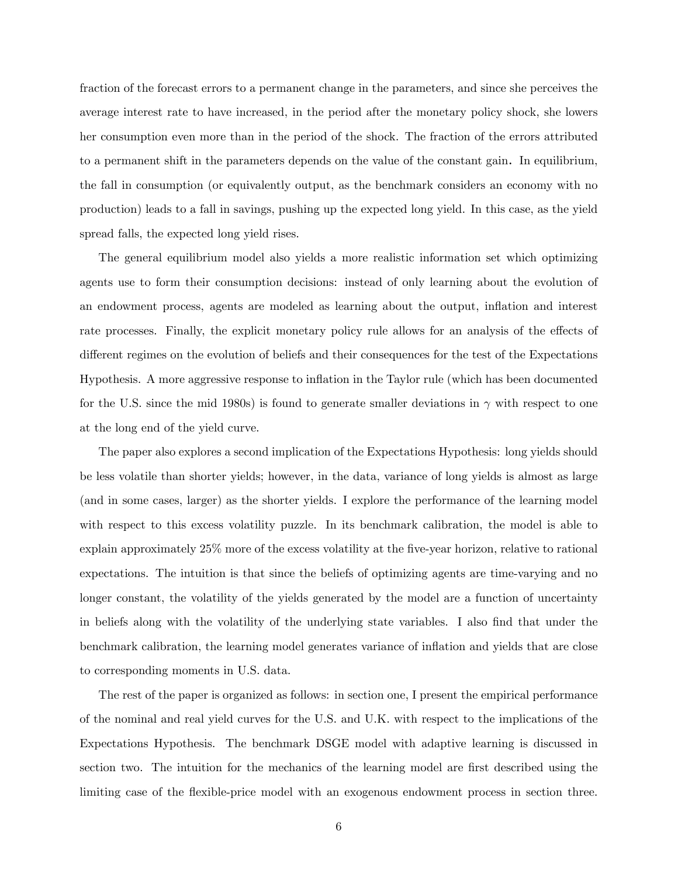fraction of the forecast errors to a permanent change in the parameters, and since she perceives the average interest rate to have increased, in the period after the monetary policy shock, she lowers her consumption even more than in the period of the shock. The fraction of the errors attributed to a permanent shift in the parameters depends on the value of the constant gain. In equilibrium, the fall in consumption (or equivalently output, as the benchmark considers an economy with no production) leads to a fall in savings, pushing up the expected long yield. In this case, as the yield spread falls, the expected long yield rises.

The general equilibrium model also yields a more realistic information set which optimizing agents use to form their consumption decisions: instead of only learning about the evolution of an endowment process, agents are modeled as learning about the output, inflation and interest rate processes. Finally, the explicit monetary policy rule allows for an analysis of the effects of different regimes on the evolution of beliefs and their consequences for the test of the Expectations Hypothesis. A more aggressive response to inflation in the Taylor rule (which has been documented for the U.S. since the mid 1980s) is found to generate smaller deviations in $\gamma$ with respect to one at the long end of the yield curve.

The paper also explores a second implication of the Expectations Hypothesis: long yields should be less volatile than shorter yields; however, in the data, variance of long yields is almost as large (and in some cases, larger) as the shorter yields. I explore the performance of the learning model with respect to this excess volatility puzzle. In its benchmark calibration, the model is able to explain approximately 25% more of the excess volatility at the five-year horizon, relative to rational expectations. The intuition is that since the beliefs of optimizing agents are time-varying and no longer constant, the volatility of the yields generated by the model are a function of uncertainty in beliefs along with the volatility of the underlying state variables. I also find that under the benchmark calibration, the learning model generates variance of inflation and yields that are close to corresponding moments in U.S. data.

The rest of the paper is organized as follows: in section one, I present the empirical performance of the nominal and real yield curves for the U.S. and U.K. with respect to the implications of the Expectations Hypothesis. The benchmark DSGE model with adaptive learning is discussed in section two. The intuition for the mechanics of the learning model are first described using the limiting case of the flexible-price model with an exogenous endowment process in section three.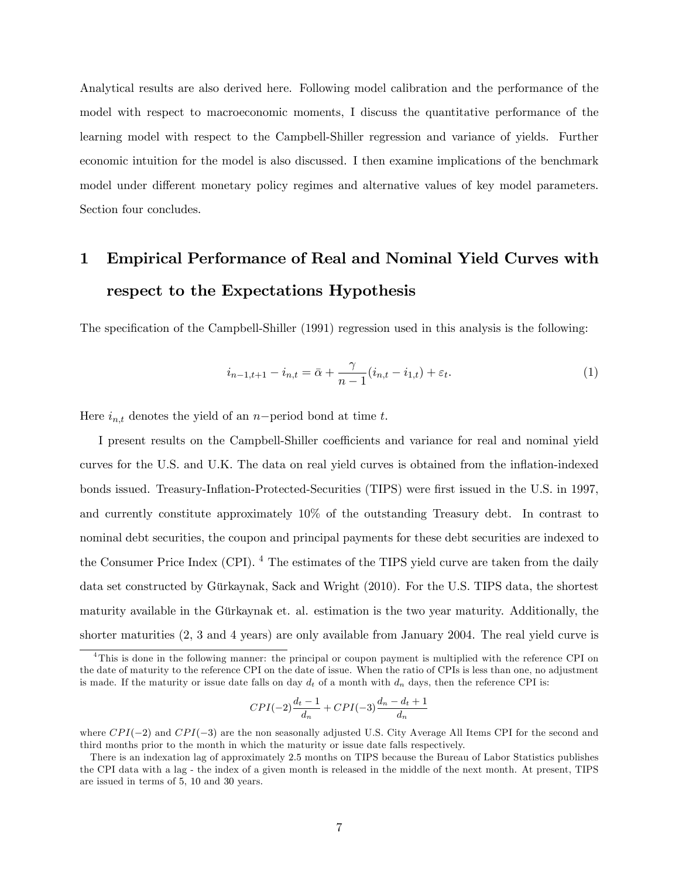Analytical results are also derived here. Following model calibration and the performance of the model with respect to macroeconomic moments, I discuss the quantitative performance of the learning model with respect to the Campbell-Shiller regression and variance of yields. Further economic intuition for the model is also discussed. I then examine implications of the benchmark model under different monetary policy regimes and alternative values of key model parameters. Section four concludes.

# 1 Empirical Performance of Real and Nominal Yield Curves with respect to the Expectations Hypothesis

The specification of the Campbell-Shiller (1991) regression used in this analysis is the following:

$$i_{n-1,t+1} - i_{n,t} = \bar{\alpha} + \frac{\gamma}{n-1}(i_{n,t} - i_{1,t}) + \varepsilon_t. \tag{1}$$

Here $i_{n,t}$ denotes the yield of an $n-$period bond at time $t$.

I present results on the Campbell-Shiller coefficients and variance for real and nominal yield curves for the U.S. and U.K. The data on real yield curves is obtained from the inflation-indexed bonds issued. Treasury-Inflation-Protected-Securities (TIPS) were first issued in the U.S. in 1997, and currently constitute approximately 10% of the outstanding Treasury debt. In contrast to nominal debt securities, the coupon and principal payments for these debt securities are indexed to the Consumer Price Index (CPI). [4] The estimates of the TIPS yield curve are taken from the daily data set constructed by Gürkaynak, Sack and Wright (2010). For the U.S. TIPS data, the shortest maturity available in the Gürkaynak et. al. estimation is the two year maturity. Additionally, the shorter maturities (2, 3 and 4 years) are only available from January 2004. The real yield curve is

[4] This is done in the following manner: the principal or coupon payment is multiplied with the reference CPI on the date of maturity to the reference CPI on the date of issue. When the ratio of CPIs is less than one, no adjustment is made. If the maturity or issue date falls on day $d_t$ of a month with $d_n$ days, then the reference CPI is:

$$CPI(-2)\frac{d_t - 1}{d_n} + CPI(-3)\frac{d_n - d_t + 1}{d_n}$$

where $CPI(-2)$ and $CPI(-3)$ are the non seasonally adjusted U.S. City Average All Items CPI for the second and third months prior to the month in which the maturity or issue date falls respectively.

There is an indexation lag of approximately 2.5 months on TIPS because the Bureau of Labor Statistics publishes the CPI data with a lag - the index of a given month is released in the middle of the next month. At present, TIPS are issued in terms of 5, 10 and 30 years.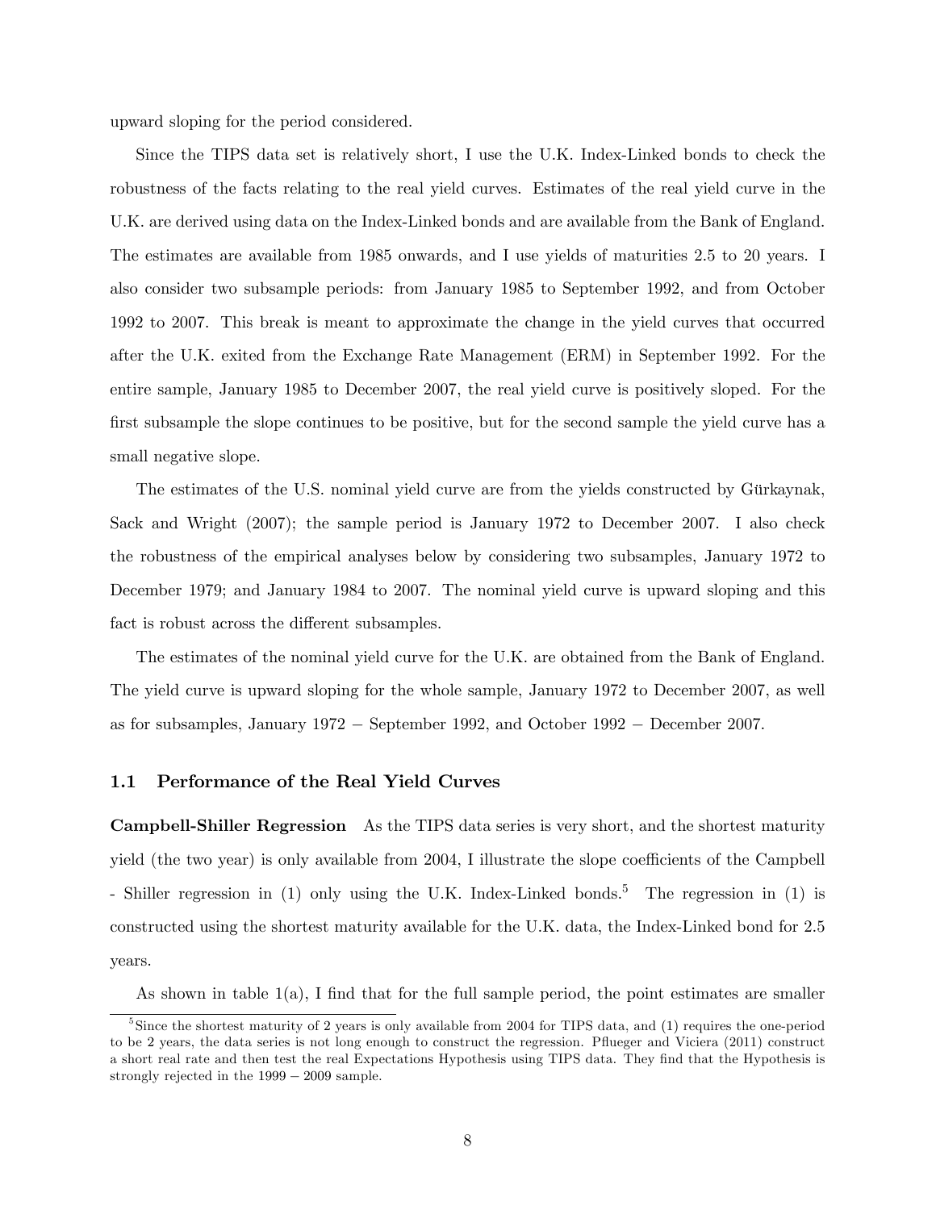upward sloping for the period considered.

Since the TIPS data set is relatively short, I use the U.K. Index-Linked bonds to check the robustness of the facts relating to the real yield curves. Estimates of the real yield curve in the U.K. are derived using data on the Index-Linked bonds and are available from the Bank of England. The estimates are available from 1985 onwards, and I use yields of maturities 2.5 to 20 years. I also consider two subsample periods: from January 1985 to September 1992, and from October 1992 to 2007. This break is meant to approximate the change in the yield curves that occurred after the U.K. exited from the Exchange Rate Management (ERM) in September 1992. For the entire sample, January 1985 to December 2007, the real yield curve is positively sloped. For the first subsample the slope continues to be positive, but for the second sample the yield curve has a small negative slope.

The estimates of the U.S. nominal yield curve are from the yields constructed by Gürkaynak, Sack and Wright (2007); the sample period is January 1972 to December 2007. I also check the robustness of the empirical analyses below by considering two subsamples, January 1972 to December 1979; and January 1984 to 2007. The nominal yield curve is upward sloping and this fact is robust across the different subsamples.

The estimates of the nominal yield curve for the U.K. are obtained from the Bank of England. The yield curve is upward sloping for the whole sample, January 1972 to December 2007, as well as for subsamples, January 1972 − September 1992, and October 1992 − December 2007.

### 1.1 Performance of the Real Yield Curves

**Campbell-Shiller Regression** As the TIPS data series is very short, and the shortest maturity yield (the two year) is only available from 2004, I illustrate the slope coefficients of the Campbell - Shiller regression in (1) only using the U.K. Index-Linked bonds.[5] The regression in (1) is constructed using the shortest maturity available for the U.K. data, the Index-Linked bond for 2.5 years.

As shown in table 1(a), I find that for the full sample period, the point estimates are smaller

[5] Since the shortest maturity of 2 years is only available from 2004 for TIPS data, and (1) requires the one-period to be 2 years, the data series is not long enough to construct the regression. Pflueger and Viciera (2011) construct a short real rate and then test the real Expectations Hypothesis using TIPS data. They find that the Hypothesis is strongly rejected in the 1999 − 2009 sample.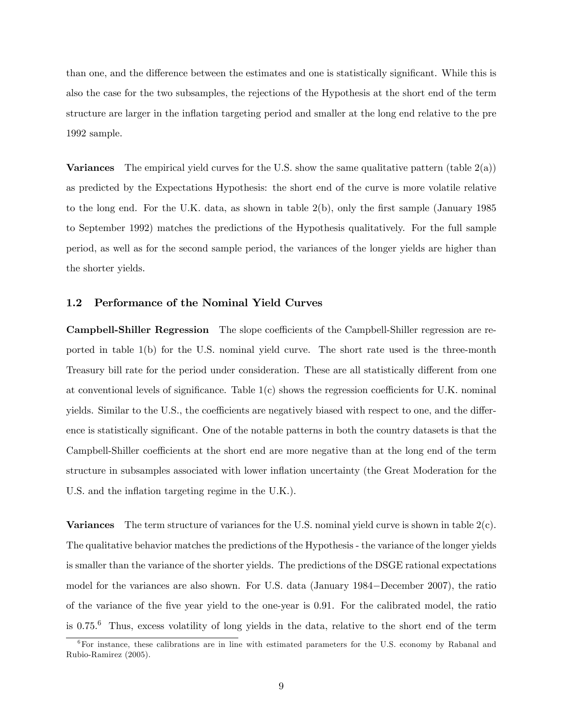than one, and the difference between the estimates and one is statistically significant. While this is also the case for the two subsamples, the rejections of the Hypothesis at the short end of the term structure are larger in the inflation targeting period and smaller at the long end relative to the pre 1992 sample.

**Variances** The empirical yield curves for the U.S. show the same qualitative pattern (table 2(a)) as predicted by the Expectations Hypothesis: the short end of the curve is more volatile relative to the long end. For the U.K. data, as shown in table 2(b), only the first sample (January 1985 to September 1992) matches the predictions of the Hypothesis qualitatively. For the full sample period, as well as for the second sample period, the variances of the longer yields are higher than the shorter yields.

### 1.2 Performance of the Nominal Yield Curves

**Campbell-Shiller Regression** The slope coefficients of the Campbell-Shiller regression are reported in table 1(b) for the U.S. nominal yield curve. The short rate used is the three-month Treasury bill rate for the period under consideration. These are all statistically different from one at conventional levels of significance. Table 1(c) shows the regression coefficients for U.K. nominal yields. Similar to the U.S., the coefficients are negatively biased with respect to one, and the difference is statistically significant. One of the notable patterns in both the country datasets is that the Campbell-Shiller coefficients at the short end are more negative than at the long end of the term structure in subsamples associated with lower inflation uncertainty (the Great Moderation for the U.S. and the inflation targeting regime in the U.K.).

**Variances** The term structure of variances for the U.S. nominal yield curve is shown in table 2(c). The qualitative behavior matches the predictions of the Hypothesis - the variance of the longer yields is smaller than the variance of the shorter yields. The predictions of the DSGE rational expectations model for the variances are also shown. For U.S. data (January 1984−December 2007), the ratio of the variance of the five year yield to the one-year is 0.91. For the calibrated model, the ratio is 0.75.[6] Thus, excess volatility of long yields in the data, relative to the short end of the term

[6] For instance, these calibrations are in line with estimated parameters for the U.S. economy by Rabanal and Rubio-Ramirez (2005).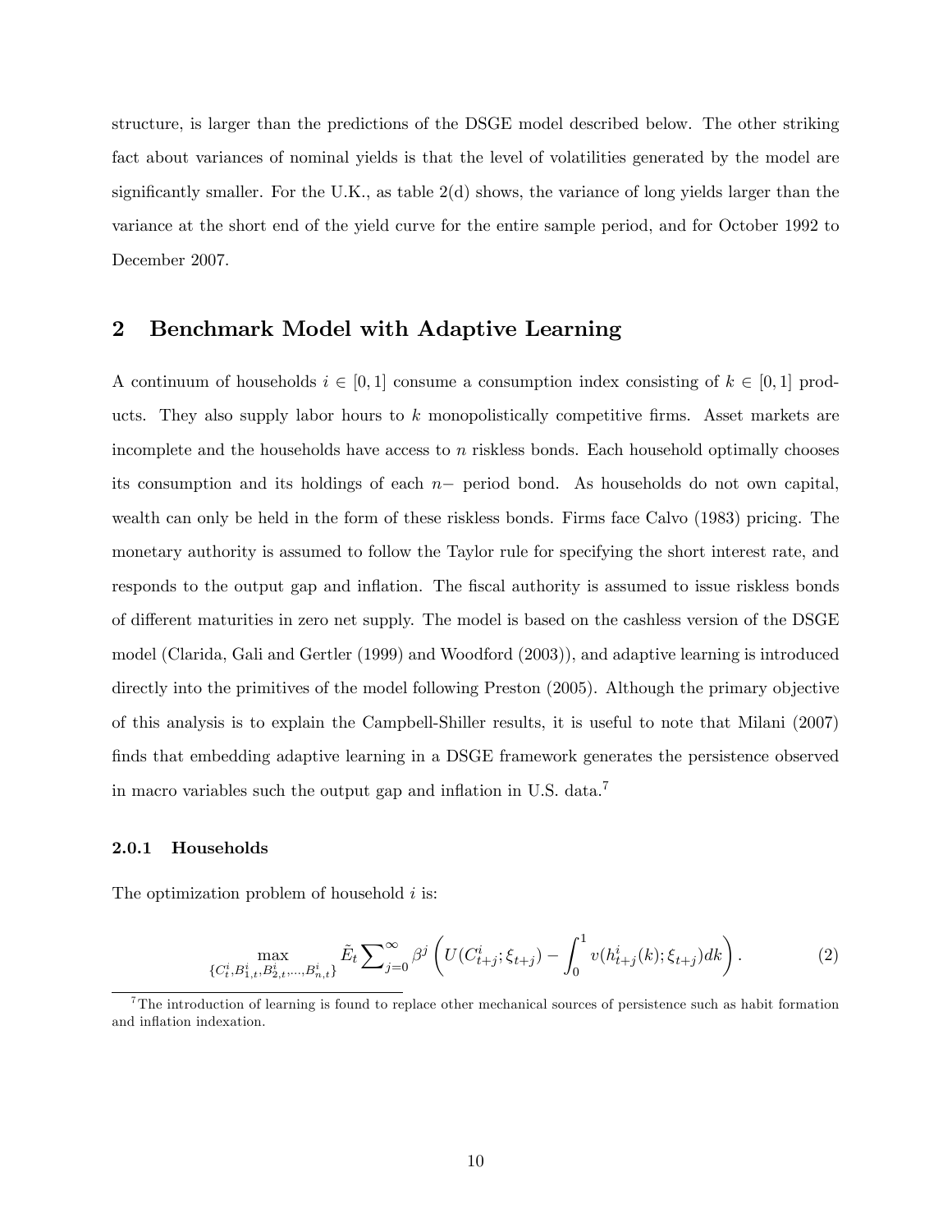structure, is larger than the predictions of the DSGE model described below. The other striking fact about variances of nominal yields is that the level of volatilities generated by the model are significantly smaller. For the U.K., as table 2(d) shows, the variance of long yields larger than the variance at the short end of the yield curve for the entire sample period, and for October 1992 to December 2007.

## 2 Benchmark Model with Adaptive Learning

A continuum of households $i \in [0, 1]$ consume a consumption index consisting of $k \in [0, 1]$ products. They also supply labor hours to $k$ monopolistically competitive firms. Asset markets are incomplete and the households have access to $n$ riskless bonds. Each household optimally chooses its consumption and its holdings of each $n-$ period bond. As households do not own capital, wealth can only be held in the form of these riskless bonds. Firms face Calvo (1983) pricing. The monetary authority is assumed to follow the Taylor rule for specifying the short interest rate, and responds to the output gap and inflation. The fiscal authority is assumed to issue riskless bonds of different maturities in zero net supply. The model is based on the cashless version of the DSGE model (Clarida, Gali and Gertler (1999) and Woodford (2003)), and adaptive learning is introduced directly into the primitives of the model following Preston (2005). Although the primary objective of this analysis is to explain the Campbell-Shiller results, it is useful to note that Milani (2007) finds that embedding adaptive learning in a DSGE framework generates the persistence observed in macro variables such the output gap and inflation in U.S. data.[7]

#### 2.0.1 Households

The optimization problem of household $i$ is:

$$\max_{\{C_t^i, B_{1,t}^i, B_{2,t}^i, \ldots, B_{n,t}^i\}} \tilde{E}_t \sum_{j=0}^{\infty} \beta^j \left( U(C_{t+j}^i; \xi_{t+j}) - \int_0^1 v(h_{t+j}^i(k); \xi_{t+j}) dk \right). \tag{2}$$

[7] The introduction of learning is found to replace other mechanical sources of persistence such as habit formation and inflation indexation.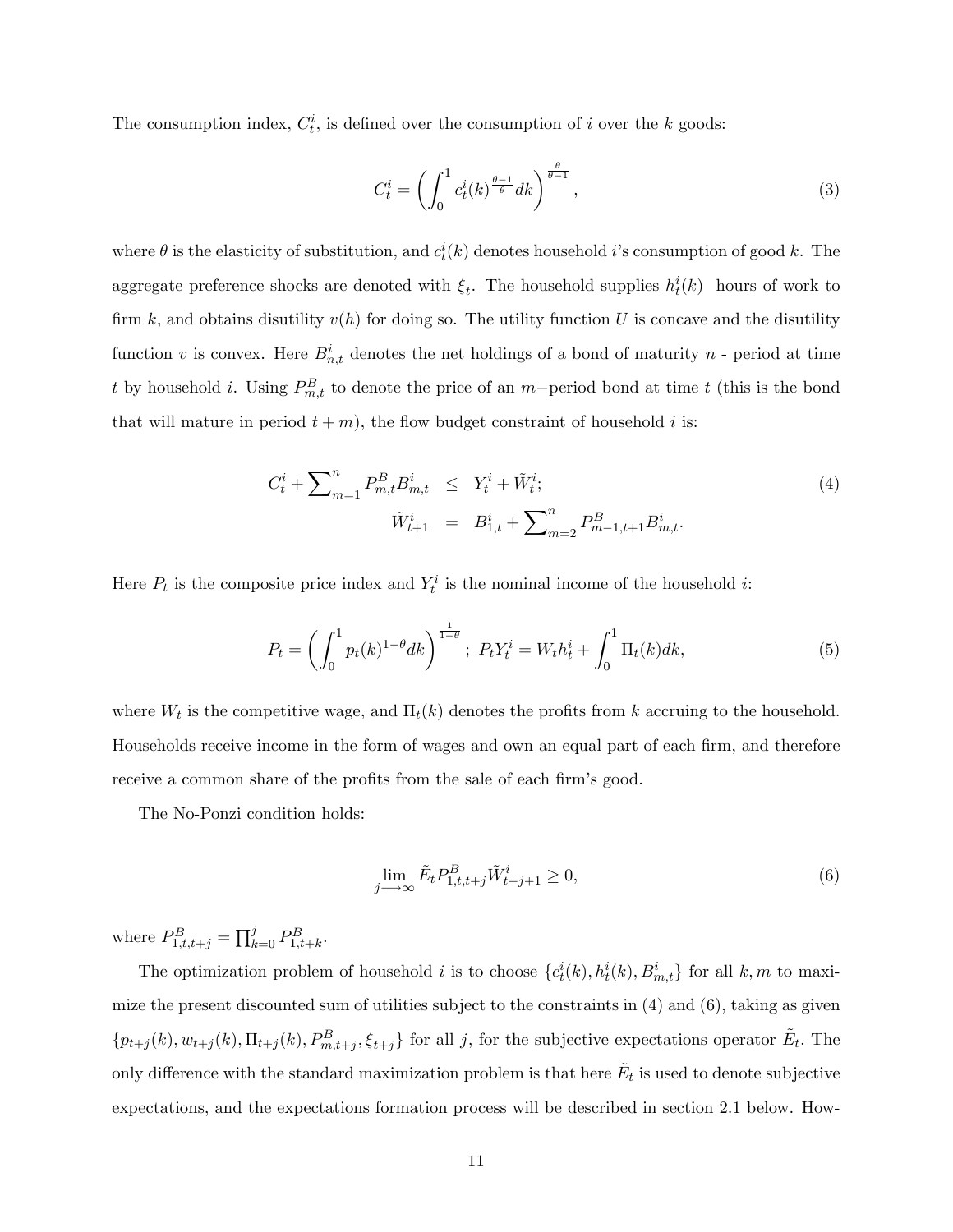The consumption index, $C_t^i$, is defined over the consumption of $i$ over the $k$ goods:

$$C_t^i = \left( \int_0^1 c_t^i(k)^{\frac{\theta-1}{\theta}} dk \right)^{\frac{\theta}{\theta-1}}, \tag{3}$$

where $\theta$ is the elasticity of substitution, and $c_t^i(k)$ denotes household $i$'s consumption of good $k$. The aggregate preference shocks are denoted with $\xi_t$. The household supplies $h_t^i(k)$ hours of work to firm $k$, and obtains disutility $v(h)$ for doing so. The utility function $U$ is concave and the disutility function $v$ is convex. Here $B_{n,t}^i$ denotes the net holdings of a bond of maturity $n$ - period at time $t$ by household $i$. Using $P_{m,t}^B$ to denote the price of an $m-$period bond at time $t$ (this is the bond that will mature in period $t+m$), the flow budget constraint of household $i$ is:

$$\begin{aligned} C_t^i + \sum\nolimits_{m=1}^{n} P_{m,t}^B B_{m,t}^i &\leq Y_t^i + \tilde{W}_t^i; \\ \tilde{W}_{t+1}^i &= B_{1,t}^i + \sum\nolimits_{m=2}^{n} P_{m-1,t+1}^B B_{m,t}^i. \end{aligned} \tag{4}$$

Here $P_t$ is the composite price index and $Y_t^i$ is the nominal income of the household $i$:

$$P_t = \left( \int_0^1 p_t(k)^{1-\theta} dk \right)^{\frac{1}{1-\theta}}; \; P_t Y_t^i = W_t h_t^i + \int_0^1 \Pi_t(k) dk, \tag{5}$$

where $W_t$ is the competitive wage, and $\Pi_t(k)$ denotes the profits from $k$ accruing to the household. Households receive income in the form of wages and own an equal part of each firm, and therefore receive a common share of the profits from the sale of each firm's good.

The No-Ponzi condition holds:

$$\lim_{j \longrightarrow \infty} \tilde{E}_t P_{1,t,t+j}^B \tilde{W}_{t+j+1}^i \geq 0, \tag{6}$$

where $P_{1,t,t+j}^B = \prod_{k=0}^{j} P_{1,t+k}^B$.

The optimization problem of household $i$ is to choose $\{c_t^i(k), h_t^i(k), B_{m,t}^i\}$ for all $k, m$ to maximize the present discounted sum of utilities subject to the constraints in (4) and (6), taking as given $\{p_{t+j}(k), w_{t+j}(k), \Pi_{t+j}(k), P_{m,t+j}^B, \xi_{t+j}\}$ for all $j$, for the subjective expectations operator $\tilde{E}_t$. The only difference with the standard maximization problem is that here $\tilde{E}_t$ is used to denote subjective expectations, and the expectations formation process will be described in section 2.1 below. How-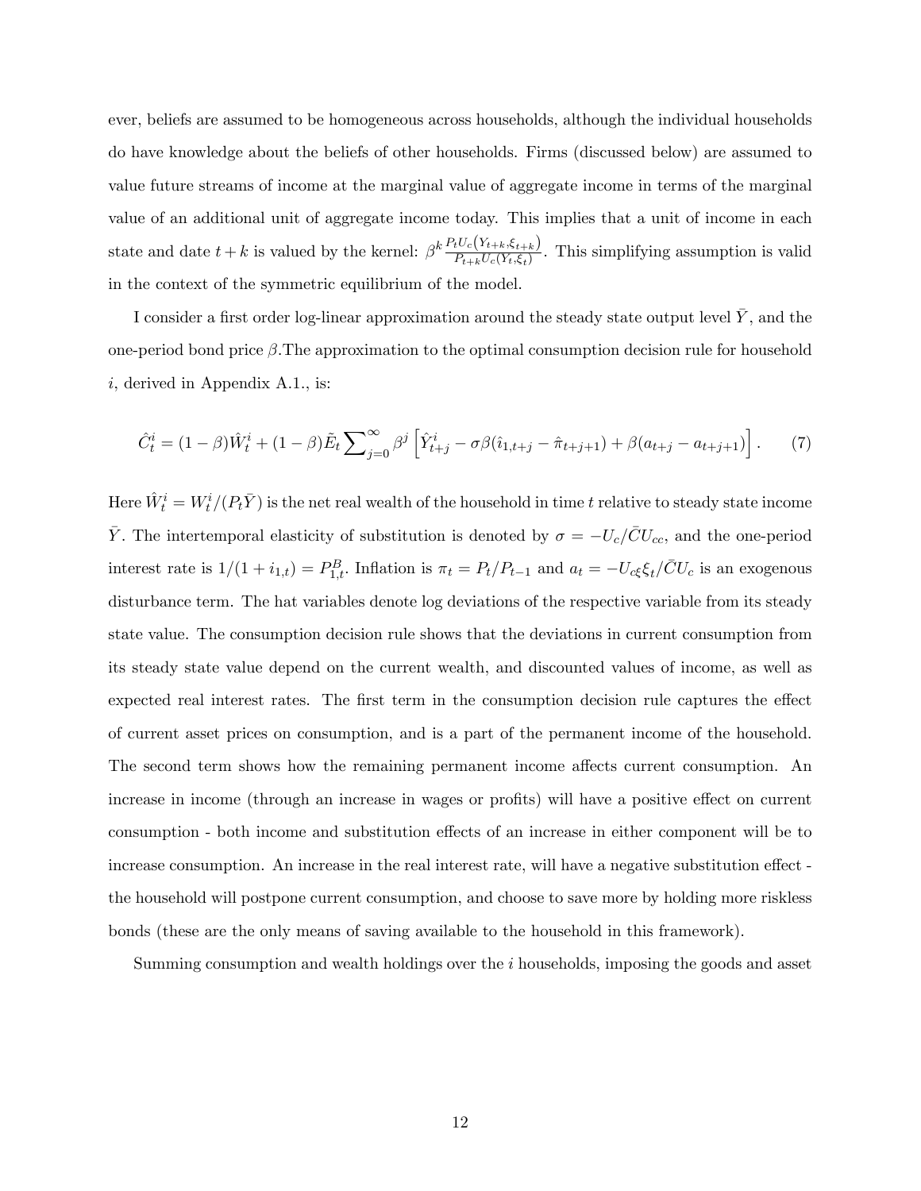ever, beliefs are assumed to be homogeneous across households, although the individual households do have knowledge about the beliefs of other households. Firms (discussed below) are assumed to value future streams of income at the marginal value of aggregate income in terms of the marginal value of an additional unit of aggregate income today. This implies that a unit of income in each state and date $t+k$ is valued by the kernel: $\beta^k \frac{P_t U_c(Y_{t+k}, \xi_{t+k})}{P_{t+k} U_c(Y_t, \xi_t)}$. This simplifying assumption is valid in the context of the symmetric equilibrium of the model.

I consider a first order log-linear approximation around the steady state output level $\bar{Y}$, and the one-period bond price $\beta$.The approximation to the optimal consumption decision rule for household $i$, derived in Appendix A.1., is:

$$\hat{C}_t^i = (1-\beta)\hat{W}_t^i + (1-\beta)\tilde{E}_t \sum_{j=0}^{\infty} \beta^j \left[ \hat{Y}_{t+j}^i - \sigma\beta(\hat{\imath}_{1,t+j} - \hat{\pi}_{t+j+1}) + \beta(a_{t+j} - a_{t+j+1}) \right]. \tag{7}$$

Here $\hat{W}_t^i = W_t^i/(P_t\bar{Y})$ is the net real wealth of the household in time $t$ relative to steady state income $\bar{Y}$. The intertemporal elasticity of substitution is denoted by $\sigma = -U_c/\bar{C}U_{cc}$, and the one-period interest rate is $1/(1+i_{1,t}) = P_{1,t}^B$. Inflation is $\pi_t = P_t/P_{t-1}$ and $a_t = -U_{c\xi}\xi_t/\bar{C}U_c$ is an exogenous disturbance term. The hat variables denote log deviations of the respective variable from its steady state value. The consumption decision rule shows that the deviations in current consumption from its steady state value depend on the current wealth, and discounted values of income, as well as expected real interest rates. The first term in the consumption decision rule captures the effect of current asset prices on consumption, and is a part of the permanent income of the household. The second term shows how the remaining permanent income affects current consumption. An increase in income (through an increase in wages or profits) will have a positive effect on current consumption - both income and substitution effects of an increase in either component will be to increase consumption. An increase in the real interest rate, will have a negative substitution effect - the household will postpone current consumption, and choose to save more by holding more riskless bonds (these are the only means of saving available to the household in this framework).

Summing consumption and wealth holdings over the $i$ households, imposing the goods and asset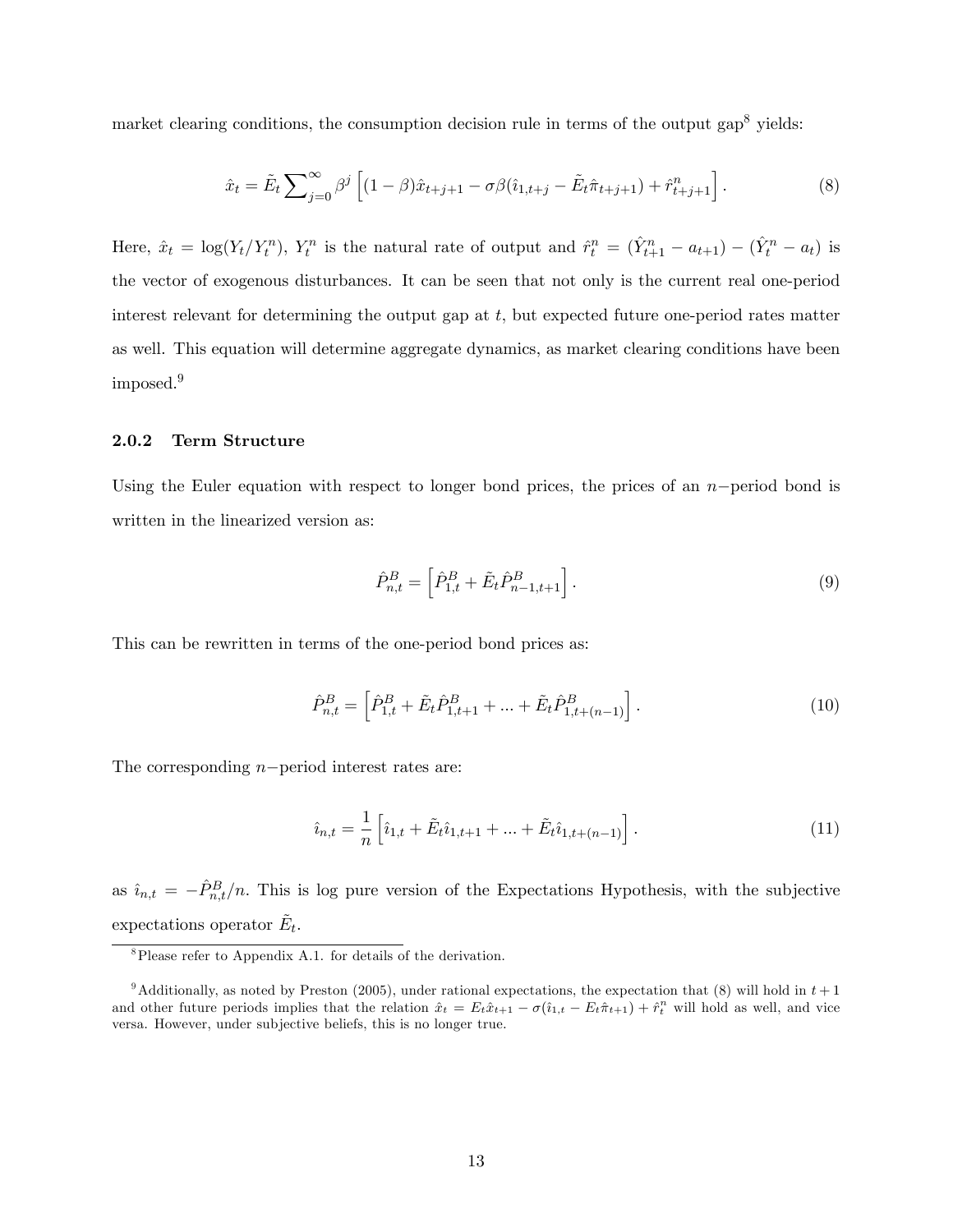market clearing conditions, the consumption decision rule in terms of the output gap[8] yields:

$$\hat{x}_t = \tilde{E}_t \sum\nolimits_{j=0}^{\infty} \beta^j \left[ (1-\beta)\hat{x}_{t+j+1} - \sigma\beta(\hat{\imath}_{1,t+j} - \tilde{E}_t \hat{\pi}_{t+j+1}) + \hat{r}^n_{t+j+1} \right]. \tag{8}$$

Here, $\hat{x}_t = \log(Y_t/Y_t^n)$, $Y_t^n$ is the natural rate of output and $\hat{r}_t^n = (\hat{Y}^n_{t+1} - a_{t+1}) - (\hat{Y}^n_t - a_t)$ is the vector of exogenous disturbances. It can be seen that not only is the current real one-period interest relevant for determining the output gap at $t$, but expected future one-period rates matter as well. This equation will determine aggregate dynamics, as market clearing conditions have been imposed.[9]

### 2.0.2 Term Structure

Using the Euler equation with respect to longer bond prices, the prices of an $n-$period bond is written in the linearized version as:

$$\hat{P}^B_{n,t} = \left[ \hat{P}^B_{1,t} + \tilde{E}_t \hat{P}^B_{n-1,t+1} \right]. \tag{9}$$

This can be rewritten in terms of the one-period bond prices as:

$$\hat{P}^B_{n,t} = \left[ \hat{P}^B_{1,t} + \tilde{E}_t \hat{P}^B_{1,t+1} + ... + \tilde{E}_t \hat{P}^B_{1,t+(n-1)} \right]. \tag{10}$$

The corresponding $n-$period interest rates are:

$$\hat{\imath}_{n,t} = \frac{1}{n} \left[ \hat{\imath}_{1,t} + \tilde{E}_t \hat{\imath}_{1,t+1} + ... + \tilde{E}_t \hat{\imath}_{1,t+(n-1)} \right]. \tag{11}$$

as $\hat{\imath}_{n,t} = -\hat{P}^B_{n,t}/n$. This is log pure version of the Expectations Hypothesis, with the subjective expectations operator $\tilde{E}_t$.

---

[8] Please refer to Appendix A.1. for details of the derivation.

[9] Additionally, as noted by Preston (2005), under rational expectations, the expectation that (8) will hold in $t+1$ and other future periods implies that the relation $\hat{x}_t = E_t\hat{x}_{t+1} - \sigma(\hat{\imath}_{1,t} - E_t\hat{\pi}_{t+1}) + \hat{r}^n_t$ will hold as well, and vice versa. However, under subjective beliefs, this is no longer true.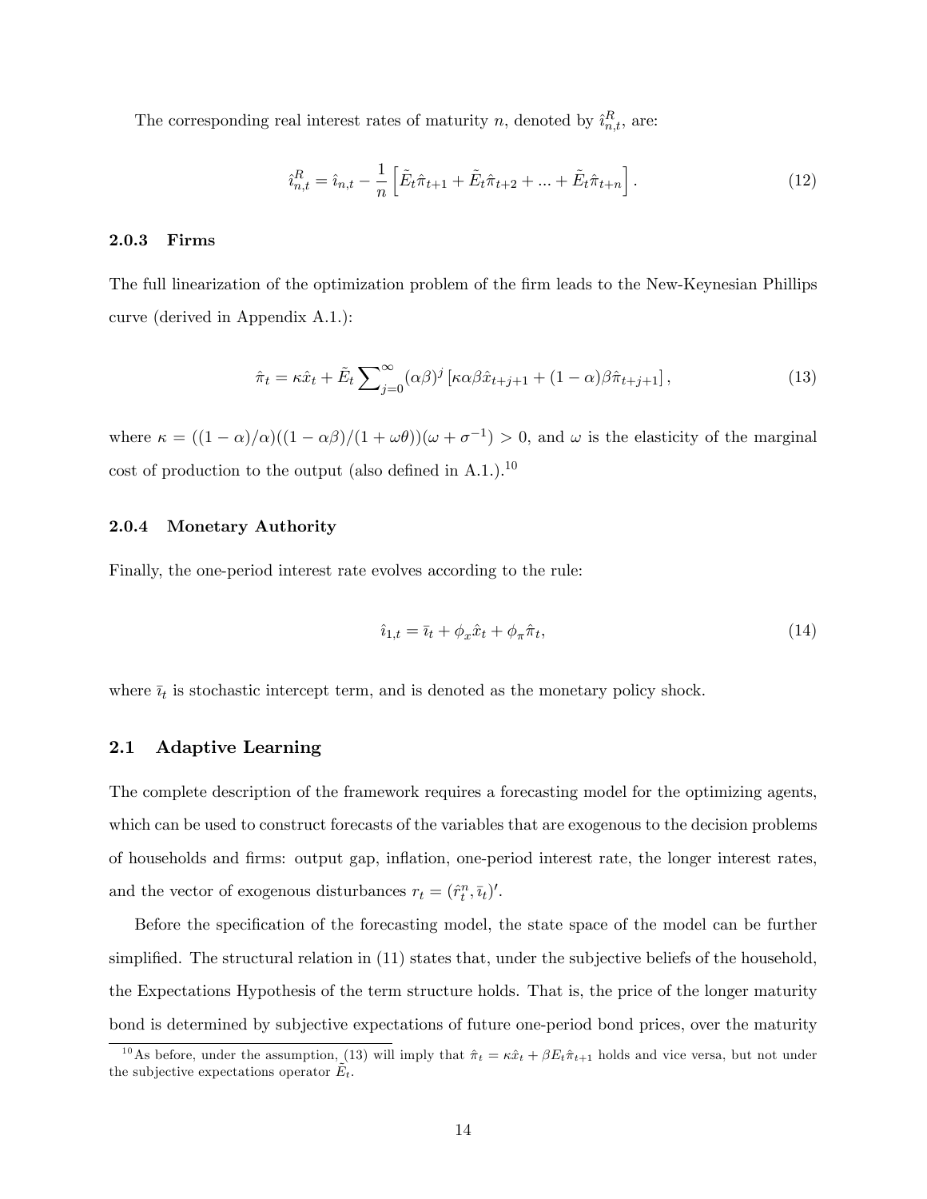The corresponding real interest rates of maturity $n$, denoted by $\hat{\imath}^R_{n,t}$, are:

$$\hat{\imath}^R_{n,t} = \hat{\imath}_{n,t} - \frac{1}{n}\left[\tilde{E}_t\hat{\pi}_{t+1} + \tilde{E}_t\hat{\pi}_{t+2} + ... + \tilde{E}_t\hat{\pi}_{t+n}\right]. \tag{12}$$

#### 2.0.3 Firms

The full linearization of the optimization problem of the firm leads to the New-Keynesian Phillips curve (derived in Appendix A.1.):

$$\hat{\pi}_t = \kappa\hat{x}_t + \tilde{E}_t\sum\nolimits_{j=0}^{\infty}(\alpha\beta)^j\left[\kappa\alpha\beta\hat{x}_{t+j+1} + (1-\alpha)\beta\hat{\pi}_{t+j+1}\right], \tag{13}$$

where $\kappa = ((1-\alpha)/\alpha)((1-\alpha\beta)/(1+\omega\theta))(\omega+\sigma^{-1}) > 0$, and $\omega$ is the elasticity of the marginal cost of production to the output (also defined in A.1.).[10]

#### 2.0.4 Monetary Authority

Finally, the one-period interest rate evolves according to the rule:

$$\hat{\imath}_{1,t} = \bar{\imath}_t + \phi_x\hat{x}_t + \phi_\pi\hat{\pi}_t, \tag{14}$$

where $\bar{\imath}_t$ is stochastic intercept term, and is denoted as the monetary policy shock.

### 2.1 Adaptive Learning

The complete description of the framework requires a forecasting model for the optimizing agents, which can be used to construct forecasts of the variables that are exogenous to the decision problems of households and firms: output gap, inflation, one-period interest rate, the longer interest rates, and the vector of exogenous disturbances $r_t = (\hat{r}^n_t, \bar{\imath}_t)'$.

Before the specification of the forecasting model, the state space of the model can be further simplified. The structural relation in (11) states that, under the subjective beliefs of the household, the Expectations Hypothesis of the term structure holds. That is, the price of the longer maturity bond is determined by subjective expectations of future one-period bond prices, over the maturity

[10] As before, under the assumption, (13) will imply that $\hat{\pi}_t = \kappa\hat{x}_t + \beta E_t\hat{\pi}_{t+1}$ holds and vice versa, but not under the subjective expectations operator $\tilde{E}_t$.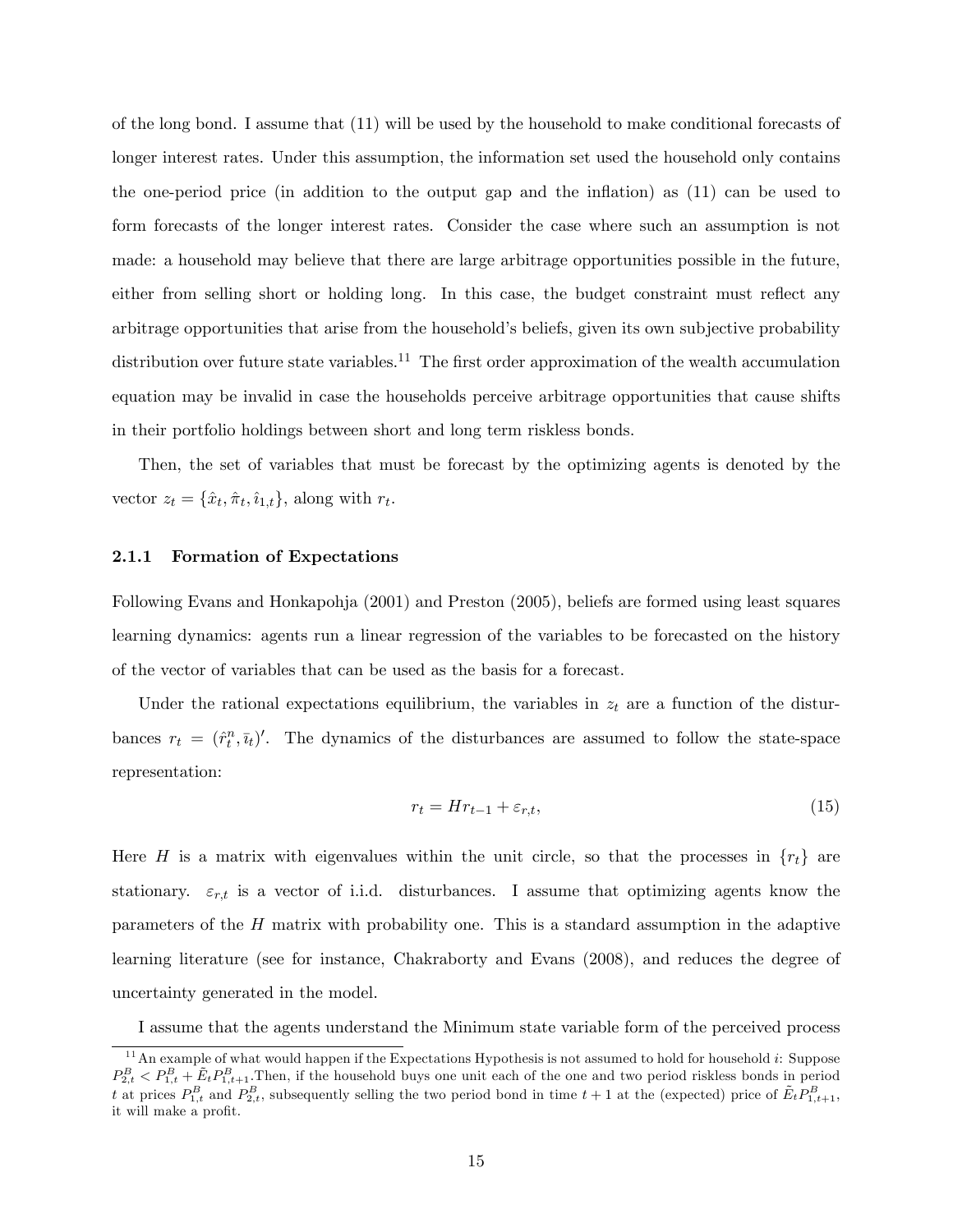of the long bond. I assume that (11) will be used by the household to make conditional forecasts of longer interest rates. Under this assumption, the information set used the household only contains the one-period price (in addition to the output gap and the inflation) as (11) can be used to form forecasts of the longer interest rates. Consider the case where such an assumption is not made: a household may believe that there are large arbitrage opportunities possible in the future, either from selling short or holding long. In this case, the budget constraint must reflect any arbitrage opportunities that arise from the household's beliefs, given its own subjective probability distribution over future state variables.[11] The first order approximation of the wealth accumulation equation may be invalid in case the households perceive arbitrage opportunities that cause shifts in their portfolio holdings between short and long term riskless bonds.

Then, the set of variables that must be forecast by the optimizing agents is denoted by the vector $z_t = \{\hat{x}_t, \hat{\pi}_t, \hat{\imath}_{1,t}\}$, along with $r_t$.

### 2.1.1 Formation of Expectations

Following Evans and Honkapohja (2001) and Preston (2005), beliefs are formed using least squares learning dynamics: agents run a linear regression of the variables to be forecasted on the history of the vector of variables that can be used as the basis for a forecast.

Under the rational expectations equilibrium, the variables in $z_t$ are a function of the disturbances $r_t = (\hat{r}_t^n, \bar{\imath}_t)'$. The dynamics of the disturbances are assumed to follow the state-space representation:

$$r_t = Hr_{t-1} + \varepsilon_{r,t}, \tag{15}$$

Here $H$ is a matrix with eigenvalues within the unit circle, so that the processes in $\{r_t\}$ are stationary. $\varepsilon_{r,t}$ is a vector of i.i.d. disturbances. I assume that optimizing agents know the parameters of the $H$ matrix with probability one. This is a standard assumption in the adaptive learning literature (see for instance, Chakraborty and Evans (2008), and reduces the degree of uncertainty generated in the model.

I assume that the agents understand the Minimum state variable form of the perceived process

[11] An example of what would happen if the Expectations Hypothesis is not assumed to hold for household $i$: Suppose $P_{2,t}^B < P_{1,t}^B + \tilde{E}_t P_{1,t+1}^B$.Then, if the household buys one unit each of the one and two period riskless bonds in period $t$ at prices $P_{1,t}^B$ and $P_{2,t}^B$, subsequently selling the two period bond in time $t+1$ at the (expected) price of $\tilde{E}_t P_{1,t+1}^B$, it will make a profit.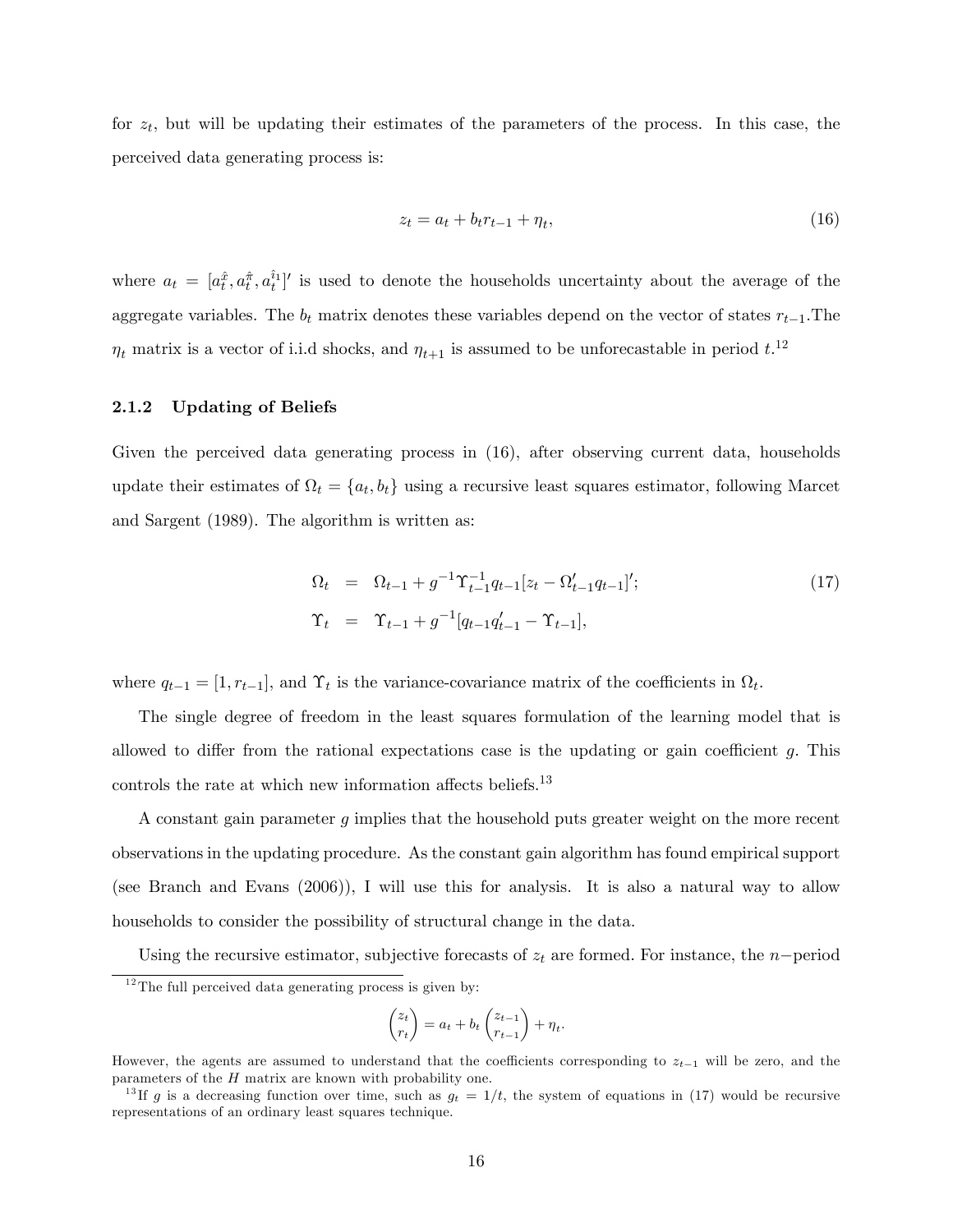for $z_t$, but will be updating their estimates of the parameters of the process. In this case, the perceived data generating process is:

$$z_t = a_t + b_t r_{t-1} + \eta_t, \tag{16}$$

where $a_t = [a_t^{\hat{x}}, a_t^{\hat{\pi}}, a_t^{\hat{\imath}_1}]'$ is used to denote the households uncertainty about the average of the aggregate variables. The $b_t$ matrix denotes these variables depend on the vector of states $r_{t-1}$.The $\eta_t$ matrix is a vector of i.i.d shocks, and $\eta_{t+1}$ is assumed to be unforecastable in period $t$.[12]

### 2.1.2 Updating of Beliefs

Given the perceived data generating process in (16), after observing current data, households update their estimates of $\Omega_t = \{a_t, b_t\}$ using a recursive least squares estimator, following Marcet and Sargent (1989). The algorithm is written as:

$$\begin{aligned} \Omega_t &= \Omega_{t-1} + g^{-1}\Upsilon_{t-1}^{-1} q_{t-1}[z_t - \Omega_{t-1}' q_{t-1}]'; \\ \Upsilon_t &= \Upsilon_{t-1} + g^{-1}[q_{t-1}q_{t-1}' - \Upsilon_{t-1}], \end{aligned} \tag{17}$$

where $q_{t-1} = [1, r_{t-1}]$, and $\Upsilon_t$ is the variance-covariance matrix of the coefficients in $\Omega_t$.

The single degree of freedom in the least squares formulation of the learning model that is allowed to differ from the rational expectations case is the updating or gain coefficient $g$. This controls the rate at which new information affects beliefs.[13]

A constant gain parameter $g$ implies that the household puts greater weight on the more recent observations in the updating procedure. As the constant gain algorithm has found empirical support (see Branch and Evans (2006)), I will use this for analysis. It is also a natural way to allow households to consider the possibility of structural change in the data.

Using the recursive estimator, subjective forecasts of $z_t$ are formed. For instance, the $n-$period

---

[12] The full perceived data generating process is given by:

$$\begin{pmatrix} z_t \\ r_t \end{pmatrix} = a_t + b_t \begin{pmatrix} z_{t-1} \\ r_{t-1} \end{pmatrix} + \eta_t.$$

However, the agents are assumed to understand that the coefficients corresponding to $z_{t-1}$ will be zero, and the parameters of the $H$ matrix are known with probability one.

[13] If $g$ is a decreasing function over time, such as $g_t = 1/t$, the system of equations in (17) would be recursive representations of an ordinary least squares technique.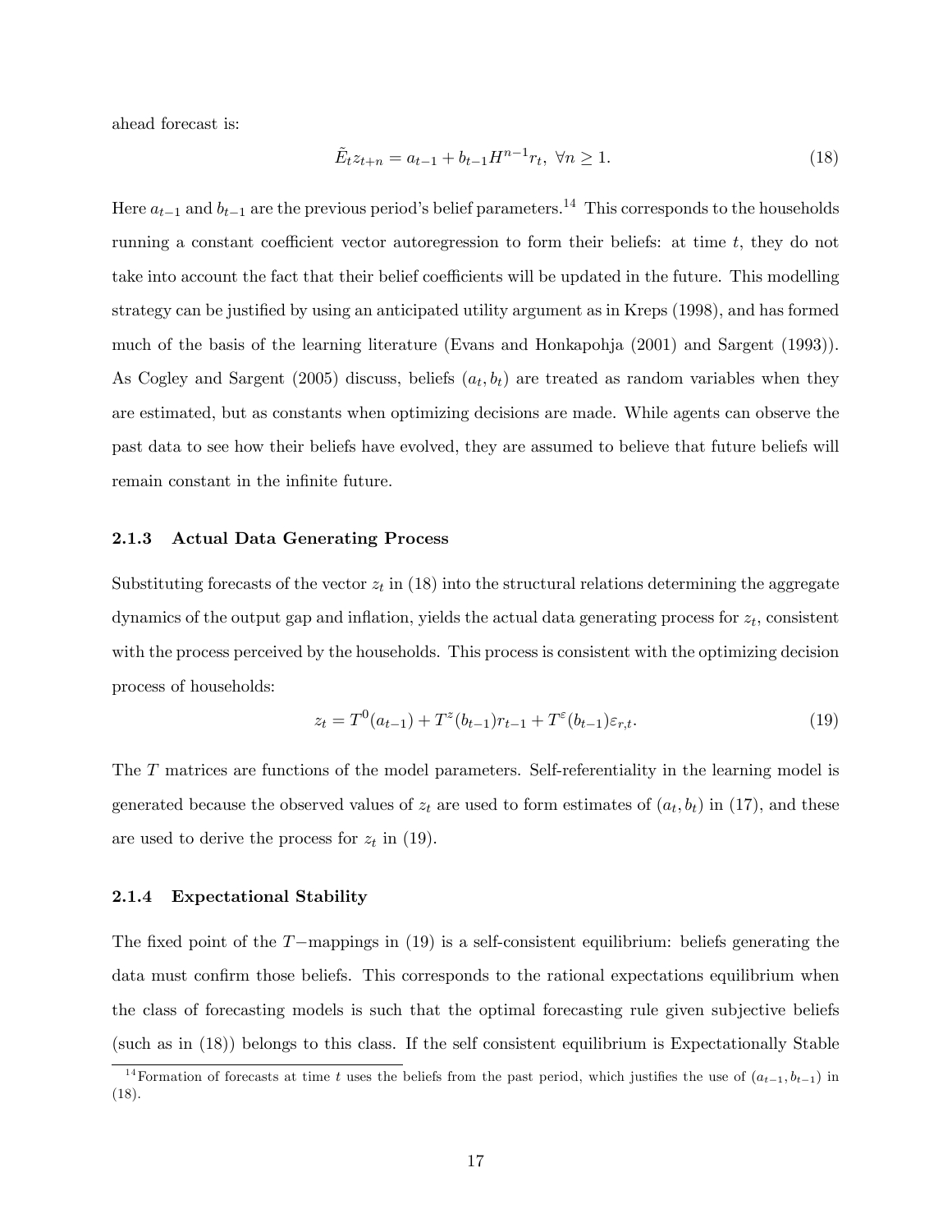ahead forecast is:

$$\tilde{E}_t z_{t+n} = a_{t-1} + b_{t-1} H^{n-1} r_t, \ \forall n \geq 1. \tag{18}$$

Here $a_{t-1}$ and $b_{t-1}$ are the previous period's belief parameters.[14] This corresponds to the households running a constant coefficient vector autoregression to form their beliefs: at time $t$, they do not take into account the fact that their belief coefficients will be updated in the future. This modelling strategy can be justified by using an anticipated utility argument as in Kreps (1998), and has formed much of the basis of the learning literature (Evans and Honkapohja (2001) and Sargent (1993)). As Cogley and Sargent (2005) discuss, beliefs $(a_t, b_t)$ are treated as random variables when they are estimated, but as constants when optimizing decisions are made. While agents can observe the past data to see how their beliefs have evolved, they are assumed to believe that future beliefs will remain constant in the infinite future.

### 2.1.3 Actual Data Generating Process

Substituting forecasts of the vector $z_t$ in (18) into the structural relations determining the aggregate dynamics of the output gap and inflation, yields the actual data generating process for $z_t$, consistent with the process perceived by the households. This process is consistent with the optimizing decision process of households:

$$z_t = T^0(a_{t-1}) + T^z(b_{t-1}) r_{t-1} + T^\varepsilon(b_{t-1}) \varepsilon_{r,t}. \tag{19}$$

The $T$ matrices are functions of the model parameters. Self-referentiality in the learning model is generated because the observed values of $z_t$ are used to form estimates of $(a_t, b_t)$ in (17), and these are used to derive the process for $z_t$ in (19).

### 2.1.4 Expectational Stability

The fixed point of the $T-$mappings in (19) is a self-consistent equilibrium: beliefs generating the data must confirm those beliefs. This corresponds to the rational expectations equilibrium when the class of forecasting models is such that the optimal forecasting rule given subjective beliefs (such as in (18)) belongs to this class. If the self consistent equilibrium is Expectationally Stable

[14] Formation of forecasts at time $t$ uses the beliefs from the past period, which justifies the use of $(a_{t-1}, b_{t-1})$ in (18).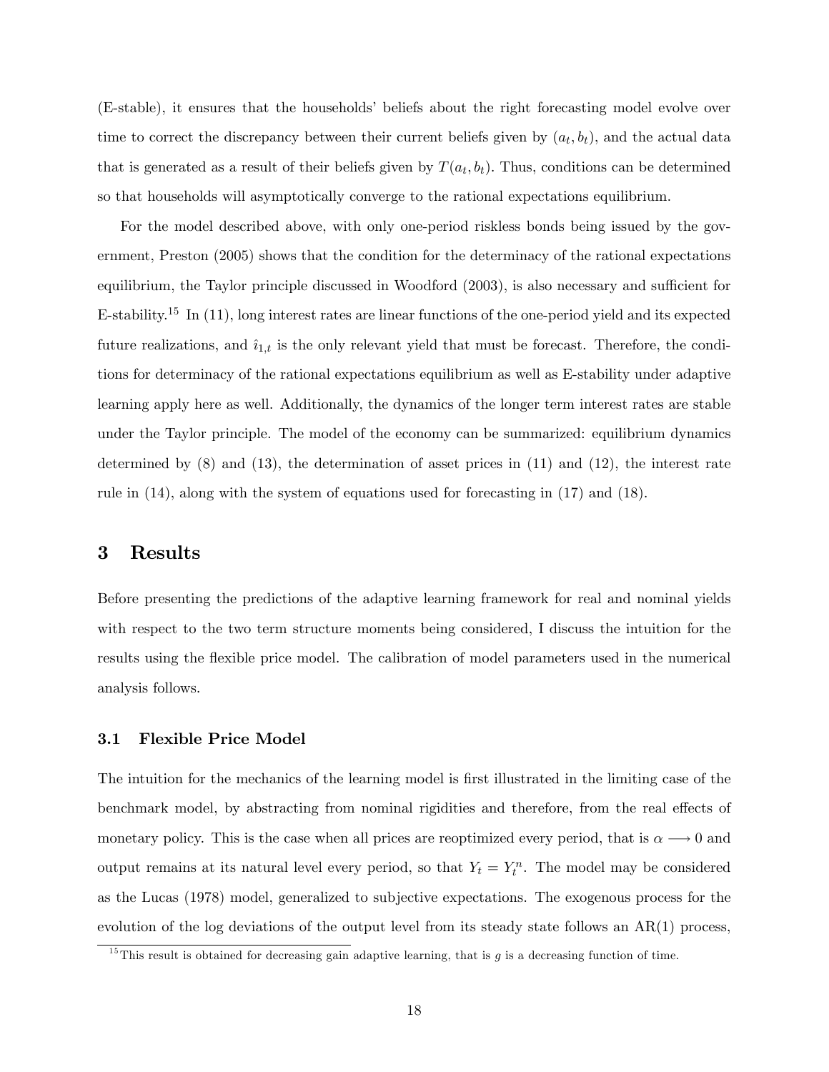(E-stable), it ensures that the households' beliefs about the right forecasting model evolve over time to correct the discrepancy between their current beliefs given by $(a_t, b_t)$, and the actual data that is generated as a result of their beliefs given by $T(a_t, b_t)$. Thus, conditions can be determined so that households will asymptotically converge to the rational expectations equilibrium.

For the model described above, with only one-period riskless bonds being issued by the government, Preston (2005) shows that the condition for the determinacy of the rational expectations equilibrium, the Taylor principle discussed in Woodford (2003), is also necessary and sufficient for E-stability.[15] In (11), long interest rates are linear functions of the one-period yield and its expected future realizations, and $\hat{\imath}_{1,t}$ is the only relevant yield that must be forecast. Therefore, the conditions for determinacy of the rational expectations equilibrium as well as E-stability under adaptive learning apply here as well. Additionally, the dynamics of the longer term interest rates are stable under the Taylor principle. The model of the economy can be summarized: equilibrium dynamics determined by (8) and (13), the determination of asset prices in (11) and (12), the interest rate rule in (14), along with the system of equations used for forecasting in (17) and (18).

# 3 Results

Before presenting the predictions of the adaptive learning framework for real and nominal yields with respect to the two term structure moments being considered, I discuss the intuition for the results using the flexible price model. The calibration of model parameters used in the numerical analysis follows.

## 3.1 Flexible Price Model

The intuition for the mechanics of the learning model is first illustrated in the limiting case of the benchmark model, by abstracting from nominal rigidities and therefore, from the real effects of monetary policy. This is the case when all prices are reoptimized every period, that is $\alpha \longrightarrow 0$ and output remains at its natural level every period, so that $Y_t = Y_t^n$. The model may be considered as the Lucas (1978) model, generalized to subjective expectations. The exogenous process for the evolution of the log deviations of the output level from its steady state follows an AR(1) process,

[15] This result is obtained for decreasing gain adaptive learning, that is $g$ is a decreasing function of time.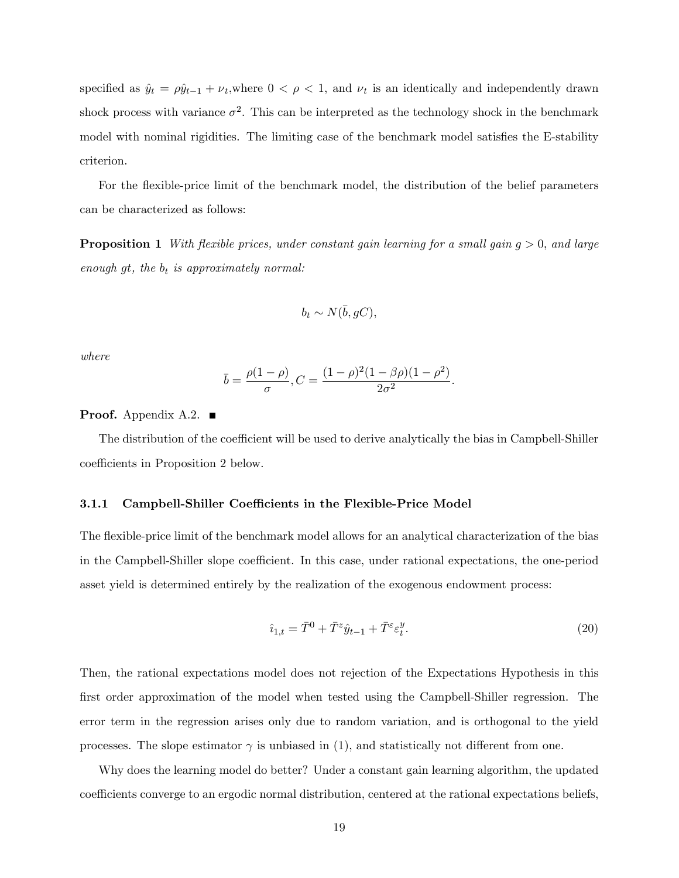specified as $\hat{y}_t = \rho\hat{y}_{t-1} + \nu_t$,where $0 < \rho < 1$, and $\nu_t$ is an identically and independently drawn shock process with variance $\sigma^2$. This can be interpreted as the technology shock in the benchmark model with nominal rigidities. The limiting case of the benchmark model satisfies the E-stability criterion.

For the flexible-price limit of the benchmark model, the distribution of the belief parameters can be characterized as follows:

**Proposition 1** *With flexible prices, under constant gain learning for a small gain $g > 0$, and large enough $gt$, the $b_t$ is approximately normal:*

$$b_t \sim N(\bar{b}, gC),$$

*where*

$$\bar{b} = \frac{\rho(1-\rho)}{\sigma}, C = \frac{(1-\rho)^2(1-\beta\rho)(1-\rho^2)}{2\sigma^2}.$$

**Proof.** Appendix A.2. ■

The distribution of the coefficient will be used to derive analytically the bias in Campbell-Shiller coefficients in Proposition 2 below.

### 3.1.1 Campbell-Shiller Coefficients in the Flexible-Price Model

The flexible-price limit of the benchmark model allows for an analytical characterization of the bias in the Campbell-Shiller slope coefficient. In this case, under rational expectations, the one-period asset yield is determined entirely by the realization of the exogenous endowment process:

$$\hat{\imath}_{1,t} = \bar{T}^0 + \bar{T}^z\hat{y}_{t-1} + \bar{T}^\varepsilon\varepsilon_t^y. \tag{20}$$

Then, the rational expectations model does not rejection of the Expectations Hypothesis in this first order approximation of the model when tested using the Campbell-Shiller regression. The error term in the regression arises only due to random variation, and is orthogonal to the yield processes. The slope estimator $\gamma$ is unbiased in (1), and statistically not different from one.

Why does the learning model do better? Under a constant gain learning algorithm, the updated coefficients converge to an ergodic normal distribution, centered at the rational expectations beliefs,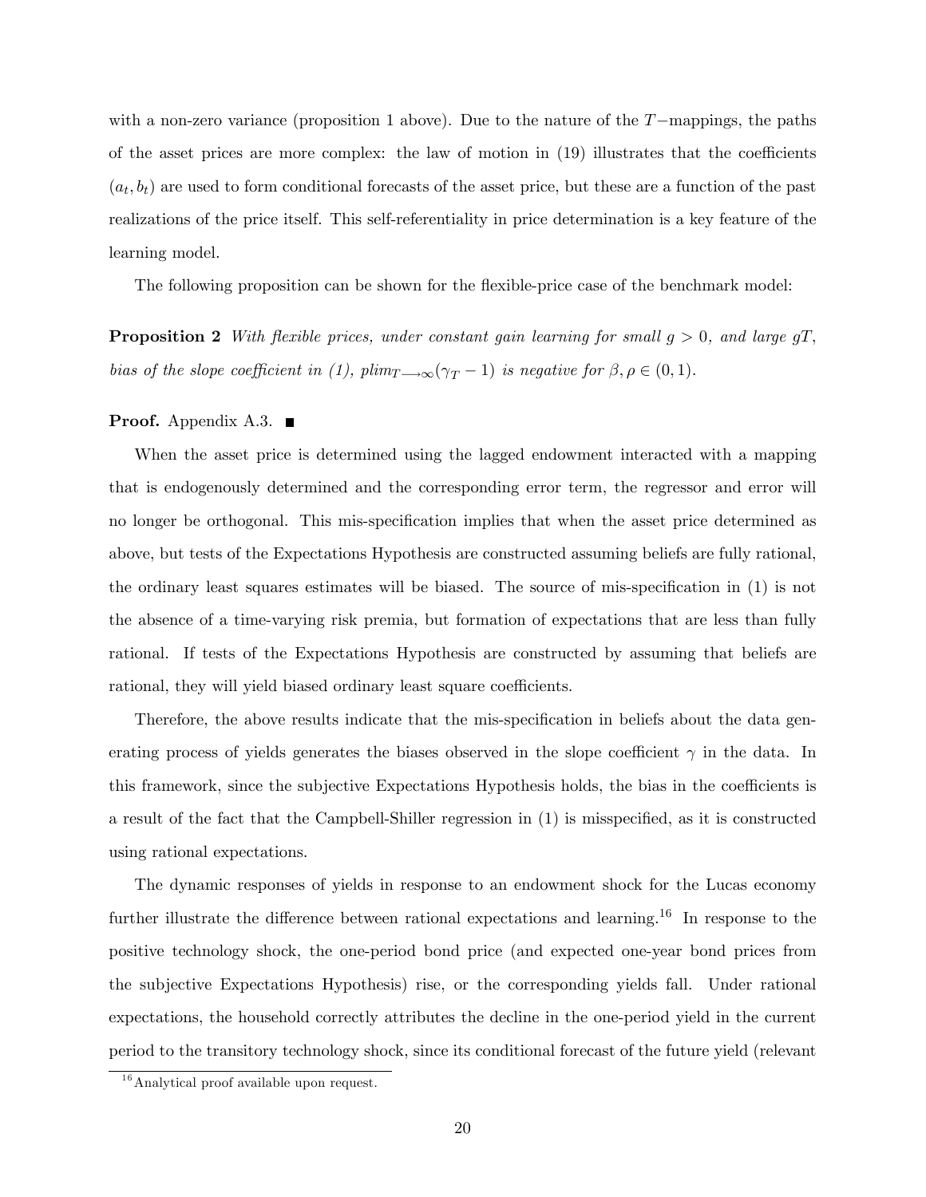with a non-zero variance (proposition 1 above). Due to the nature of the $T-$mappings, the paths of the asset prices are more complex: the law of motion in (19) illustrates that the coefficients $(a_t, b_t)$ are used to form conditional forecasts of the asset price, but these are a function of the past realizations of the price itself. This self-referentiality in price determination is a key feature of the learning model.

The following proposition can be shown for the flexible-price case of the benchmark model:

**Proposition 2** *With flexible prices, under constant gain learning for small $g > 0$, and large $gT$, bias of the slope coefficient in (1), $plim_{T \longrightarrow \infty}(\gamma_T - 1)$ is negative for $\beta, \rho \in (0, 1)$.*

**Proof.** Appendix A.3. ∎

When the asset price is determined using the lagged endowment interacted with a mapping that is endogenously determined and the corresponding error term, the regressor and error will no longer be orthogonal. This mis-specification implies that when the asset price determined as above, but tests of the Expectations Hypothesis are constructed assuming beliefs are fully rational, the ordinary least squares estimates will be biased. The source of mis-specification in (1) is not the absence of a time-varying risk premia, but formation of expectations that are less than fully rational. If tests of the Expectations Hypothesis are constructed by assuming that beliefs are rational, they will yield biased ordinary least square coefficients.

Therefore, the above results indicate that the mis-specification in beliefs about the data generating process of yields generates the biases observed in the slope coefficient $\gamma$ in the data. In this framework, since the subjective Expectations Hypothesis holds, the bias in the coefficients is a result of the fact that the Campbell-Shiller regression in (1) is misspecified, as it is constructed using rational expectations.

The dynamic responses of yields in response to an endowment shock for the Lucas economy further illustrate the difference between rational expectations and learning.[16] In response to the positive technology shock, the one-period bond price (and expected one-year bond prices from the subjective Expectations Hypothesis) rise, or the corresponding yields fall. Under rational expectations, the household correctly attributes the decline in the one-period yield in the current period to the transitory technology shock, since its conditional forecast of the future yield (relevant

[16] Analytical proof available upon request.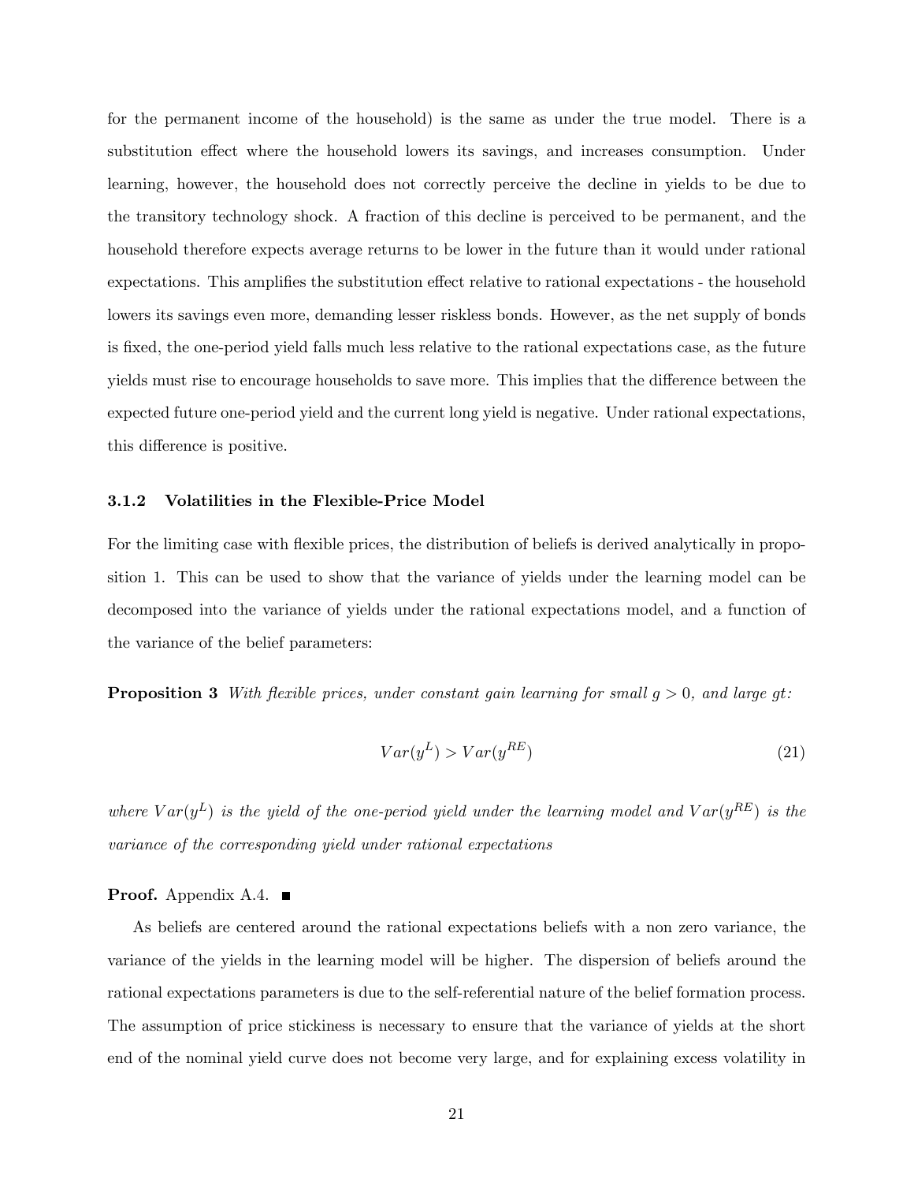for the permanent income of the household) is the same as under the true model. There is a substitution effect where the household lowers its savings, and increases consumption. Under learning, however, the household does not correctly perceive the decline in yields to be due to the transitory technology shock. A fraction of this decline is perceived to be permanent, and the household therefore expects average returns to be lower in the future than it would under rational expectations. This amplifies the substitution effect relative to rational expectations - the household lowers its savings even more, demanding lesser riskless bonds. However, as the net supply of bonds is fixed, the one-period yield falls much less relative to the rational expectations case, as the future yields must rise to encourage households to save more. This implies that the difference between the expected future one-period yield and the current long yield is negative. Under rational expectations, this difference is positive.

### 3.1.2 Volatilities in the Flexible-Price Model

For the limiting case with flexible prices, the distribution of beliefs is derived analytically in proposition 1. This can be used to show that the variance of yields under the learning model can be decomposed into the variance of yields under the rational expectations model, and a function of the variance of the belief parameters:

**Proposition 3** *With flexible prices, under constant gain learning for small $g > 0$, and large $gt$:*

$$Var(y^L) > Var(y^{RE}) \tag{21}$$

*where $Var(y^L)$ is the yield of the one-period yield under the learning model and $Var(y^{RE})$ is the variance of the corresponding yield under rational expectations*

**Proof.** Appendix A.4. ■

As beliefs are centered around the rational expectations beliefs with a non zero variance, the variance of the yields in the learning model will be higher. The dispersion of beliefs around the rational expectations parameters is due to the self-referential nature of the belief formation process. The assumption of price stickiness is necessary to ensure that the variance of yields at the short end of the nominal yield curve does not become very large, and for explaining excess volatility in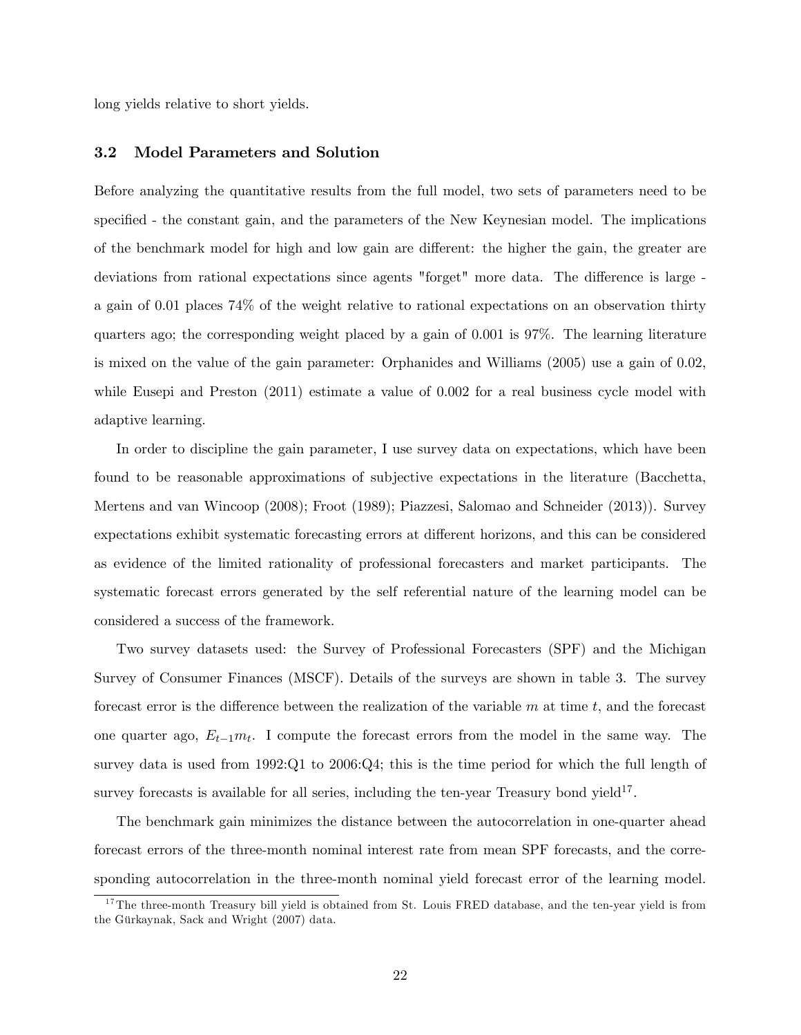long yields relative to short yields.

### 3.2 Model Parameters and Solution

Before analyzing the quantitative results from the full model, two sets of parameters need to be specified - the constant gain, and the parameters of the New Keynesian model. The implications of the benchmark model for high and low gain are different: the higher the gain, the greater are deviations from rational expectations since agents "forget" more data. The difference is large - a gain of 0.01 places 74% of the weight relative to rational expectations on an observation thirty quarters ago; the corresponding weight placed by a gain of 0.001 is 97%. The learning literature is mixed on the value of the gain parameter: Orphanides and Williams (2005) use a gain of 0.02, while Eusepi and Preston (2011) estimate a value of 0.002 for a real business cycle model with adaptive learning.

In order to discipline the gain parameter, I use survey data on expectations, which have been found to be reasonable approximations of subjective expectations in the literature (Bacchetta, Mertens and van Wincoop (2008); Froot (1989); Piazzesi, Salomao and Schneider (2013)). Survey expectations exhibit systematic forecasting errors at different horizons, and this can be considered as evidence of the limited rationality of professional forecasters and market participants. The systematic forecast errors generated by the self referential nature of the learning model can be considered a success of the framework.

Two survey datasets used: the Survey of Professional Forecasters (SPF) and the Michigan Survey of Consumer Finances (MSCF). Details of the surveys are shown in table 3. The survey forecast error is the difference between the realization of the variable $m$ at time $t$, and the forecast one quarter ago, $E_{t-1}m_t$. I compute the forecast errors from the model in the same way. The survey data is used from 1992:Q1 to 2006:Q4; this is the time period for which the full length of survey forecasts is available for all series, including the ten-year Treasury bond yield[17].

The benchmark gain minimizes the distance between the autocorrelation in one-quarter ahead forecast errors of the three-month nominal interest rate from mean SPF forecasts, and the corresponding autocorrelation in the three-month nominal yield forecast error of the learning model.

[17] The three-month Treasury bill yield is obtained from St. Louis FRED database, and the ten-year yield is from the Gürkaynak, Sack and Wright (2007) data.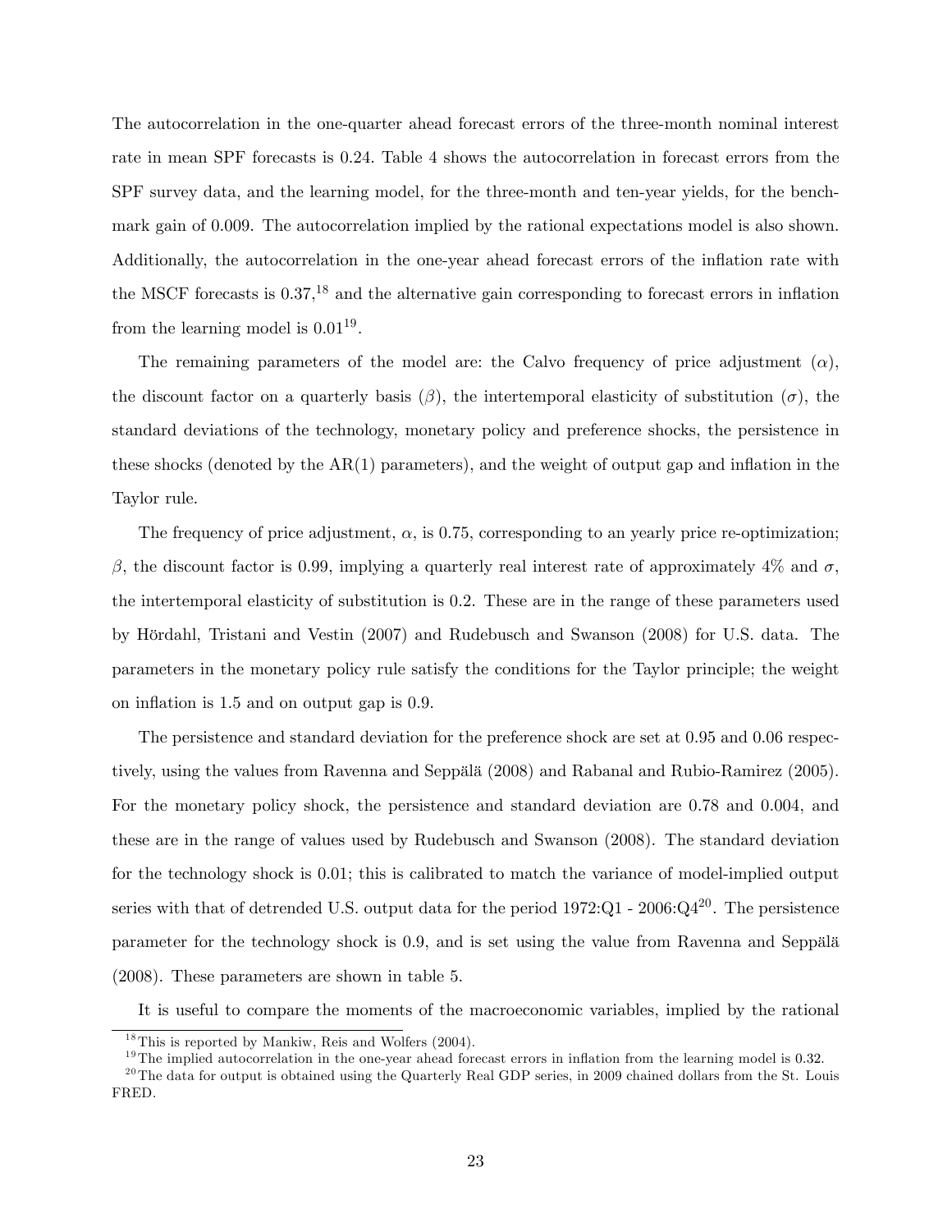The autocorrelation in the one-quarter ahead forecast errors of the three-month nominal interest rate in mean SPF forecasts is 0.24. Table 4 shows the autocorrelation in forecast errors from the SPF survey data, and the learning model, for the three-month and ten-year yields, for the benchmark gain of 0.009. The autocorrelation implied by the rational expectations model is also shown. Additionally, the autocorrelation in the one-year ahead forecast errors of the inflation rate with the MSCF forecasts is 0.37,[18] and the alternative gain corresponding to forecast errors in inflation from the learning model is 0.01[19].

The remaining parameters of the model are: the Calvo frequency of price adjustment ($\alpha$), the discount factor on a quarterly basis ($\beta$), the intertemporal elasticity of substitution ($\sigma$), the standard deviations of the technology, monetary policy and preference shocks, the persistence in these shocks (denoted by the AR(1) parameters), and the weight of output gap and inflation in the Taylor rule.

The frequency of price adjustment, $\alpha$, is 0.75, corresponding to an yearly price re-optimization; $\beta$, the discount factor is 0.99, implying a quarterly real interest rate of approximately 4% and $\sigma$, the intertemporal elasticity of substitution is 0.2. These are in the range of these parameters used by Hördahl, Tristani and Vestin (2007) and Rudebusch and Swanson (2008) for U.S. data. The parameters in the monetary policy rule satisfy the conditions for the Taylor principle; the weight on inflation is 1.5 and on output gap is 0.9.

The persistence and standard deviation for the preference shock are set at 0.95 and 0.06 respectively, using the values from Ravenna and Seppälä (2008) and Rabanal and Rubio-Ramirez (2005). For the monetary policy shock, the persistence and standard deviation are 0.78 and 0.004, and these are in the range of values used by Rudebusch and Swanson (2008). The standard deviation for the technology shock is 0.01; this is calibrated to match the variance of model-implied output series with that of detrended U.S. output data for the period 1972:Q1 - 2006:Q4[20]. The persistence parameter for the technology shock is 0.9, and is set using the value from Ravenna and Seppälä (2008). These parameters are shown in table 5.

It is useful to compare the moments of the macroeconomic variables, implied by the rational

[18] This is reported by Mankiw, Reis and Wolfers (2004).

[19] The implied autocorrelation in the one-year ahead forecast errors in inflation from the learning model is 0.32.

[20] The data for output is obtained using the Quarterly Real GDP series, in 2009 chained dollars from the St. Louis FRED.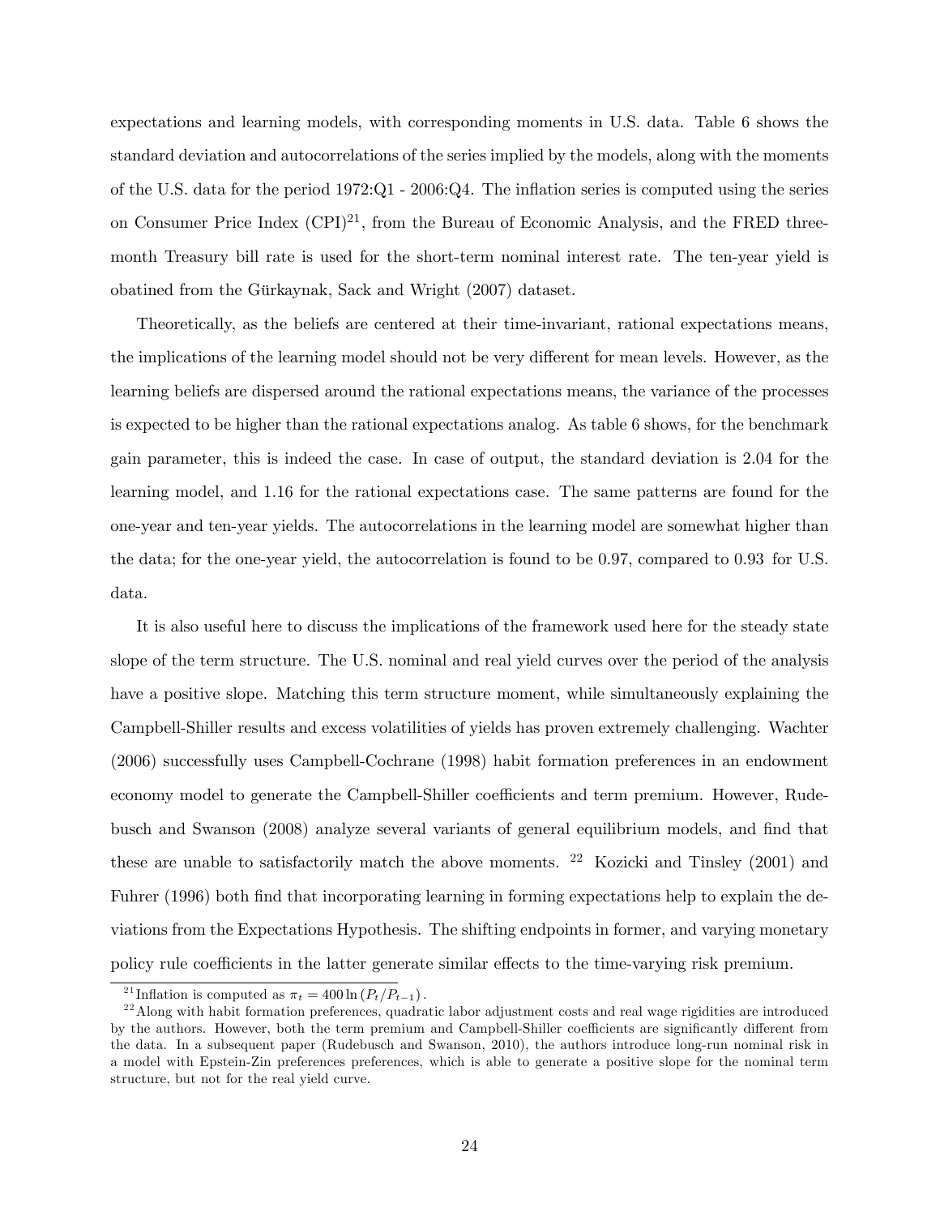expectations and learning models, with corresponding moments in U.S. data. Table 6 shows the standard deviation and autocorrelations of the series implied by the models, along with the moments of the U.S. data for the period 1972:Q1 - 2006:Q4. The inflation series is computed using the series on Consumer Price Index (CPI)[21], from the Bureau of Economic Analysis, and the FRED three-month Treasury bill rate is used for the short-term nominal interest rate. The ten-year yield is obatined from the Gürkaynak, Sack and Wright (2007) dataset.

Theoretically, as the beliefs are centered at their time-invariant, rational expectations means, the implications of the learning model should not be very different for mean levels. However, as the learning beliefs are dispersed around the rational expectations means, the variance of the processes is expected to be higher than the rational expectations analog. As table 6 shows, for the benchmark gain parameter, this is indeed the case. In case of output, the standard deviation is 2.04 for the learning model, and 1.16 for the rational expectations case. The same patterns are found for the one-year and ten-year yields. The autocorrelations in the learning model are somewhat higher than the data; for the one-year yield, the autocorrelation is found to be 0.97, compared to 0.93 for U.S. data.

It is also useful here to discuss the implications of the framework used here for the steady state slope of the term structure. The U.S. nominal and real yield curves over the period of the analysis have a positive slope. Matching this term structure moment, while simultaneously explaining the Campbell-Shiller results and excess volatilities of yields has proven extremely challenging. Wachter (2006) successfully uses Campbell-Cochrane (1998) habit formation preferences in an endowment economy model to generate the Campbell-Shiller coefficients and term premium. However, Rudebusch and Swanson (2008) analyze several variants of general equilibrium models, and find that these are unable to satisfactorily match the above moments. [22] Kozicki and Tinsley (2001) and Fuhrer (1996) both find that incorporating learning in forming expectations help to explain the deviations from the Expectations Hypothesis. The shifting endpoints in former, and varying monetary policy rule coefficients in the latter generate similar effects to the time-varying risk premium.

[21] Inflation is computed as $\pi_t = 400 \ln (P_t / P_{t-1})$.

[22] Along with habit formation preferences, quadratic labor adjustment costs and real wage rigidities are introduced by the authors. However, both the term premium and Campbell-Shiller coefficients are significantly different from the data. In a subsequent paper (Rudebusch and Swanson, 2010), the authors introduce long-run nominal risk in a model with Epstein-Zin preferences preferences, which is able to generate a positive slope for the nominal term structure, but not for the real yield curve.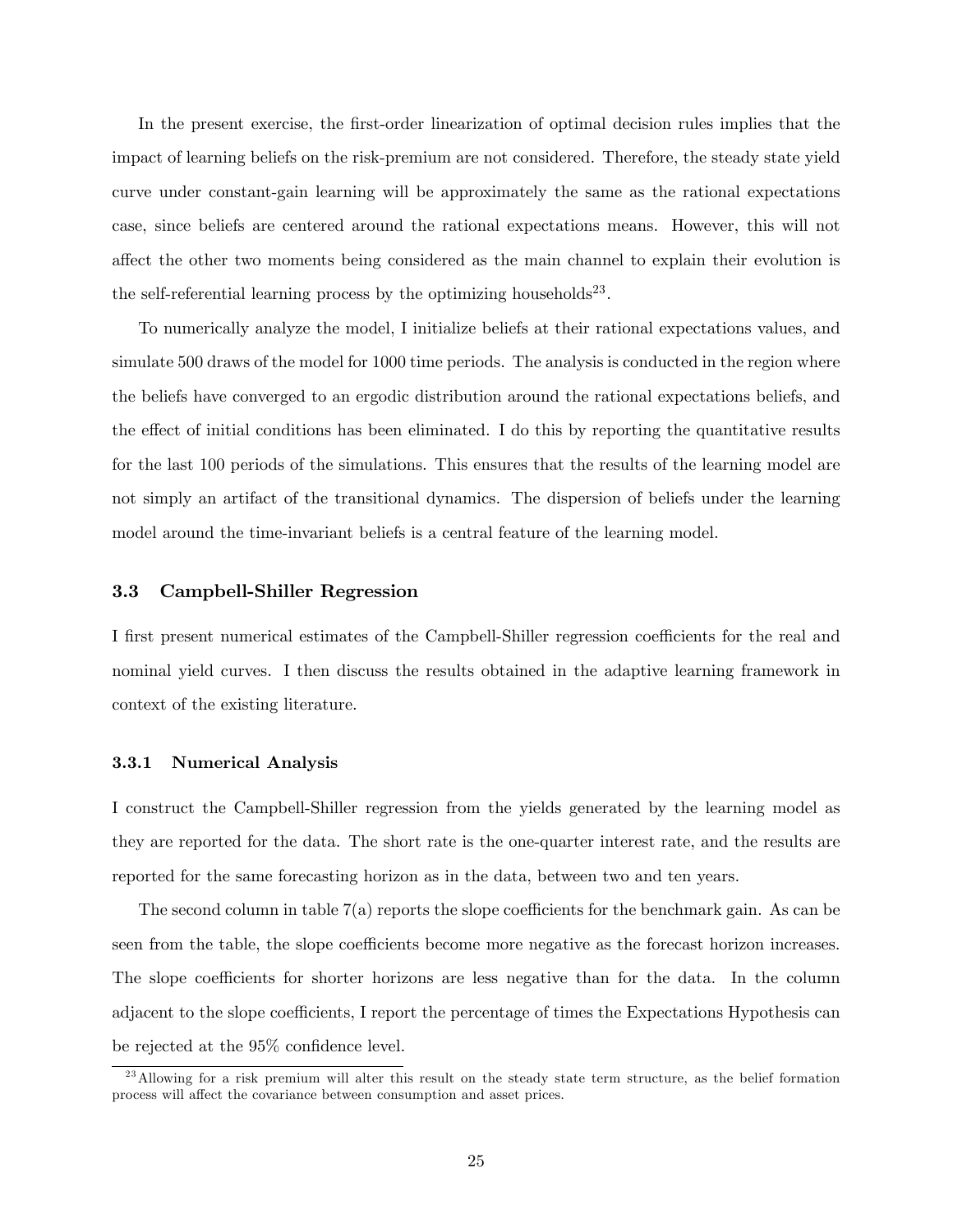In the present exercise, the first-order linearization of optimal decision rules implies that the impact of learning beliefs on the risk-premium are not considered. Therefore, the steady state yield curve under constant-gain learning will be approximately the same as the rational expectations case, since beliefs are centered around the rational expectations means. However, this will not affect the other two moments being considered as the main channel to explain their evolution is the self-referential learning process by the optimizing households[23].

To numerically analyze the model, I initialize beliefs at their rational expectations values, and simulate 500 draws of the model for 1000 time periods. The analysis is conducted in the region where the beliefs have converged to an ergodic distribution around the rational expectations beliefs, and the effect of initial conditions has been eliminated. I do this by reporting the quantitative results for the last 100 periods of the simulations. This ensures that the results of the learning model are not simply an artifact of the transitional dynamics. The dispersion of beliefs under the learning model around the time-invariant beliefs is a central feature of the learning model.

### 3.3 Campbell-Shiller Regression

I first present numerical estimates of the Campbell-Shiller regression coefficients for the real and nominal yield curves. I then discuss the results obtained in the adaptive learning framework in context of the existing literature.

#### 3.3.1 Numerical Analysis

I construct the Campbell-Shiller regression from the yields generated by the learning model as they are reported for the data. The short rate is the one-quarter interest rate, and the results are reported for the same forecasting horizon as in the data, between two and ten years.

The second column in table 7(a) reports the slope coefficients for the benchmark gain. As can be seen from the table, the slope coefficients become more negative as the forecast horizon increases. The slope coefficients for shorter horizons are less negative than for the data. In the column adjacent to the slope coefficients, I report the percentage of times the Expectations Hypothesis can be rejected at the 95% confidence level.

---

[23] Allowing for a risk premium will alter this result on the steady state term structure, as the belief formation process will affect the covariance between consumption and asset prices.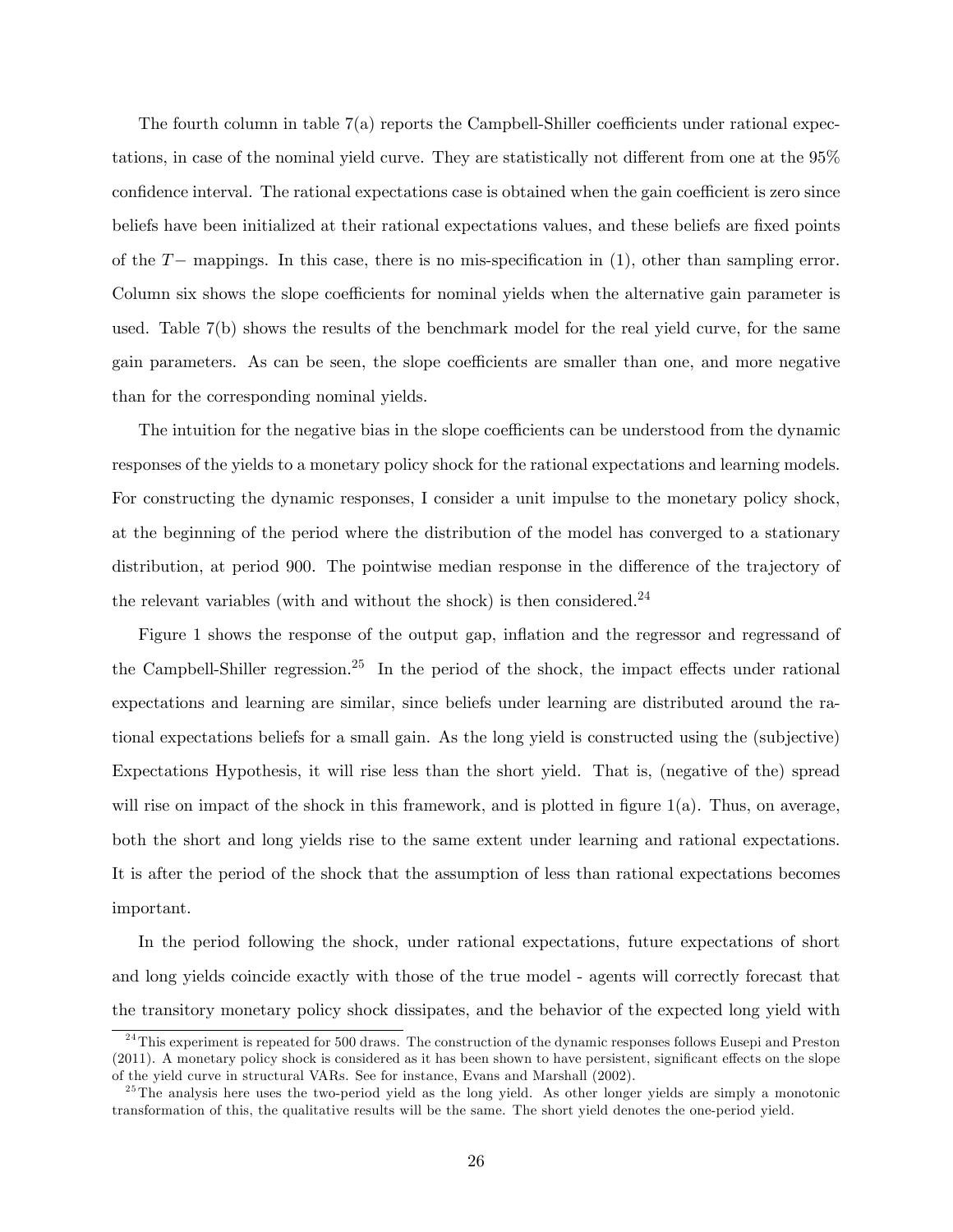The fourth column in table 7(a) reports the Campbell-Shiller coefficients under rational expectations, in case of the nominal yield curve. They are statistically not different from one at the 95% confidence interval. The rational expectations case is obtained when the gain coefficient is zero since beliefs have been initialized at their rational expectations values, and these beliefs are fixed points of the $T-$ mappings. In this case, there is no mis-specification in (1), other than sampling error. Column six shows the slope coefficients for nominal yields when the alternative gain parameter is used. Table 7(b) shows the results of the benchmark model for the real yield curve, for the same gain parameters. As can be seen, the slope coefficients are smaller than one, and more negative than for the corresponding nominal yields.

The intuition for the negative bias in the slope coefficients can be understood from the dynamic responses of the yields to a monetary policy shock for the rational expectations and learning models. For constructing the dynamic responses, I consider a unit impulse to the monetary policy shock, at the beginning of the period where the distribution of the model has converged to a stationary distribution, at period 900. The pointwise median response in the difference of the trajectory of the relevant variables (with and without the shock) is then considered.[24]

Figure 1 shows the response of the output gap, inflation and the regressor and regressand of the Campbell-Shiller regression.[25] In the period of the shock, the impact effects under rational expectations and learning are similar, since beliefs under learning are distributed around the rational expectations beliefs for a small gain. As the long yield is constructed using the (subjective) Expectations Hypothesis, it will rise less than the short yield. That is, (negative of the) spread will rise on impact of the shock in this framework, and is plotted in figure 1(a). Thus, on average, both the short and long yields rise to the same extent under learning and rational expectations. It is after the period of the shock that the assumption of less than rational expectations becomes important.

In the period following the shock, under rational expectations, future expectations of short and long yields coincide exactly with those of the true model - agents will correctly forecast that the transitory monetary policy shock dissipates, and the behavior of the expected long yield with

[24] This experiment is repeated for 500 draws. The construction of the dynamic responses follows Eusepi and Preston (2011). A monetary policy shock is considered as it has been shown to have persistent, significant effects on the slope of the yield curve in structural VARs. See for instance, Evans and Marshall (2002).

[25] The analysis here uses the two-period yield as the long yield. As other longer yields are simply a monotonic transformation of this, the qualitative results will be the same. The short yield denotes the one-period yield.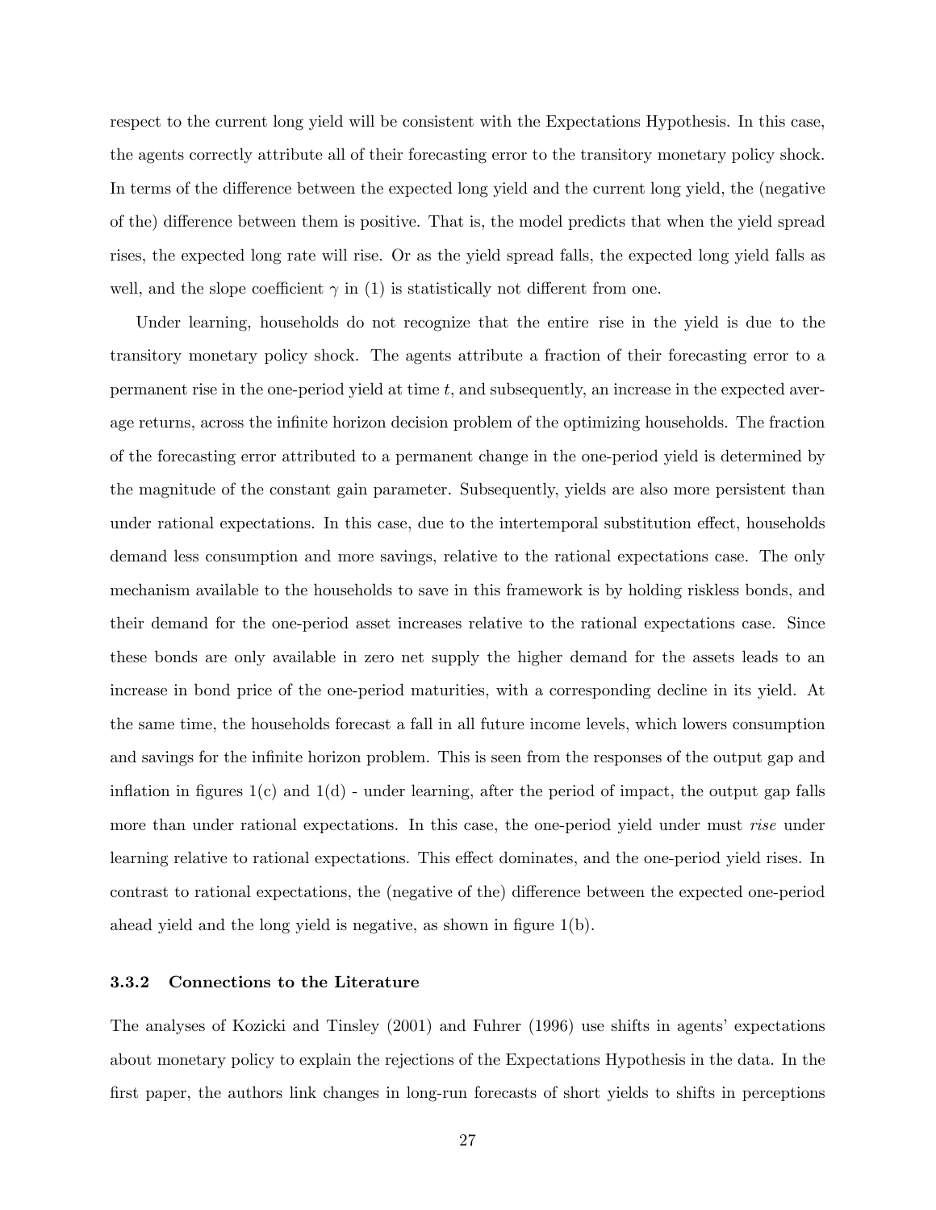respect to the current long yield will be consistent with the Expectations Hypothesis. In this case, the agents correctly attribute all of their forecasting error to the transitory monetary policy shock. In terms of the difference between the expected long yield and the current long yield, the (negative of the) difference between them is positive. That is, the model predicts that when the yield spread rises, the expected long rate will rise. Or as the yield spread falls, the expected long yield falls as well, and the slope coefficient $\gamma$ in (1) is statistically not different from one.

Under learning, households do not recognize that the entire rise in the yield is due to the transitory monetary policy shock. The agents attribute a fraction of their forecasting error to a permanent rise in the one-period yield at time $t$, and subsequently, an increase in the expected average returns, across the infinite horizon decision problem of the optimizing households. The fraction of the forecasting error attributed to a permanent change in the one-period yield is determined by the magnitude of the constant gain parameter. Subsequently, yields are also more persistent than under rational expectations. In this case, due to the intertemporal substitution effect, households demand less consumption and more savings, relative to the rational expectations case. The only mechanism available to the households to save in this framework is by holding riskless bonds, and their demand for the one-period asset increases relative to the rational expectations case. Since these bonds are only available in zero net supply the higher demand for the assets leads to an increase in bond price of the one-period maturities, with a corresponding decline in its yield. At the same time, the households forecast a fall in all future income levels, which lowers consumption and savings for the infinite horizon problem. This is seen from the responses of the output gap and inflation in figures 1(c) and 1(d) - under learning, after the period of impact, the output gap falls more than under rational expectations. In this case, the one-period yield under must *rise* under learning relative to rational expectations. This effect dominates, and the one-period yield rises. In contrast to rational expectations, the (negative of the) difference between the expected one-period ahead yield and the long yield is negative, as shown in figure 1(b).

### 3.3.2 Connections to the Literature

The analyses of Kozicki and Tinsley (2001) and Fuhrer (1996) use shifts in agents' expectations about monetary policy to explain the rejections of the Expectations Hypothesis in the data. In the first paper, the authors link changes in long-run forecasts of short yields to shifts in perceptions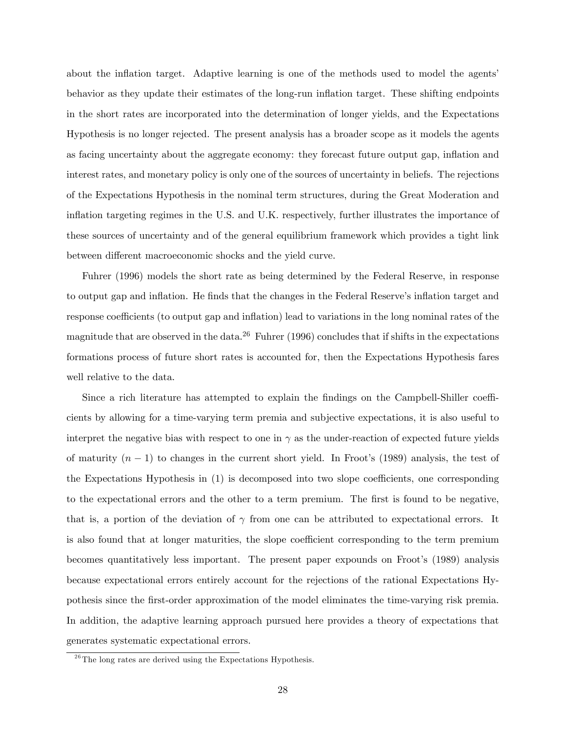about the inflation target. Adaptive learning is one of the methods used to model the agents' behavior as they update their estimates of the long-run inflation target. These shifting endpoints in the short rates are incorporated into the determination of longer yields, and the Expectations Hypothesis is no longer rejected. The present analysis has a broader scope as it models the agents as facing uncertainty about the aggregate economy: they forecast future output gap, inflation and interest rates, and monetary policy is only one of the sources of uncertainty in beliefs. The rejections of the Expectations Hypothesis in the nominal term structures, during the Great Moderation and inflation targeting regimes in the U.S. and U.K. respectively, further illustrates the importance of these sources of uncertainty and of the general equilibrium framework which provides a tight link between different macroeconomic shocks and the yield curve.

Fuhrer (1996) models the short rate as being determined by the Federal Reserve, in response to output gap and inflation. He finds that the changes in the Federal Reserve's inflation target and response coefficients (to output gap and inflation) lead to variations in the long nominal rates of the magnitude that are observed in the data.[26] Fuhrer (1996) concludes that if shifts in the expectations formations process of future short rates is accounted for, then the Expectations Hypothesis fares well relative to the data.

Since a rich literature has attempted to explain the findings on the Campbell-Shiller coefficients by allowing for a time-varying term premia and subjective expectations, it is also useful to interpret the negative bias with respect to one in $\gamma$ as the under-reaction of expected future yields of maturity $(n-1)$ to changes in the current short yield. In Froot's (1989) analysis, the test of the Expectations Hypothesis in (1) is decomposed into two slope coefficients, one corresponding to the expectational errors and the other to a term premium. The first is found to be negative, that is, a portion of the deviation of $\gamma$ from one can be attributed to expectational errors. It is also found that at longer maturities, the slope coefficient corresponding to the term premium becomes quantitatively less important. The present paper expounds on Froot's (1989) analysis because expectational errors entirely account for the rejections of the rational Expectations Hypothesis since the first-order approximation of the model eliminates the time-varying risk premia. In addition, the adaptive learning approach pursued here provides a theory of expectations that generates systematic expectational errors.

[26] The long rates are derived using the Expectations Hypothesis.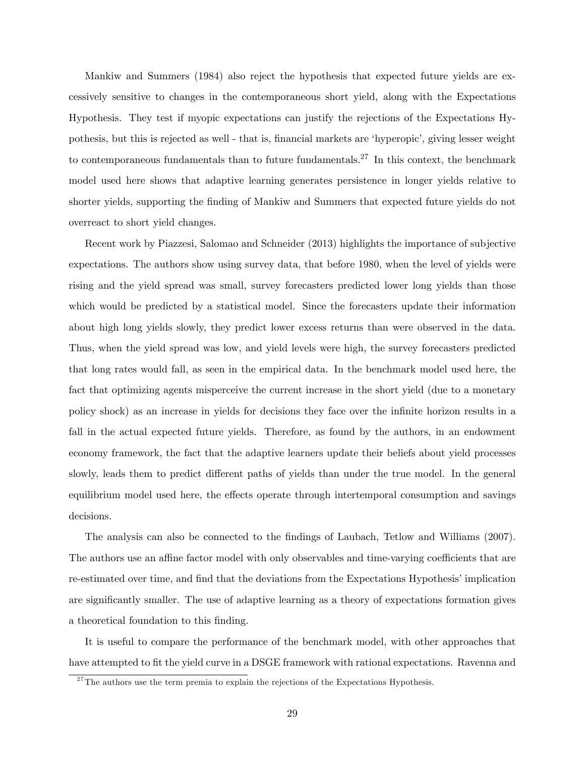Mankiw and Summers (1984) also reject the hypothesis that expected future yields are excessively sensitive to changes in the contemporaneous short yield, along with the Expectations Hypothesis. They test if myopic expectations can justify the rejections of the Expectations Hypothesis, but this is rejected as well - that is, financial markets are 'hyperopic', giving lesser weight to contemporaneous fundamentals than to future fundamentals.[27] In this context, the benchmark model used here shows that adaptive learning generates persistence in longer yields relative to shorter yields, supporting the finding of Mankiw and Summers that expected future yields do not overreact to short yield changes.

Recent work by Piazzesi, Salomao and Schneider (2013) highlights the importance of subjective expectations. The authors show using survey data, that before 1980, when the level of yields were rising and the yield spread was small, survey forecasters predicted lower long yields than those which would be predicted by a statistical model. Since the forecasters update their information about high long yields slowly, they predict lower excess returns than were observed in the data. Thus, when the yield spread was low, and yield levels were high, the survey forecasters predicted that long rates would fall, as seen in the empirical data. In the benchmark model used here, the fact that optimizing agents misperceive the current increase in the short yield (due to a monetary policy shock) as an increase in yields for decisions they face over the infinite horizon results in a fall in the actual expected future yields. Therefore, as found by the authors, in an endowment economy framework, the fact that the adaptive learners update their beliefs about yield processes slowly, leads them to predict different paths of yields than under the true model. In the general equilibrium model used here, the effects operate through intertemporal consumption and savings decisions.

The analysis can also be connected to the findings of Laubach, Tetlow and Williams (2007). The authors use an affine factor model with only observables and time-varying coefficients that are re-estimated over time, and find that the deviations from the Expectations Hypothesis' implication are significantly smaller. The use of adaptive learning as a theory of expectations formation gives a theoretical foundation to this finding.

It is useful to compare the performance of the benchmark model, with other approaches that have attempted to fit the yield curve in a DSGE framework with rational expectations. Ravenna and

[27] The authors use the term premia to explain the rejections of the Expectations Hypothesis.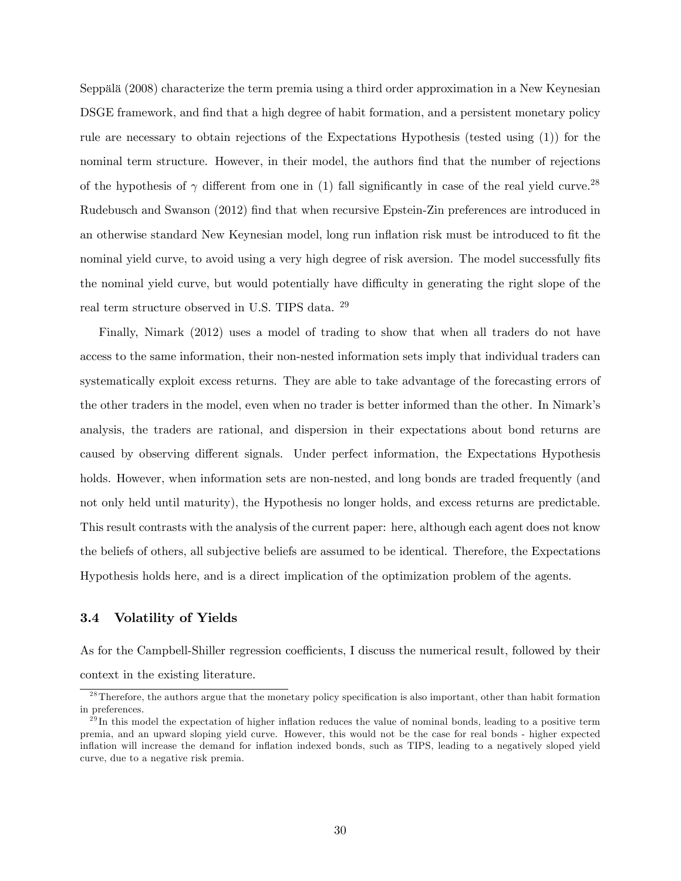Seppälä (2008) characterize the term premia using a third order approximation in a New Keynesian DSGE framework, and find that a high degree of habit formation, and a persistent monetary policy rule are necessary to obtain rejections of the Expectations Hypothesis (tested using (1)) for the nominal term structure. However, in their model, the authors find that the number of rejections of the hypothesis of $\gamma$ different from one in (1) fall significantly in case of the real yield curve.[28] Rudebusch and Swanson (2012) find that when recursive Epstein-Zin preferences are introduced in an otherwise standard New Keynesian model, long run inflation risk must be introduced to fit the nominal yield curve, to avoid using a very high degree of risk aversion. The model successfully fits the nominal yield curve, but would potentially have difficulty in generating the right slope of the real term structure observed in U.S. TIPS data. [29]

Finally, Nimark (2012) uses a model of trading to show that when all traders do not have access to the same information, their non-nested information sets imply that individual traders can systematically exploit excess returns. They are able to take advantage of the forecasting errors of the other traders in the model, even when no trader is better informed than the other. In Nimark's analysis, the traders are rational, and dispersion in their expectations about bond returns are caused by observing different signals. Under perfect information, the Expectations Hypothesis holds. However, when information sets are non-nested, and long bonds are traded frequently (and not only held until maturity), the Hypothesis no longer holds, and excess returns are predictable. This result contrasts with the analysis of the current paper: here, although each agent does not know the beliefs of others, all subjective beliefs are assumed to be identical. Therefore, the Expectations Hypothesis holds here, and is a direct implication of the optimization problem of the agents.

### 3.4 Volatility of Yields

As for the Campbell-Shiller regression coefficients, I discuss the numerical result, followed by their context in the existing literature.

[28] Therefore, the authors argue that the monetary policy specification is also important, other than habit formation in preferences.

[29] In this model the expectation of higher inflation reduces the value of nominal bonds, leading to a positive term premia, and an upward sloping yield curve. However, this would not be the case for real bonds - higher expected inflation will increase the demand for inflation indexed bonds, such as TIPS, leading to a negatively sloped yield curve, due to a negative risk premia.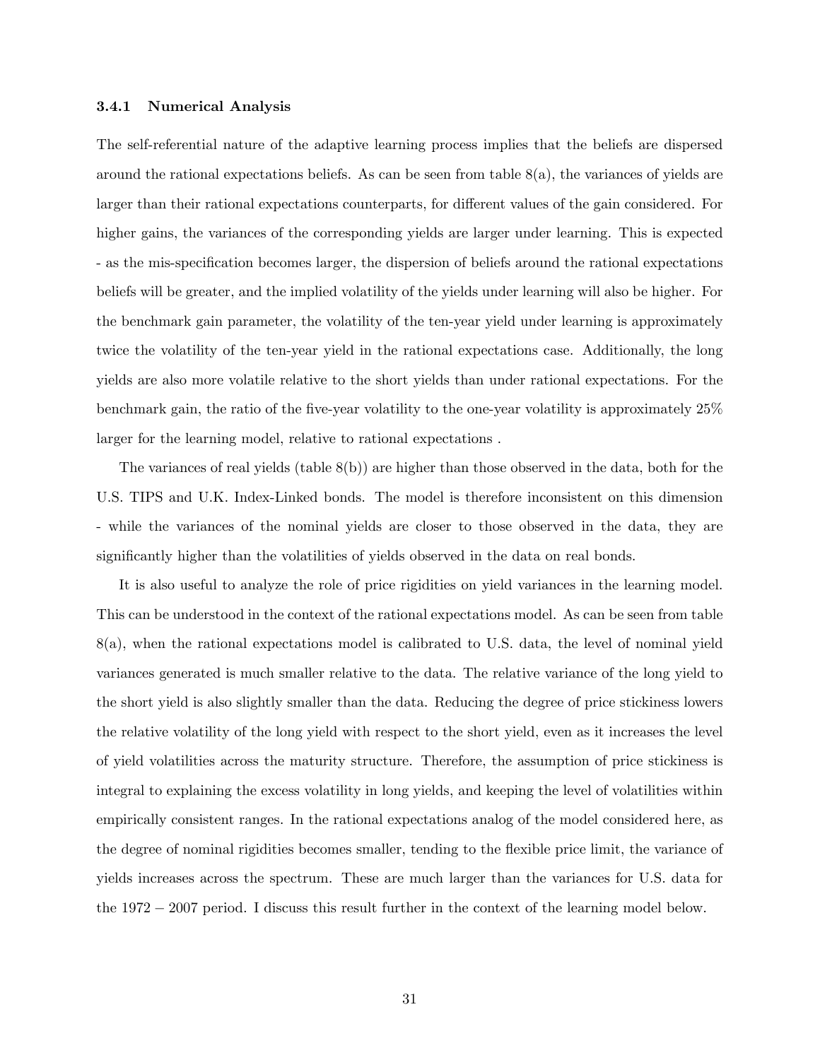### 3.4.1 Numerical Analysis

The self-referential nature of the adaptive learning process implies that the beliefs are dispersed around the rational expectations beliefs. As can be seen from table 8(a), the variances of yields are larger than their rational expectations counterparts, for different values of the gain considered. For higher gains, the variances of the corresponding yields are larger under learning. This is expected - as the mis-specification becomes larger, the dispersion of beliefs around the rational expectations beliefs will be greater, and the implied volatility of the yields under learning will also be higher. For the benchmark gain parameter, the volatility of the ten-year yield under learning is approximately twice the volatility of the ten-year yield in the rational expectations case. Additionally, the long yields are also more volatile relative to the short yields than under rational expectations. For the benchmark gain, the ratio of the five-year volatility to the one-year volatility is approximately 25% larger for the learning model, relative to rational expectations .

The variances of real yields (table 8(b)) are higher than those observed in the data, both for the U.S. TIPS and U.K. Index-Linked bonds. The model is therefore inconsistent on this dimension - while the variances of the nominal yields are closer to those observed in the data, they are significantly higher than the volatilities of yields observed in the data on real bonds.

It is also useful to analyze the role of price rigidities on yield variances in the learning model. This can be understood in the context of the rational expectations model. As can be seen from table 8(a), when the rational expectations model is calibrated to U.S. data, the level of nominal yield variances generated is much smaller relative to the data. The relative variance of the long yield to the short yield is also slightly smaller than the data. Reducing the degree of price stickiness lowers the relative volatility of the long yield with respect to the short yield, even as it increases the level of yield volatilities across the maturity structure. Therefore, the assumption of price stickiness is integral to explaining the excess volatility in long yields, and keeping the level of volatilities within empirically consistent ranges. In the rational expectations analog of the model considered here, as the degree of nominal rigidities becomes smaller, tending to the flexible price limit, the variance of yields increases across the spectrum. These are much larger than the variances for U.S. data for the $1972-2007$ period. I discuss this result further in the context of the learning model below.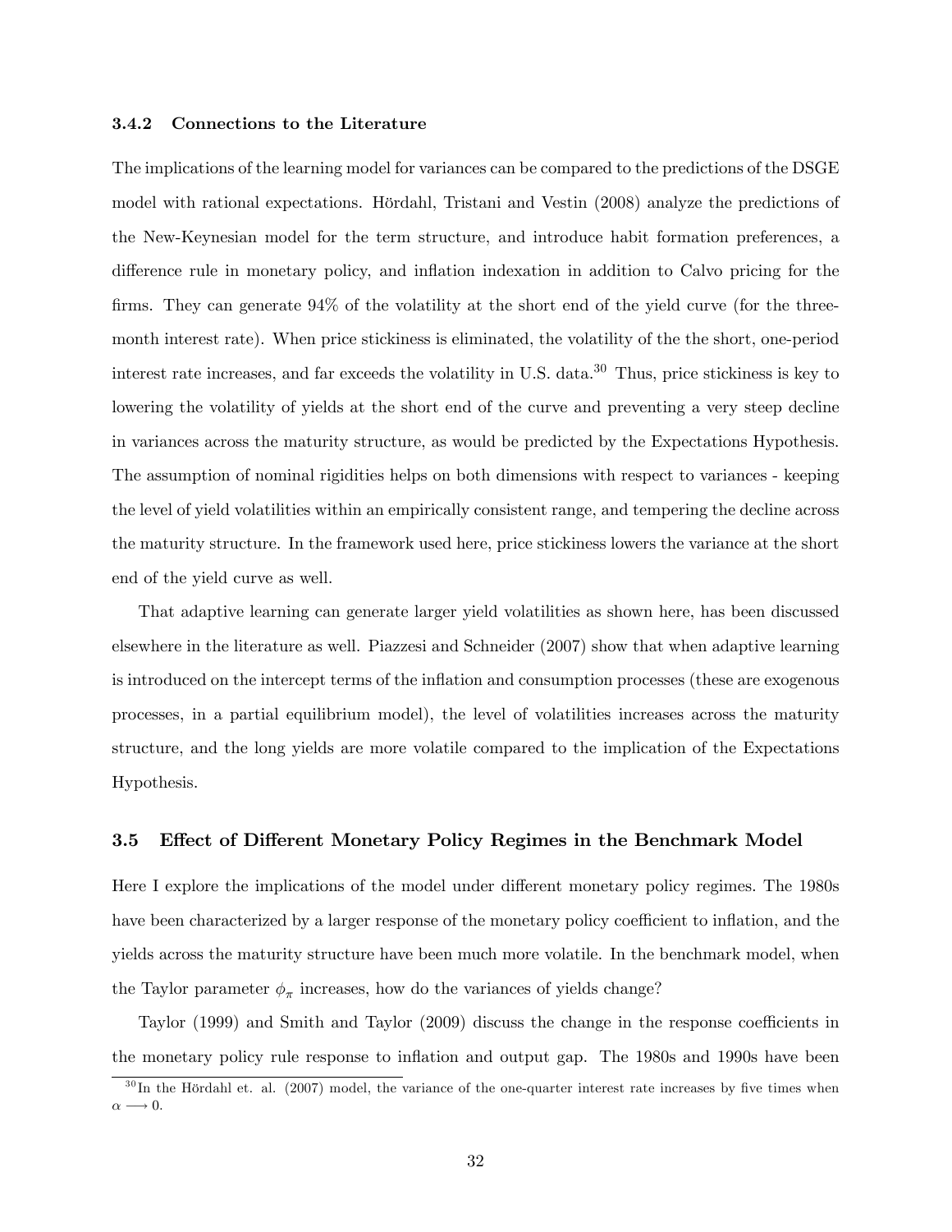### 3.4.2 Connections to the Literature

The implications of the learning model for variances can be compared to the predictions of the DSGE model with rational expectations. Hördahl, Tristani and Vestin (2008) analyze the predictions of the New-Keynesian model for the term structure, and introduce habit formation preferences, a difference rule in monetary policy, and inflation indexation in addition to Calvo pricing for the firms. They can generate 94% of the volatility at the short end of the yield curve (for the three-month interest rate). When price stickiness is eliminated, the volatility of the the short, one-period interest rate increases, and far exceeds the volatility in U.S. data.[30] Thus, price stickiness is key to lowering the volatility of yields at the short end of the curve and preventing a very steep decline in variances across the maturity structure, as would be predicted by the Expectations Hypothesis. The assumption of nominal rigidities helps on both dimensions with respect to variances - keeping the level of yield volatilities within an empirically consistent range, and tempering the decline across the maturity structure. In the framework used here, price stickiness lowers the variance at the short end of the yield curve as well.

That adaptive learning can generate larger yield volatilities as shown here, has been discussed elsewhere in the literature as well. Piazzesi and Schneider (2007) show that when adaptive learning is introduced on the intercept terms of the inflation and consumption processes (these are exogenous processes, in a partial equilibrium model), the level of volatilities increases across the maturity structure, and the long yields are more volatile compared to the implication of the Expectations Hypothesis.

## 3.5 Effect of Different Monetary Policy Regimes in the Benchmark Model

Here I explore the implications of the model under different monetary policy regimes. The 1980s have been characterized by a larger response of the monetary policy coefficient to inflation, and the yields across the maturity structure have been much more volatile. In the benchmark model, when the Taylor parameter $\phi_\pi$ increases, how do the variances of yields change?

Taylor (1999) and Smith and Taylor (2009) discuss the change in the response coefficients in the monetary policy rule response to inflation and output gap. The 1980s and 1990s have been

[30] In the Hördahl et. al. (2007) model, the variance of the one-quarter interest rate increases by five times when $\alpha \longrightarrow 0$.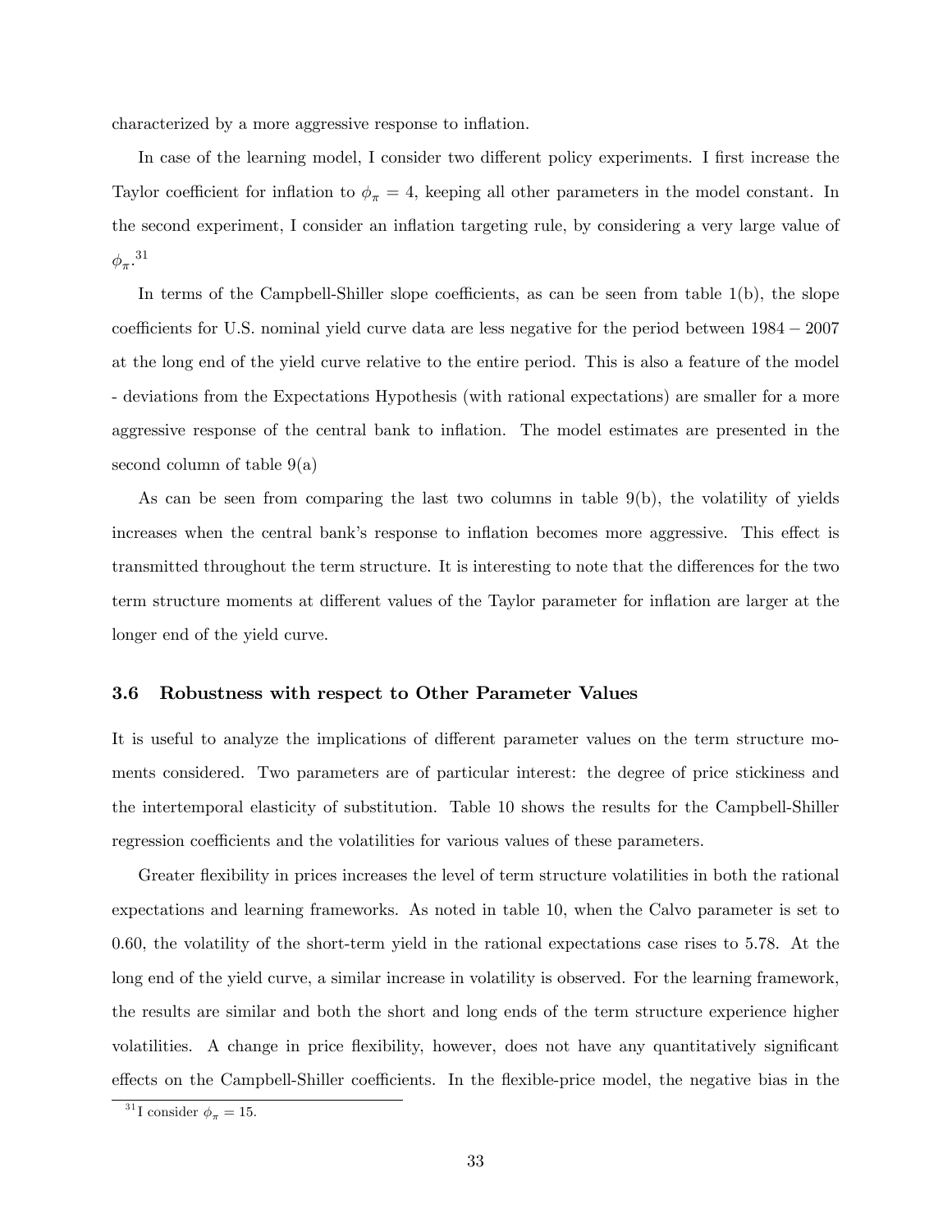characterized by a more aggressive response to inflation.

In case of the learning model, I consider two different policy experiments. I first increase the Taylor coefficient for inflation to $\phi_\pi = 4$, keeping all other parameters in the model constant. In the second experiment, I consider an inflation targeting rule, by considering a very large value of $\phi_\pi$.[31]

In terms of the Campbell-Shiller slope coefficients, as can be seen from table 1(b), the slope coefficients for U.S. nominal yield curve data are less negative for the period between $1984 - 2007$ at the long end of the yield curve relative to the entire period. This is also a feature of the model - deviations from the Expectations Hypothesis (with rational expectations) are smaller for a more aggressive response of the central bank to inflation. The model estimates are presented in the second column of table 9(a)

As can be seen from comparing the last two columns in table 9(b), the volatility of yields increases when the central bank's response to inflation becomes more aggressive. This effect is transmitted throughout the term structure. It is interesting to note that the differences for the two term structure moments at different values of the Taylor parameter for inflation are larger at the longer end of the yield curve.

### 3.6 Robustness with respect to Other Parameter Values

It is useful to analyze the implications of different parameter values on the term structure moments considered. Two parameters are of particular interest: the degree of price stickiness and the intertemporal elasticity of substitution. Table 10 shows the results for the Campbell-Shiller regression coefficients and the volatilities for various values of these parameters.

Greater flexibility in prices increases the level of term structure volatilities in both the rational expectations and learning frameworks. As noted in table 10, when the Calvo parameter is set to 0.60, the volatility of the short-term yield in the rational expectations case rises to 5.78. At the long end of the yield curve, a similar increase in volatility is observed. For the learning framework, the results are similar and both the short and long ends of the term structure experience higher volatilities. A change in price flexibility, however, does not have any quantitatively significant effects on the Campbell-Shiller coefficients. In the flexible-price model, the negative bias in the

[31] I consider $\phi_\pi = 15$.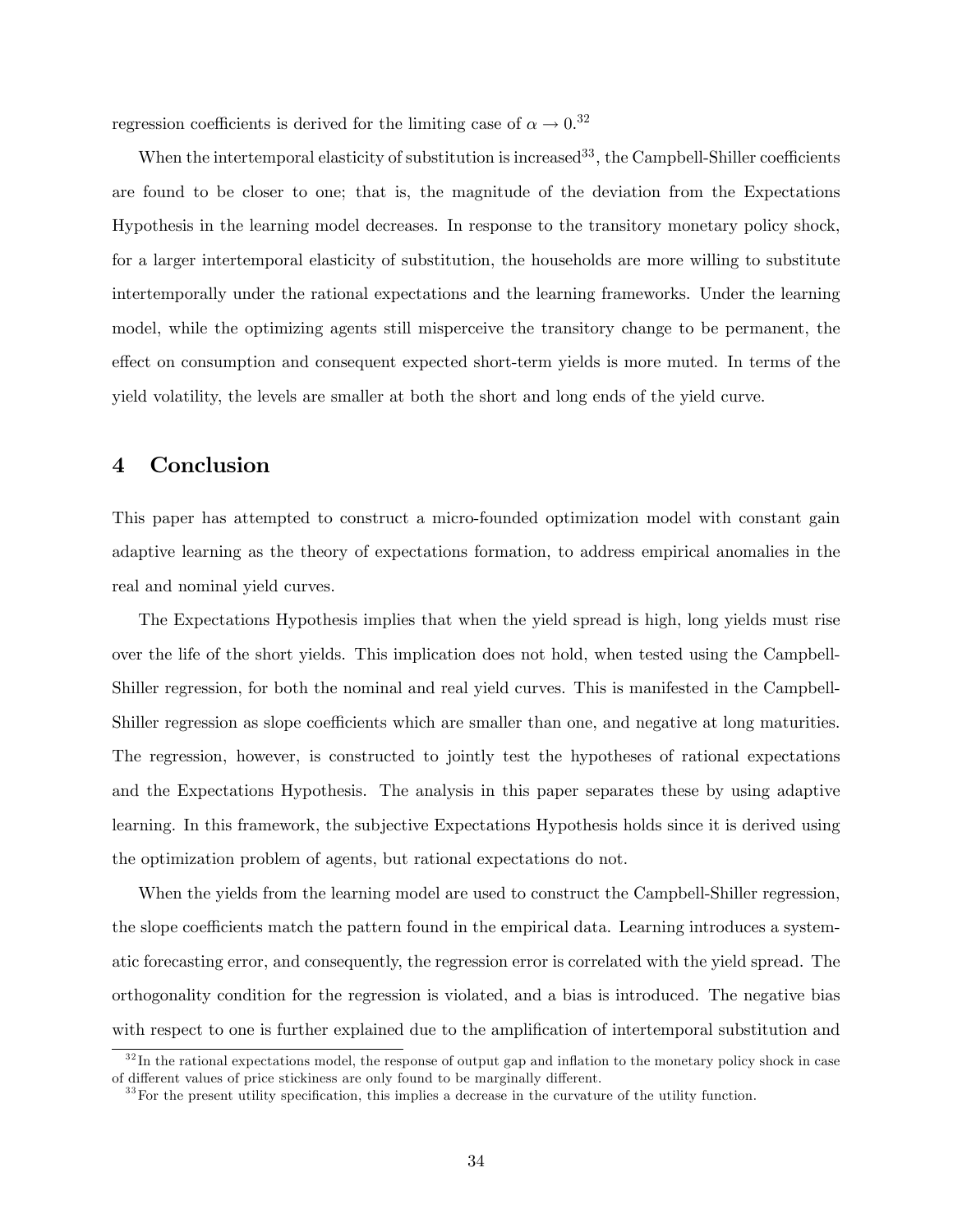regression coefficients is derived for the limiting case of $\alpha \to 0$.[32]

When the intertemporal elasticity of substitution is increased[33], the Campbell-Shiller coefficients are found to be closer to one; that is, the magnitude of the deviation from the Expectations Hypothesis in the learning model decreases. In response to the transitory monetary policy shock, for a larger intertemporal elasticity of substitution, the households are more willing to substitute intertemporally under the rational expectations and the learning frameworks. Under the learning model, while the optimizing agents still misperceive the transitory change to be permanent, the effect on consumption and consequent expected short-term yields is more muted. In terms of the yield volatility, the levels are smaller at both the short and long ends of the yield curve.

# 4 Conclusion

This paper has attempted to construct a micro-founded optimization model with constant gain adaptive learning as the theory of expectations formation, to address empirical anomalies in the real and nominal yield curves.

The Expectations Hypothesis implies that when the yield spread is high, long yields must rise over the life of the short yields. This implication does not hold, when tested using the Campbell-Shiller regression, for both the nominal and real yield curves. This is manifested in the Campbell-Shiller regression as slope coefficients which are smaller than one, and negative at long maturities. The regression, however, is constructed to jointly test the hypotheses of rational expectations and the Expectations Hypothesis. The analysis in this paper separates these by using adaptive learning. In this framework, the subjective Expectations Hypothesis holds since it is derived using the optimization problem of agents, but rational expectations do not.

When the yields from the learning model are used to construct the Campbell-Shiller regression, the slope coefficients match the pattern found in the empirical data. Learning introduces a systematic forecasting error, and consequently, the regression error is correlated with the yield spread. The orthogonality condition for the regression is violated, and a bias is introduced. The negative bias with respect to one is further explained due to the amplification of intertemporal substitution and

[32] In the rational expectations model, the response of output gap and inflation to the monetary policy shock in case of different values of price stickiness are only found to be marginally different.

[33] For the present utility specification, this implies a decrease in the curvature of the utility function.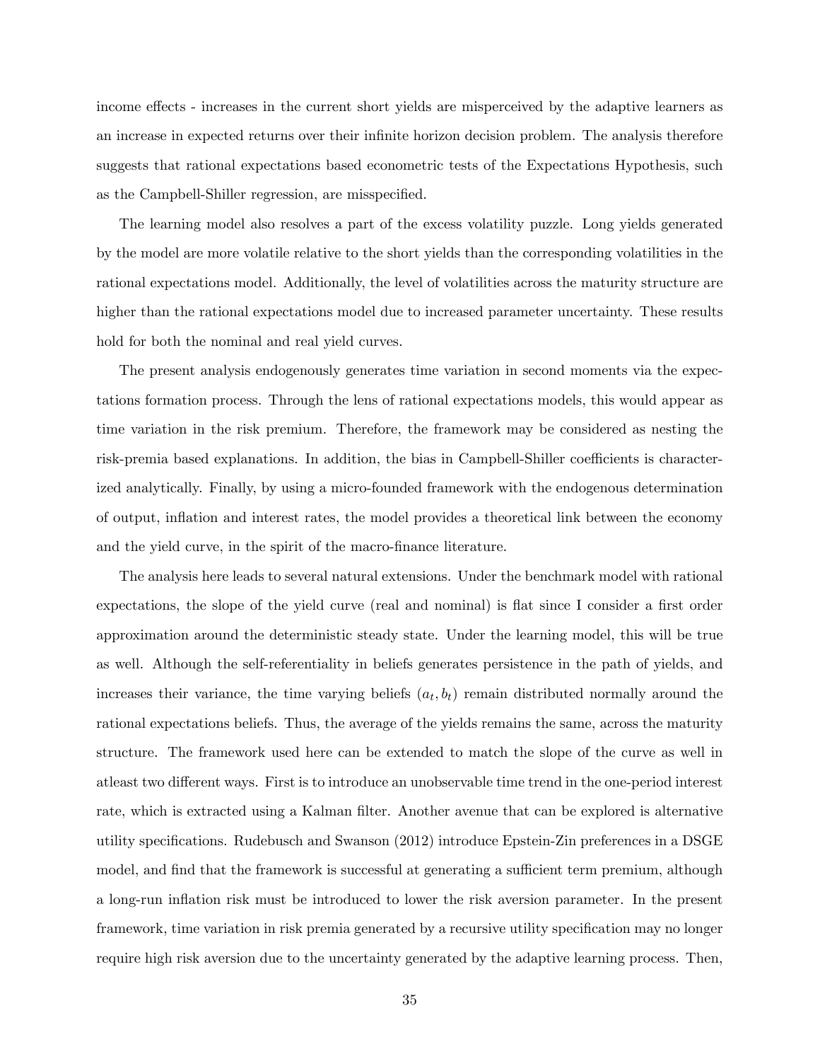income effects - increases in the current short yields are misperceived by the adaptive learners as an increase in expected returns over their infinite horizon decision problem. The analysis therefore suggests that rational expectations based econometric tests of the Expectations Hypothesis, such as the Campbell-Shiller regression, are misspecified.

The learning model also resolves a part of the excess volatility puzzle. Long yields generated by the model are more volatile relative to the short yields than the corresponding volatilities in the rational expectations model. Additionally, the level of volatilities across the maturity structure are higher than the rational expectations model due to increased parameter uncertainty. These results hold for both the nominal and real yield curves.

The present analysis endogenously generates time variation in second moments via the expectations formation process. Through the lens of rational expectations models, this would appear as time variation in the risk premium. Therefore, the framework may be considered as nesting the risk-premia based explanations. In addition, the bias in Campbell-Shiller coefficients is characterized analytically. Finally, by using a micro-founded framework with the endogenous determination of output, inflation and interest rates, the model provides a theoretical link between the economy and the yield curve, in the spirit of the macro-finance literature.

The analysis here leads to several natural extensions. Under the benchmark model with rational expectations, the slope of the yield curve (real and nominal) is flat since I consider a first order approximation around the deterministic steady state. Under the learning model, this will be true as well. Although the self-referentiality in beliefs generates persistence in the path of yields, and increases their variance, the time varying beliefs $(a_t, b_t)$ remain distributed normally around the rational expectations beliefs. Thus, the average of the yields remains the same, across the maturity structure. The framework used here can be extended to match the slope of the curve as well in atleast two different ways. First is to introduce an unobservable time trend in the one-period interest rate, which is extracted using a Kalman filter. Another avenue that can be explored is alternative utility specifications. Rudebusch and Swanson (2012) introduce Epstein-Zin preferences in a DSGE model, and find that the framework is successful at generating a sufficient term premium, although a long-run inflation risk must be introduced to lower the risk aversion parameter. In the present framework, time variation in risk premia generated by a recursive utility specification may no longer require high risk aversion due to the uncertainty generated by the adaptive learning process. Then,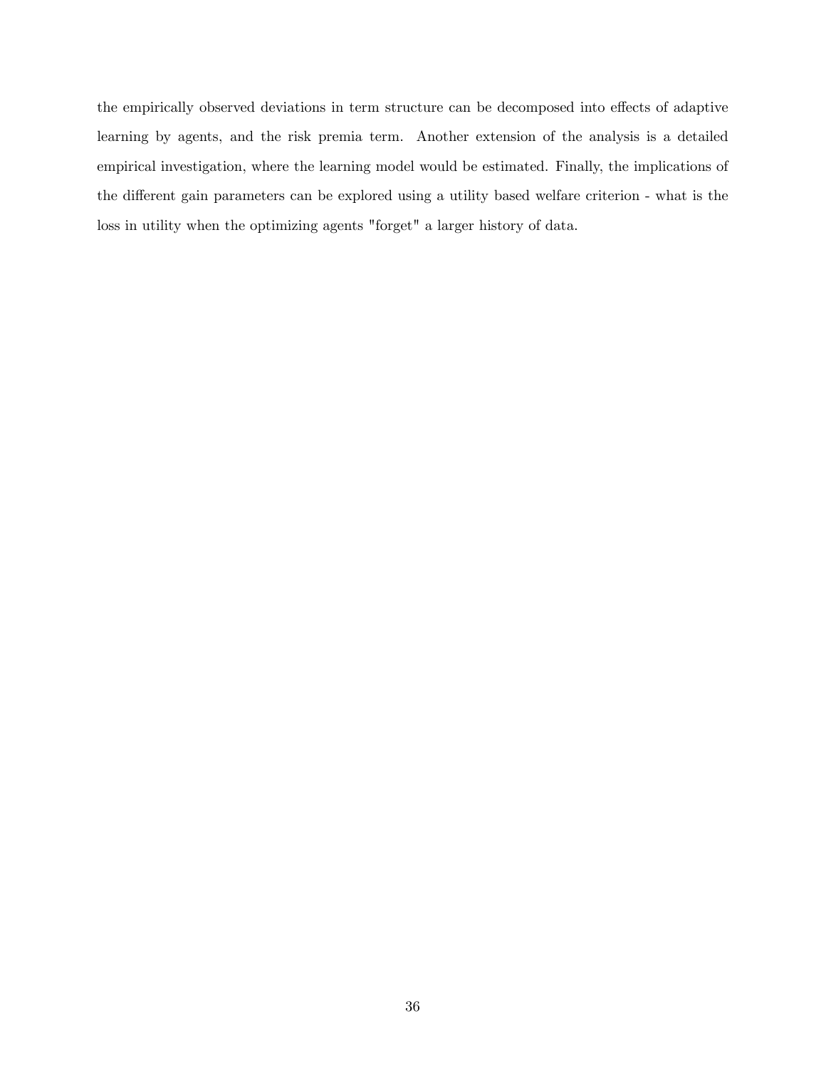the empirically observed deviations in term structure can be decomposed into effects of adaptive learning by agents, and the risk premia term. Another extension of the analysis is a detailed empirical investigation, where the learning model would be estimated. Finally, the implications of the different gain parameters can be explored using a utility based welfare criterion - what is the loss in utility when the optimizing agents "forget" a larger history of data.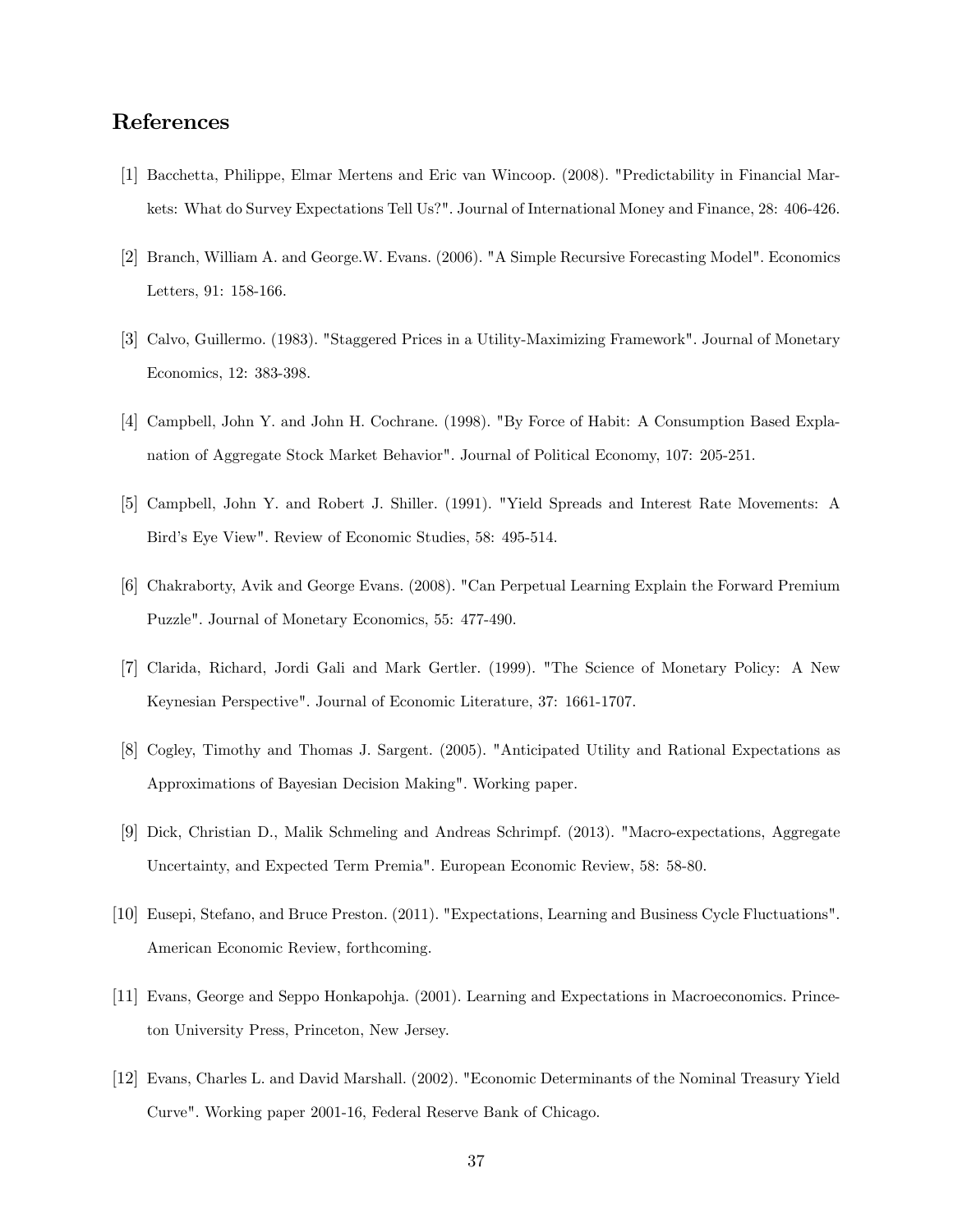## References

[1] Bacchetta, Philippe, Elmar Mertens and Eric van Wincoop. (2008). "Predictability in Financial Markets: What do Survey Expectations Tell Us?". Journal of International Money and Finance, 28: 406-426.

[2] Branch, William A. and George.W. Evans. (2006). "A Simple Recursive Forecasting Model". Economics Letters, 91: 158-166.

[3] Calvo, Guillermo. (1983). "Staggered Prices in a Utility-Maximizing Framework". Journal of Monetary Economics, 12: 383-398.

[4] Campbell, John Y. and John H. Cochrane. (1998). "By Force of Habit: A Consumption Based Explanation of Aggregate Stock Market Behavior". Journal of Political Economy, 107: 205-251.

[5] Campbell, John Y. and Robert J. Shiller. (1991). "Yield Spreads and Interest Rate Movements: A Bird's Eye View". Review of Economic Studies, 58: 495-514.

[6] Chakraborty, Avik and George Evans. (2008). "Can Perpetual Learning Explain the Forward Premium Puzzle". Journal of Monetary Economics, 55: 477-490.

[7] Clarida, Richard, Jordi Gali and Mark Gertler. (1999). "The Science of Monetary Policy: A New Keynesian Perspective". Journal of Economic Literature, 37: 1661-1707.

[8] Cogley, Timothy and Thomas J. Sargent. (2005). "Anticipated Utility and Rational Expectations as Approximations of Bayesian Decision Making". Working paper.

[9] Dick, Christian D., Malik Schmeling and Andreas Schrimpf. (2013). "Macro-expectations, Aggregate Uncertainty, and Expected Term Premia". European Economic Review, 58: 58-80.

[10] Eusepi, Stefano, and Bruce Preston. (2011). "Expectations, Learning and Business Cycle Fluctuations". American Economic Review, forthcoming.

[11] Evans, George and Seppo Honkapohja. (2001). Learning and Expectations in Macroeconomics. Princeton University Press, Princeton, New Jersey.

[12] Evans, Charles L. and David Marshall. (2002). "Economic Determinants of the Nominal Treasury Yield Curve". Working paper 2001-16, Federal Reserve Bank of Chicago.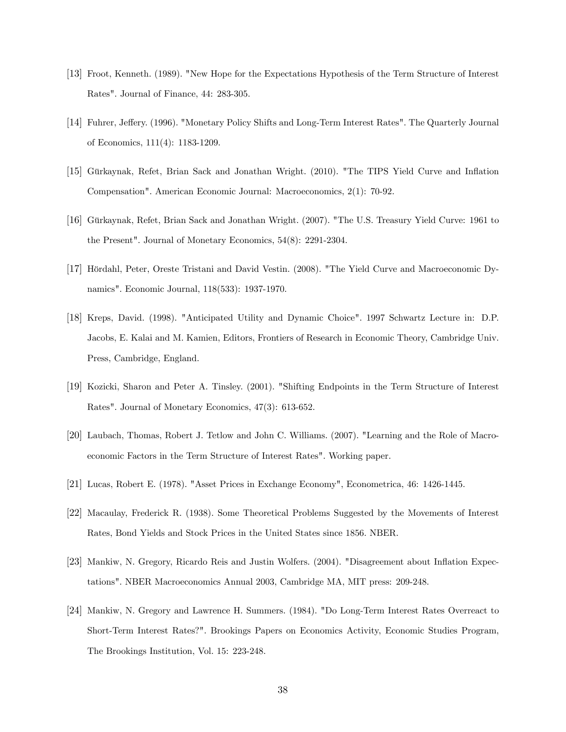[13] Froot, Kenneth. (1989). "New Hope for the Expectations Hypothesis of the Term Structure of Interest Rates". Journal of Finance, 44: 283-305.

[14] Fuhrer, Jeffery. (1996). "Monetary Policy Shifts and Long-Term Interest Rates". The Quarterly Journal of Economics, 111(4): 1183-1209.

[15] Gürkaynak, Refet, Brian Sack and Jonathan Wright. (2010). "The TIPS Yield Curve and Inflation Compensation". American Economic Journal: Macroeconomics, 2(1): 70-92.

[16] Gürkaynak, Refet, Brian Sack and Jonathan Wright. (2007). "The U.S. Treasury Yield Curve: 1961 to the Present". Journal of Monetary Economics, 54(8): 2291-2304.

[17] Hördahl, Peter, Oreste Tristani and David Vestin. (2008). "The Yield Curve and Macroeconomic Dynamics". Economic Journal, 118(533): 1937-1970.

[18] Kreps, David. (1998). "Anticipated Utility and Dynamic Choice". 1997 Schwartz Lecture in: D.P. Jacobs, E. Kalai and M. Kamien, Editors, Frontiers of Research in Economic Theory, Cambridge Univ. Press, Cambridge, England.

[19] Kozicki, Sharon and Peter A. Tinsley. (2001). "Shifting Endpoints in the Term Structure of Interest Rates". Journal of Monetary Economics, 47(3): 613-652.

[20] Laubach, Thomas, Robert J. Tetlow and John C. Williams. (2007). "Learning and the Role of Macroeconomic Factors in the Term Structure of Interest Rates". Working paper.

[21] Lucas, Robert E. (1978). "Asset Prices in Exchange Economy", Econometrica, 46: 1426-1445.

[22] Macaulay, Frederick R. (1938). Some Theoretical Problems Suggested by the Movements of Interest Rates, Bond Yields and Stock Prices in the United States since 1856. NBER.

[23] Mankiw, N. Gregory, Ricardo Reis and Justin Wolfers. (2004). "Disagreement about Inflation Expectations". NBER Macroeconomics Annual 2003, Cambridge MA, MIT press: 209-248.

[24] Mankiw, N. Gregory and Lawrence H. Summers. (1984). "Do Long-Term Interest Rates Overreact to Short-Term Interest Rates?". Brookings Papers on Economics Activity, Economic Studies Program, The Brookings Institution, Vol. 15: 223-248.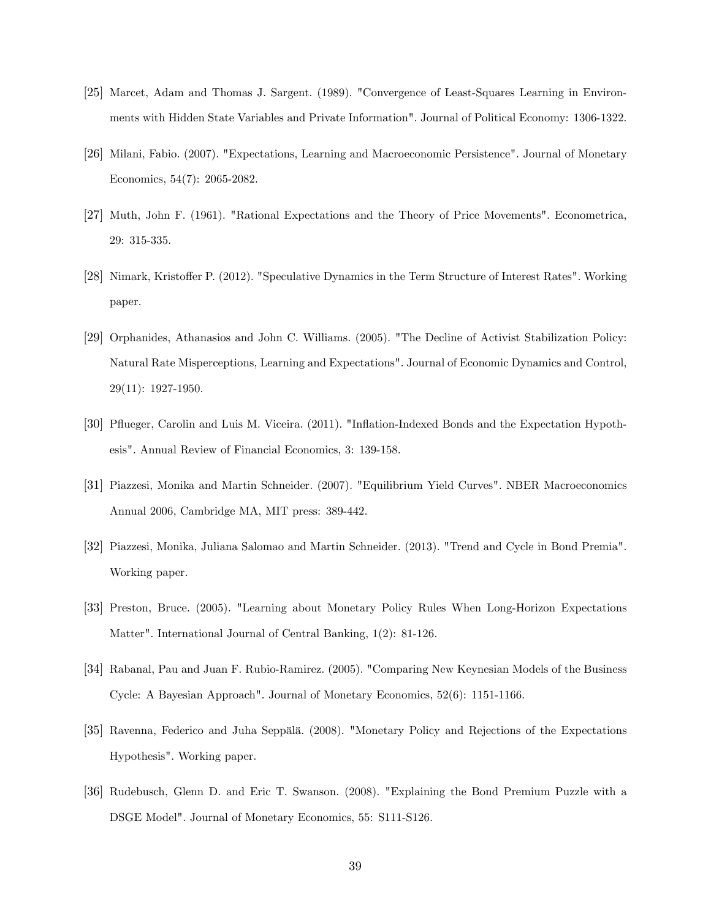[25] Marcet, Adam and Thomas J. Sargent. (1989). "Convergence of Least-Squares Learning in Environments with Hidden State Variables and Private Information". Journal of Political Economy: 1306-1322.

[26] Milani, Fabio. (2007). "Expectations, Learning and Macroeconomic Persistence". Journal of Monetary Economics, 54(7): 2065-2082.

[27] Muth, John F. (1961). "Rational Expectations and the Theory of Price Movements". Econometrica, 29: 315-335.

[28] Nimark, Kristoffer P. (2012). "Speculative Dynamics in the Term Structure of Interest Rates". Working paper.

[29] Orphanides, Athanasios and John C. Williams. (2005). "The Decline of Activist Stabilization Policy: Natural Rate Misperceptions, Learning and Expectations". Journal of Economic Dynamics and Control, 29(11): 1927-1950.

[30] Pflueger, Carolin and Luis M. Viceira. (2011). "Inflation-Indexed Bonds and the Expectation Hypothesis". Annual Review of Financial Economics, 3: 139-158.

[31] Piazzesi, Monika and Martin Schneider. (2007). "Equilibrium Yield Curves". NBER Macroeconomics Annual 2006, Cambridge MA, MIT press: 389-442.

[32] Piazzesi, Monika, Juliana Salomao and Martin Schneider. (2013). "Trend and Cycle in Bond Premia". Working paper.

[33] Preston, Bruce. (2005). "Learning about Monetary Policy Rules When Long-Horizon Expectations Matter". International Journal of Central Banking, 1(2): 81-126.

[34] Rabanal, Pau and Juan F. Rubio-Ramirez. (2005). "Comparing New Keynesian Models of the Business Cycle: A Bayesian Approach". Journal of Monetary Economics, 52(6): 1151-1166.

[35] Ravenna, Federico and Juha Seppälä. (2008). "Monetary Policy and Rejections of the Expectations Hypothesis". Working paper.

[36] Rudebusch, Glenn D. and Eric T. Swanson. (2008). "Explaining the Bond Premium Puzzle with a DSGE Model". Journal of Monetary Economics, 55: S111-S126.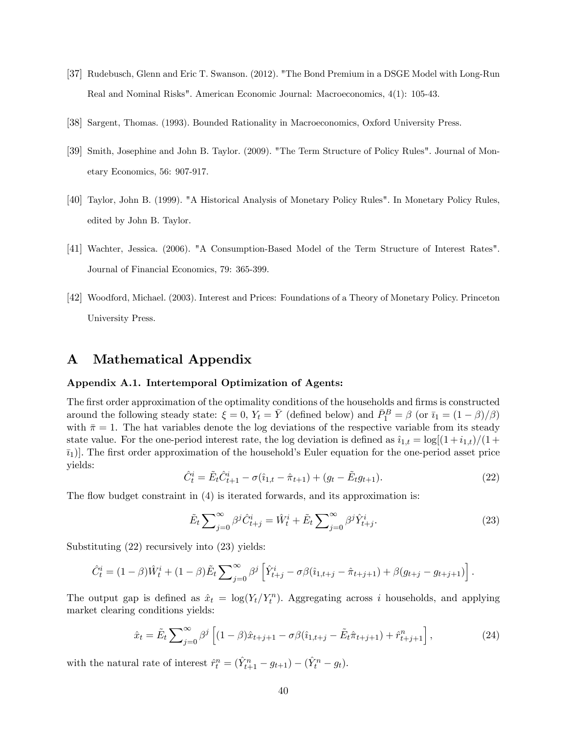[37] Rudebusch, Glenn and Eric T. Swanson. (2012). "The Bond Premium in a DSGE Model with Long-Run Real and Nominal Risks". American Economic Journal: Macroeconomics, 4(1): 105-43.

[38] Sargent, Thomas. (1993). Bounded Rationality in Macroeconomics, Oxford University Press.

[39] Smith, Josephine and John B. Taylor. (2009). "The Term Structure of Policy Rules". Journal of Monetary Economics, 56: 907-917.

[40] Taylor, John B. (1999). "A Historical Analysis of Monetary Policy Rules". In Monetary Policy Rules, edited by John B. Taylor.

[41] Wachter, Jessica. (2006). "A Consumption-Based Model of the Term Structure of Interest Rates". Journal of Financial Economics, 79: 365-399.

[42] Woodford, Michael. (2003). Interest and Prices: Foundations of a Theory of Monetary Policy. Princeton University Press.

# A Mathematical Appendix

**Appendix A.1. Intertemporal Optimization of Agents:**

The first order approximation of the optimality conditions of the households and firms is constructed around the following steady state: $\xi = 0$, $Y_t = \bar{Y}$ (defined below) and $\bar{P}_1^B = \beta$ (or $\bar{\imath}_1 = (1-\beta)/\beta$) with $\bar{\pi} = 1$. The hat variables denote the log deviations of the respective variable from its steady state value. For the one-period interest rate, the log deviation is defined as $\hat{\imath}_{1,t} = \log[(1+i_{1,t})/(1+\bar{\imath}_1)]$. The first order approximation of the household's Euler equation for the one-period asset price yields:

$$\hat{C}_t^i = \tilde{E}_t \hat{C}_{t+1}^i - \sigma(\hat{\imath}_{1,t} - \hat{\pi}_{t+1}) + (g_t - \tilde{E}_t g_{t+1}). \tag{22}$$

The flow budget constraint in (4) is iterated forwards, and its approximation is:

$$\tilde{E}_t \sum_{j=0}^{\infty} \beta^j \hat{C}_{t+j}^i = \hat{W}_t^i + \tilde{E}_t \sum_{j=0}^{\infty} \beta^j \hat{Y}_{t+j}^i. \tag{23}$$

Substituting (22) recursively into (23) yields:

$$\hat{C}_t^i = (1-\beta)\hat{W}_t^i + (1-\beta)\tilde{E}_t \sum_{j=0}^{\infty} \beta^j \left[ \hat{Y}_{t+j}^i - \sigma\beta(\hat{\imath}_{1,t+j} - \hat{\pi}_{t+j+1}) + \beta(g_{t+j} - g_{t+j+1}) \right].$$

The output gap is defined as $\hat{x}_t = \log(Y_t/Y_t^n)$. Aggregating across $i$ households, and applying market clearing conditions yields:

$$\hat{x}_t = \tilde{E}_t \sum_{j=0}^{\infty} \beta^j \left[ (1-\beta)\hat{x}_{t+j+1} - \sigma\beta(\hat{\imath}_{1,t+j} - \tilde{E}_t \hat{\pi}_{t+j+1}) + \hat{r}_{t+j+1}^n \right], \tag{24}$$

with the natural rate of interest $\hat{r}_t^n = (\hat{Y}_{t+1}^n - g_{t+1}) - (\hat{Y}_t^n - g_t)$.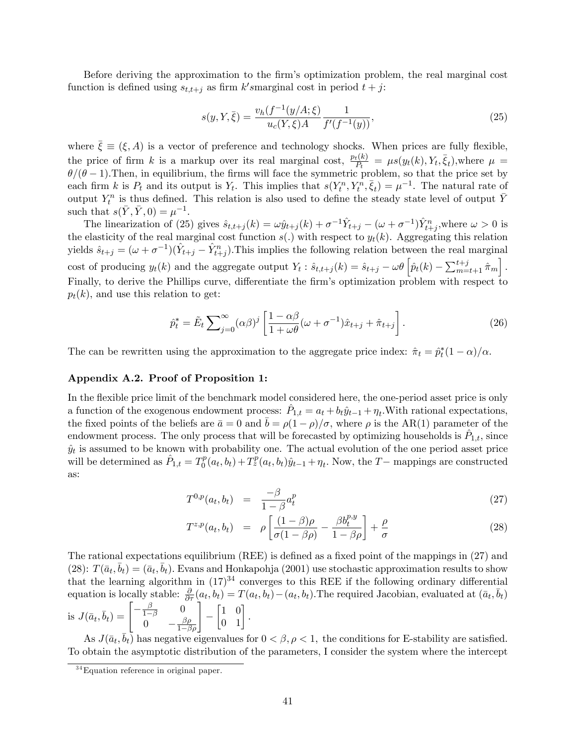Before deriving the approximation to the firm's optimization problem, the real marginal cost function is defined using $s_{t,t+j}$ as firm $k's$marginal cost in period $t+j$:

$$s(y, Y, \bar{\xi}) = \frac{v_h(f^{-1}(y/A; \xi)}{u_c(Y, \xi)A} \frac{1}{f'(f^{-1}(y))}, \tag{25}$$

where $\bar{\xi} \equiv (\xi, A)$ is a vector of preference and technology shocks. When prices are fully flexible, the price of firm $k$ is a markup over its real marginal cost, $\frac{p_t(k)}{P_t} = \mu s(y_t(k), Y_t, \bar{\xi}_t)$,where $\mu = \theta/(\theta-1)$.Then, in equilibrium, the firms will face the symmetric problem, so that the price set by each firm $k$ is $P_t$ and its output is $Y_t$. This implies that $s(Y_t^n, Y_t^n, \bar{\xi}_t) = \mu^{-1}$. The natural rate of output $Y_t^n$ is thus defined. This relation is also used to define the steady state level of output $\bar{Y}$ such that $s(\bar{Y}, \bar{Y}, 0) = \mu^{-1}$.

The linearization of (25) gives $\hat{s}_{t,t+j}(k) = \omega \hat{y}_{t+j}(k) + \sigma^{-1}\hat{Y}_{t+j} - (\omega + \sigma^{-1})\hat{Y}_{t+j}^n$,where $\omega > 0$ is the elasticity of the real marginal cost function $s(.)$ with respect to $y_t(k)$. Aggregating this relation yields $\hat{s}_{t+j} = (\omega + \sigma^{-1})(\hat{Y}_{t+j} - \hat{Y}_{t+j}^n)$.This implies the following relation between the real marginal cost of producing $y_t(k)$ and the aggregate output $Y_t$ : $\hat{s}_{t,t+j}(k) = \hat{s}_{t+j} - \omega\theta \left[\hat{p}_t(k) - \sum_{m=t+1}^{t+j} \hat{\pi}_m\right]$. Finally, to derive the Phillips curve, differentiate the firm's optimization problem with respect to $p_t(k)$, and use this relation to get:

$$\hat{p}_t^* = \tilde{E}_t \sum\nolimits_{j=0}^{\infty} (\alpha\beta)^j \left[\frac{1-\alpha\beta}{1+\omega\theta}(\omega + \sigma^{-1})\hat{x}_{t+j} + \hat{\pi}_{t+j}\right]. \tag{26}$$

The can be rewritten using the approximation to the aggregate price index: $\hat{\pi}_t = \hat{p}_t^*(1-\alpha)/\alpha$.

**Appendix A.2. Proof of Proposition 1:**

In the flexible price limit of the benchmark model considered here, the one-period asset price is only a function of the exogenous endowment process: $\hat{P}_{1,t} = a_t + b_t\hat{y}_{t-1} + \eta_t$.With rational expectations, the fixed points of the beliefs are $\bar{a} = 0$ and $\bar{b} = \rho(1-\rho)/\sigma$, where $\rho$ is the AR(1) parameter of the endowment process. The only process that will be forecasted by optimizing households is $\hat{P}_{1,t}$, since $\hat{y}_t$ is assumed to be known with probability one. The actual evolution of the one period asset price will be determined as $\hat{P}_{1,t} = T_0^p(a_t, b_t) + T_z^p(a_t, b_t)\hat{y}_{t-1} + \eta_t$. Now, the $T-$ mappings are constructed as:

$$T^{0,p}(a_t, b_t) = \frac{-\beta}{1-\beta} a_t^p \tag{27}$$

$$T^{z,p}(a_t, b_t) = \rho \left[\frac{(1-\beta)\rho}{\sigma(1-\beta\rho)} - \frac{\beta b_t^{p,y}}{1-\beta\rho}\right] + \frac{\rho}{\sigma} \tag{28}$$

The rational expectations equilibrium (REE) is defined as a fixed point of the mappings in (27) and (28): $T(\bar{a}_t, \bar{b}_t) = (\bar{a}_t, \bar{b}_t)$. Evans and Honkapohja (2001) use stochastic approximation results to show that the learning algorithm in (17)[34] converges to this REE if the following ordinary differential equation is locally stable: $\frac{\partial}{\partial\tau}(a_t, b_t) = T(a_t, b_t) - (a_t, b_t)$.The required Jacobian, evaluated at $(\bar{a}_t, \bar{b}_t)$ is $J(\bar{a}_t, \bar{b}_t) = \begin{bmatrix} -\frac{\beta}{1-\beta} & 0 \\ 0 & -\frac{\beta\rho}{1-\beta\rho} \end{bmatrix} - \begin{bmatrix} 1 & 0 \\ 0 & 1 \end{bmatrix}$.

As $J(\bar{a}_t, \bar{b}_t)$ has negative eigenvalues for $0 < \beta, \rho < 1$, the conditions for E-stability are satisfied. To obtain the asymptotic distribution of the parameters, I consider the system where the intercept

[34] Equation reference in original paper.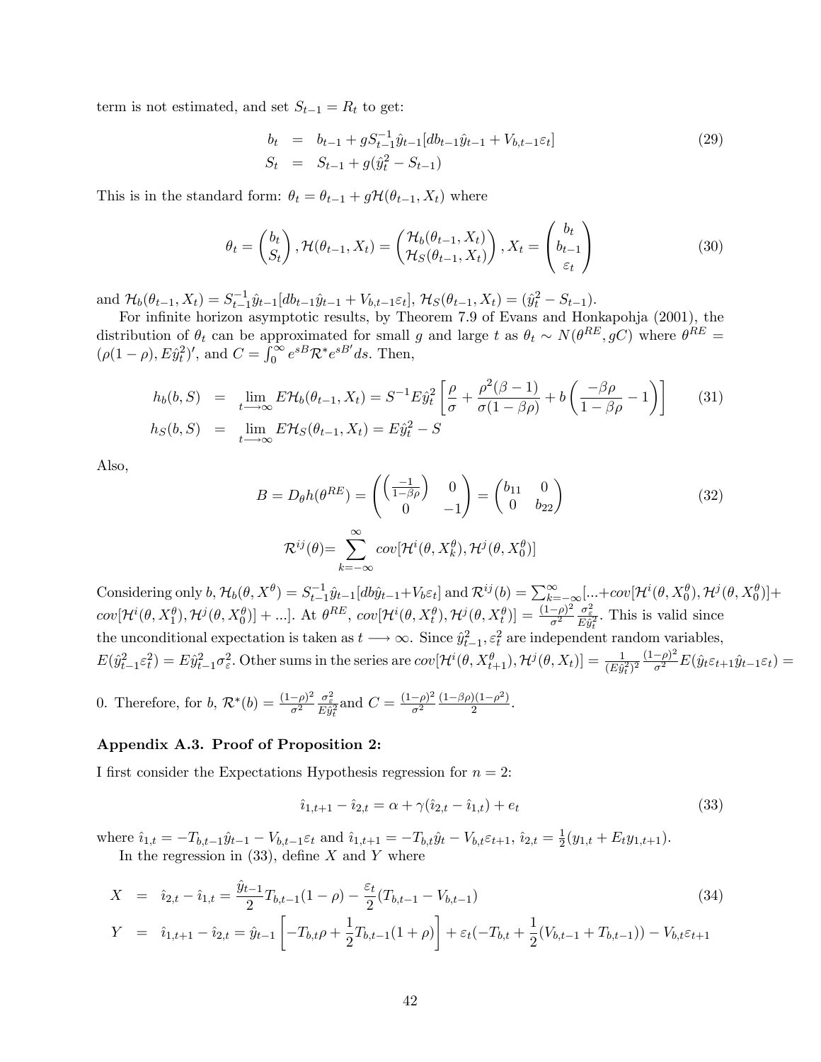term is not estimated, and set $S_{t-1} = R_t$ to get:

$$
\begin{aligned}
b_t &= b_{t-1} + gS_{t-1}^{-1}\hat{y}_{t-1}[db_{t-1}\hat{y}_{t-1} + V_{b,t-1}\varepsilon_t] \\
S_t &= S_{t-1} + g(\hat{y}_t^2 - S_{t-1})
\end{aligned}
\tag{29}
$$

This is in the standard form: $\theta_t = \theta_{t-1} + g\mathcal{H}(\theta_{t-1}, X_t)$ where

$$
\theta_t = \begin{pmatrix} b_t \\ S_t \end{pmatrix}, \mathcal{H}(\theta_{t-1}, X_t) = \begin{pmatrix} \mathcal{H}_b(\theta_{t-1}, X_t) \\ \mathcal{H}_S(\theta_{t-1}, X_t) \end{pmatrix}, X_t = \begin{pmatrix} b_t \\ b_{t-1} \\ \varepsilon_t \end{pmatrix}
\tag{30}
$$

and $\mathcal{H}_b(\theta_{t-1}, X_t) = S_{t-1}^{-1}\hat{y}_{t-1}[db_{t-1}\hat{y}_{t-1} + V_{b,t-1}\varepsilon_t]$, $\mathcal{H}_S(\theta_{t-1}, X_t) = (\hat{y}_t^2 - S_{t-1})$.

For infinite horizon asymptotic results, by Theorem 7.9 of Evans and Honkapohja (2001), the distribution of $\theta_t$ can be approximated for small $g$ and large $t$ as $\theta_t \sim N(\theta^{RE}, gC)$ where $\theta^{RE} = (\rho(1-\rho), E\hat{y}_t^2)'$, and $C = \int_0^\infty e^{sB}\mathcal{R}^* e^{sB'} ds$. Then,

$$
\begin{aligned}
h_b(b, S) &= \lim_{t \longrightarrow \infty} E\mathcal{H}_b(\theta_{t-1}, X_t) = S^{-1}E\hat{y}_t^2\left[\frac{\rho}{\sigma} + \frac{\rho^2(\beta-1)}{\sigma(1-\beta\rho)} + b\left(\frac{-\beta\rho}{1-\beta\rho} - 1\right)\right] \\
h_S(b, S) &= \lim_{t \longrightarrow \infty} E\mathcal{H}_S(\theta_{t-1}, X_t) = E\hat{y}_t^2 - S
\end{aligned}
\tag{31}
$$

Also,

$$
B = D_\theta h(\theta^{RE}) = \begin{pmatrix} \left(\frac{-1}{1-\beta\rho}\right) & 0 \\ 0 & -1 \end{pmatrix} = \begin{pmatrix} b_{11} & 0 \\ 0 & b_{22} \end{pmatrix}
\tag{32}
$$

$$
\mathcal{R}^{ij}(\theta) = \sum_{k=-\infty}^{\infty} cov[\mathcal{H}^i(\theta, X_k^\theta), \mathcal{H}^j(\theta, X_0^\theta)]
$$

Considering only $b$, $\mathcal{H}_b(\theta, X^\theta) = S_{t-1}^{-1}\hat{y}_{t-1}[db\hat{y}_{t-1} + V_b\varepsilon_t]$ and $\mathcal{R}^{ij}(b) = \sum_{k=-\infty}^{\infty}[... + cov[\mathcal{H}^i(\theta, X_0^\theta), \mathcal{H}^j(\theta, X_0^\theta)] + cov[\mathcal{H}^i(\theta, X_1^\theta), \mathcal{H}^j(\theta, X_0^\theta)] + ...]$. At $\theta^{RE}$, $cov[\mathcal{H}^i(\theta, X_t^\theta), \mathcal{H}^j(\theta, X_t^\theta)] = \frac{(1-\rho)^2}{\sigma^2}\frac{\sigma_\varepsilon^2}{E\hat{y}_t^2}$. This is valid since the unconditional expectation is taken as $t \longrightarrow \infty$. Since $\hat{y}_{t-1}^2, \varepsilon_t^2$ are independent random variables, $E(\hat{y}_{t-1}^2\varepsilon_t^2) = E\hat{y}_{t-1}^2\sigma_\varepsilon^2$. Other sums in the series are $cov[\mathcal{H}^i(\theta, X_{t+1}^\theta), \mathcal{H}^j(\theta, X_t)] = \frac{1}{(E\hat{y}_t^2)^2}\frac{(1-\rho)^2}{\sigma^2}E(\hat{y}_t\varepsilon_{t+1}\hat{y}_{t-1}\varepsilon_t) = 0$. Therefore, for $b$, $\mathcal{R}^*(b) = \frac{(1-\rho)^2}{\sigma^2}\frac{\sigma_\varepsilon^2}{E\hat{y}_t^2}$ and $C = \frac{(1-\rho)^2}{\sigma^2}\frac{(1-\beta\rho)(1-\rho^2)}{2}$.

### Appendix A.3. Proof of Proposition 2:

I first consider the Expectations Hypothesis regression for $n = 2$:

$$
\hat{i}_{1,t+1} - \hat{i}_{2,t} = \alpha + \gamma(\hat{i}_{2,t} - \hat{i}_{1,t}) + e_t
\tag{33}
$$

where $\hat{i}_{1,t} = -T_{b,t-1}\hat{y}_{t-1} - V_{b,t-1}\varepsilon_t$ and $\hat{i}_{1,t+1} = -T_{b,t}\hat{y}_t - V_{b,t}\varepsilon_{t+1}$, $\hat{i}_{2,t} = \frac{1}{2}(y_{1,t} + E_t y_{1,t+1})$.

In the regression in (33), define $X$ and $Y$ where

$$
\begin{aligned}
X &= \hat{i}_{2,t} - \hat{i}_{1,t} = \frac{\hat{y}_{t-1}}{2}T_{b,t-1}(1-\rho) - \frac{\varepsilon_t}{2}(T_{b,t-1} - V_{b,t-1}) \\
Y &= \hat{i}_{1,t+1} - \hat{i}_{2,t} = \hat{y}_{t-1}\left[-T_{b,t}\rho + \frac{1}{2}T_{b,t-1}(1+\rho)\right] + \varepsilon_t(-T_{b,t} + \frac{1}{2}(V_{b,t-1} + T_{b,t-1})) - V_{b,t}\varepsilon_{t+1}
\end{aligned}
\tag{34}
$$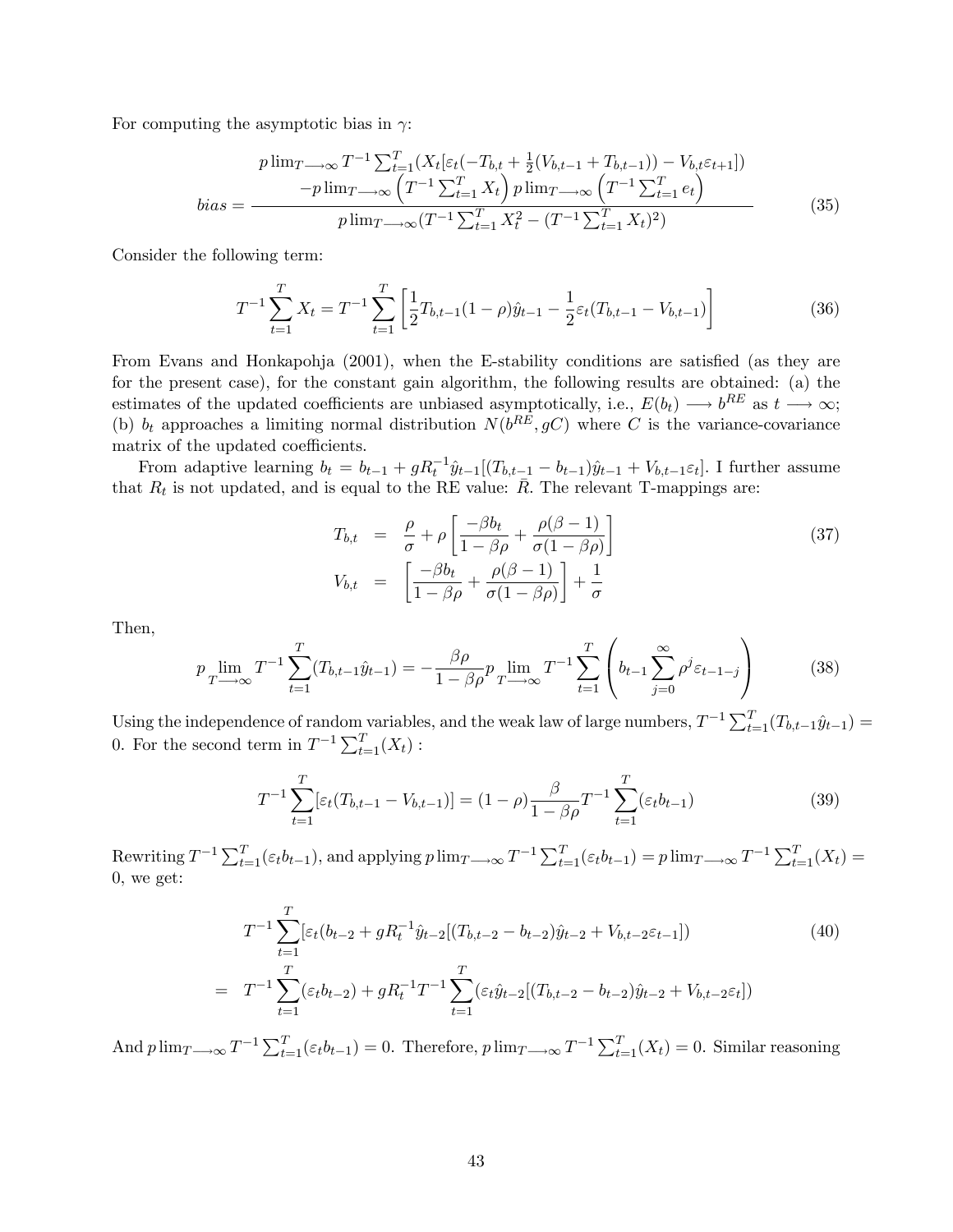For computing the asymptotic bias in $\gamma$:

$$bias = \frac{\begin{array}{c} p\lim_{T\longrightarrow\infty} T^{-1}\sum_{t=1}^{T}(X_t[\varepsilon_t(-T_{b,t} + \frac{1}{2}(V_{b,t-1} + T_{b,t-1})) - V_{b,t}\varepsilon_{t+1}]) \\ -p\lim_{T\longrightarrow\infty}\left(T^{-1}\sum_{t=1}^{T} X_t\right) p\lim_{T\longrightarrow\infty}\left(T^{-1}\sum_{t=1}^{T} e_t\right)\end{array}}{p\lim_{T\longrightarrow\infty}(T^{-1}\sum_{t=1}^{T} X_t^2 - (T^{-1}\sum_{t=1}^{T} X_t)^2)} \tag{35}$$

Consider the following term:

$$T^{-1}\sum_{t=1}^{T} X_t = T^{-1}\sum_{t=1}^{T}\left[\frac{1}{2}T_{b,t-1}(1-\rho)\hat{y}_{t-1} - \frac{1}{2}\varepsilon_t(T_{b,t-1} - V_{b,t-1})\right] \tag{36}$$

From Evans and Honkapohja (2001), when the E-stability conditions are satisfied (as they are for the present case), for the constant gain algorithm, the following results are obtained: (a) the estimates of the updated coefficients are unbiased asymptotically, i.e., $E(b_t) \longrightarrow b^{RE}$ as $t \longrightarrow \infty$; (b) $b_t$ approaches a limiting normal distribution $N(b^{RE}, gC)$ where $C$ is the variance-covariance matrix of the updated coefficients.

From adaptive learning $b_t = b_{t-1} + gR_t^{-1}\hat{y}_{t-1}[(T_{b,t-1} - b_{t-1})\hat{y}_{t-1} + V_{b,t-1}\varepsilon_t]$. I further assume that $R_t$ is not updated, and is equal to the RE value: $\bar{R}$. The relevant T-mappings are:

$$\begin{aligned} T_{b,t} &= \frac{\rho}{\sigma} + \rho\left[\frac{-\beta b_t}{1-\beta\rho} + \frac{\rho(\beta-1)}{\sigma(1-\beta\rho)}\right] \\ V_{b,t} &= \left[\frac{-\beta b_t}{1-\beta\rho} + \frac{\rho(\beta-1)}{\sigma(1-\beta\rho)}\right] + \frac{1}{\sigma} \end{aligned} \tag{37}$$

Then,

$$p\lim_{T\longrightarrow\infty} T^{-1}\sum_{t=1}^{T}(T_{b,t-1}\hat{y}_{t-1}) = -\frac{\beta\rho}{1-\beta\rho} p\lim_{T\longrightarrow\infty} T^{-1}\sum_{t=1}^{T}\left(b_{t-1}\sum_{j=0}^{\infty}\rho^j\varepsilon_{t-1-j}\right) \tag{38}$$

Using the independence of random variables, and the weak law of large numbers, $T^{-1}\sum_{t=1}^{T}(T_{b,t-1}\hat{y}_{t-1}) = 0$. For the second term in $T^{-1}\sum_{t=1}^{T}(X_t)$ :

$$T^{-1}\sum_{t=1}^{T}[\varepsilon_t(T_{b,t-1} - V_{b,t-1})] = (1-\rho)\frac{\beta}{1-\beta\rho}T^{-1}\sum_{t=1}^{T}(\varepsilon_t b_{t-1}) \tag{39}$$

Rewriting $T^{-1}\sum_{t=1}^{T}(\varepsilon_t b_{t-1})$, and applying $p\lim_{T\longrightarrow\infty} T^{-1}\sum_{t=1}^{T}(\varepsilon_t b_{t-1}) = p\lim_{T\longrightarrow\infty} T^{-1}\sum_{t=1}^{T}(X_t) = 0$, we get:

$$\begin{aligned} & T^{-1}\sum_{t=1}^{T}[\varepsilon_t(b_{t-2} + gR_t^{-1}\hat{y}_{t-2}[(T_{b,t-2} - b_{t-2})\hat{y}_{t-2} + V_{b,t-2}\varepsilon_{t-1}]) \\ = \; & T^{-1}\sum_{t=1}^{T}(\varepsilon_t b_{t-2}) + gR_t^{-1}T^{-1}\sum_{t=1}^{T}(\varepsilon_t\hat{y}_{t-2}[(T_{b,t-2} - b_{t-2})\hat{y}_{t-2} + V_{b,t-2}\varepsilon_t]) \end{aligned} \tag{40}$$

And $p\lim_{T\longrightarrow\infty} T^{-1}\sum_{t=1}^{T}(\varepsilon_t b_{t-1}) = 0$. Therefore, $p\lim_{T\longrightarrow\infty} T^{-1}\sum_{t=1}^{T}(X_t) = 0$. Similar reasoning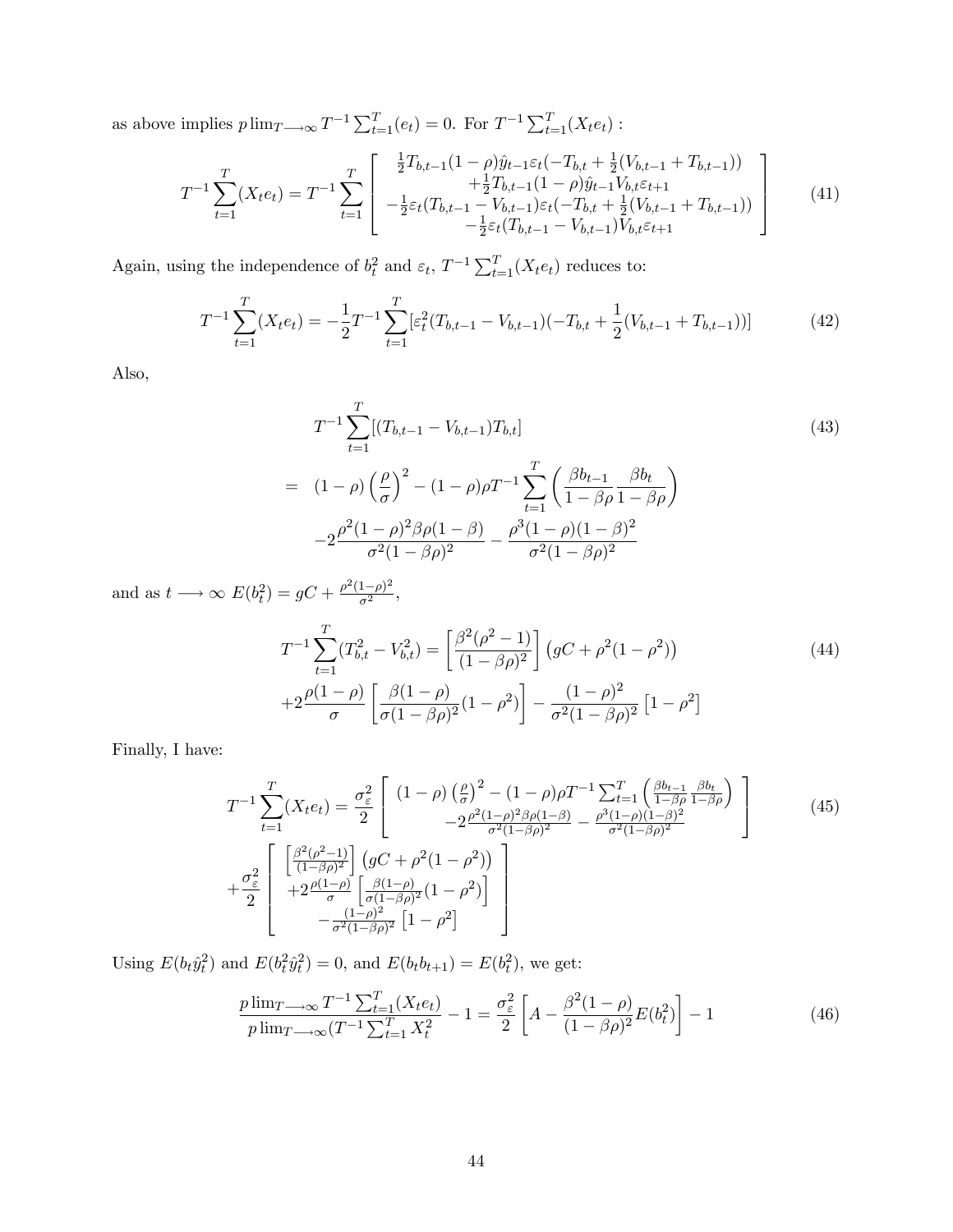as above implies $p\lim_{T\longrightarrow\infty} T^{-1}\sum_{t=1}^{T}(e_t) = 0$. For $T^{-1}\sum_{t=1}^{T}(X_t e_t)$ :

$$
T^{-1}\sum_{t=1}^{T}(X_t e_t) = T^{-1}\sum_{t=1}^{T}\left[\begin{array}{c} \frac{1}{2}T_{b,t-1}(1-\rho)\hat{y}_{t-1}\varepsilon_t(-T_{b,t}+\frac{1}{2}(V_{b,t-1}+T_{b,t-1})) \\ +\frac{1}{2}T_{b,t-1}(1-\rho)\hat{y}_{t-1}V_{b,t}\varepsilon_{t+1} \\ -\frac{1}{2}\varepsilon_t(T_{b,t-1}-V_{b,t-1})\varepsilon_t(-T_{b,t}+\frac{1}{2}(V_{b,t-1}+T_{b,t-1})) \\ -\frac{1}{2}\varepsilon_t(T_{b,t-1}-V_{b,t-1})V_{b,t}\varepsilon_{t+1} \end{array}\right] \tag{41}
$$

Again, using the independence of $b_t^2$ and $\varepsilon_t$, $T^{-1}\sum_{t=1}^{T}(X_t e_t)$ reduces to:

$$
T^{-1}\sum_{t=1}^{T}(X_t e_t) = -\frac{1}{2}T^{-1}\sum_{t=1}^{T}[\varepsilon_t^2(T_{b,t-1}-V_{b,t-1})(-T_{b,t}+\frac{1}{2}(V_{b,t-1}+T_{b,t-1}))] \tag{42}
$$

Also,

$$
\begin{aligned}
& T^{-1}\sum_{t=1}^{T}[(T_{b,t-1}-V_{b,t-1})T_{b,t}] \\
= \; & (1-\rho)\left(\frac{\rho}{\sigma}\right)^2 - (1-\rho)\rho T^{-1}\sum_{t=1}^{T}\left(\frac{\beta b_{t-1}}{1-\beta\rho}\frac{\beta b_t}{1-\beta\rho}\right) \\
& -2\frac{\rho^2(1-\rho)^2\beta\rho(1-\beta)}{\sigma^2(1-\beta\rho)^2} - \frac{\rho^3(1-\rho)(1-\beta)^2}{\sigma^2(1-\beta\rho)^2}
\end{aligned} \tag{43}
$$

and as $t \longrightarrow \infty$ $E(b_t^2) = gC + \frac{\rho^2(1-\rho)^2}{\sigma^2}$,

$$
\begin{aligned}
T^{-1}\sum_{t=1}^{T}(T_{b,t}^2 - V_{b,t}^2) = & \left[\frac{\beta^2(\rho^2-1)}{(1-\beta\rho)^2}\right]\left(gC + \rho^2(1-\rho^2)\right) \\
& +2\frac{\rho(1-\rho)}{\sigma}\left[\frac{\beta(1-\rho)}{\sigma(1-\beta\rho)^2}(1-\rho^2)\right] - \frac{(1-\rho)^2}{\sigma^2(1-\beta\rho)^2}\left[1-\rho^2\right]
\end{aligned} \tag{44}
$$

Finally, I have:

$$
\begin{aligned}
T^{-1}\sum_{t=1}^{T}(X_t e_t) = & \frac{\sigma_\varepsilon^2}{2}\left[\begin{array}{c} (1-\rho)\left(\frac{\rho}{\sigma}\right)^2 - (1-\rho)\rho T^{-1}\sum_{t=1}^{T}\left(\frac{\beta b_{t-1}}{1-\beta\rho}\frac{\beta b_t}{1-\beta\rho}\right) \\ -2\frac{\rho^2(1-\rho)^2\beta\rho(1-\beta)}{\sigma^2(1-\beta\rho)^2} - \frac{\rho^3(1-\rho)(1-\beta)^2}{\sigma^2(1-\beta\rho)^2} \end{array}\right] \\
& +\frac{\sigma_\varepsilon^2}{2}\left[\begin{array}{c} \left[\frac{\beta^2(\rho^2-1)}{(1-\beta\rho)^2}\right]\left(gC+\rho^2(1-\rho^2)\right) \\ +2\frac{\rho(1-\rho)}{\sigma}\left[\frac{\beta(1-\rho)}{\sigma(1-\beta\rho)^2}(1-\rho^2)\right] \\ -\frac{(1-\rho)^2}{\sigma^2(1-\beta\rho)^2}\left[1-\rho^2\right] \end{array}\right]
\end{aligned} \tag{45}
$$

Using $E(b_t\hat{y}_t^2)$ and $E(b_t^2\hat{y}_t^2) = 0$, and $E(b_t b_{t+1}) = E(b_t^2)$, we get:

$$
\frac{p\lim_{T\longrightarrow\infty} T^{-1}\sum_{t=1}^{T}(X_t e_t)}{p\lim_{T\longrightarrow\infty}(T^{-1}\sum_{t=1}^{T}X_t^2} - 1 = \frac{\sigma_\varepsilon^2}{2}\left[A - \frac{\beta^2(1-\rho)}{(1-\beta\rho)^2}E(b_t^2)\right] - 1 \tag{46}
$$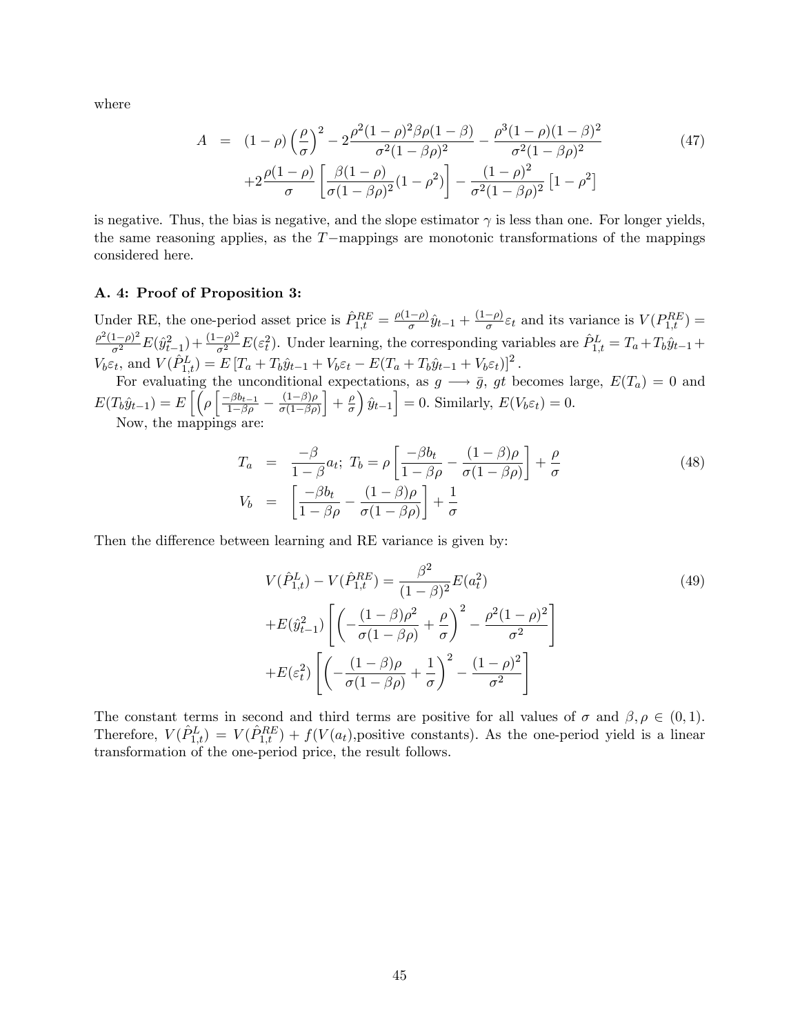where

$$
\begin{aligned}
A &= (1-\rho)\left(\frac{\rho}{\sigma}\right)^2 - 2\frac{\rho^2(1-\rho)^2\beta\rho(1-\beta)}{\sigma^2(1-\beta\rho)^2} - \frac{\rho^3(1-\rho)(1-\beta)^2}{\sigma^2(1-\beta\rho)^2} \\
&\quad +2\frac{\rho(1-\rho)}{\sigma}\left[\frac{\beta(1-\rho)}{\sigma(1-\beta\rho)^2}(1-\rho^2)\right] - \frac{(1-\rho)^2}{\sigma^2(1-\beta\rho)^2}\left[1-\rho^2\right]
\end{aligned} \tag{47}
$$

is negative. Thus, the bias is negative, and the slope estimator $\gamma$ is less than one. For longer yields, the same reasoning applies, as the $T-$mappings are monotonic transformations of the mappings considered here.

### A. 4: Proof of Proposition 3:

Under RE, the one-period asset price is $\hat{P}_{1,t}^{RE} = \frac{\rho(1-\rho)}{\sigma}\hat{y}_{t-1} + \frac{(1-\rho)}{\sigma}\varepsilon_t$ and its variance is $V(P_{1,t}^{RE}) = \frac{\rho^2(1-\rho)^2}{\sigma^2}E(\hat{y}_{t-1}^2) + \frac{(1-\rho)^2}{\sigma^2}E(\varepsilon_t^2)$. Under learning, the corresponding variables are $\hat{P}_{1,t}^{L} = T_a + T_b\hat{y}_{t-1} + V_b\varepsilon_t$, and $V(\hat{P}_{1,t}^{L}) = E\left[T_a + T_b\hat{y}_{t-1} + V_b\varepsilon_t - E(T_a + T_b\hat{y}_{t-1} + V_b\varepsilon_t)\right]^2$.

For evaluating the unconditional expectations, as $g \longrightarrow \bar{g}$, $gt$ becomes large, $E(T_a) = 0$ and $E(T_b\hat{y}_{t-1}) = E\left[\left(\rho\left[\frac{-\beta b_{t-1}}{1-\beta\rho} - \frac{(1-\beta)\rho}{\sigma(1-\beta\rho)}\right] + \frac{\rho}{\sigma}\right)\hat{y}_{t-1}\right] = 0$. Similarly, $E(V_b\varepsilon_t) = 0$.

Now, the mappings are:

$$
\begin{aligned}
T_a &= \frac{-\beta}{1-\beta}a_t;\ T_b = \rho\left[\frac{-\beta b_t}{1-\beta\rho} - \frac{(1-\beta)\rho}{\sigma(1-\beta\rho)}\right] + \frac{\rho}{\sigma} \\
V_b &= \left[\frac{-\beta b_t}{1-\beta\rho} - \frac{(1-\beta)\rho}{\sigma(1-\beta\rho)}\right] + \frac{1}{\sigma}
\end{aligned} \tag{48}
$$

Then the difference between learning and RE variance is given by:

$$
\begin{aligned}
V(\hat{P}_{1,t}^{L}) - V(\hat{P}_{1,t}^{RE}) &= \frac{\beta^2}{(1-\beta)^2}E(a_t^2) \\
&+E(\hat{y}_{t-1}^2)\left[\left(-\frac{(1-\beta)\rho^2}{\sigma(1-\beta\rho)} + \frac{\rho}{\sigma}\right)^2 - \frac{\rho^2(1-\rho)^2}{\sigma^2}\right] \\
&+E(\varepsilon_t^2)\left[\left(-\frac{(1-\beta)\rho}{\sigma(1-\beta\rho)} + \frac{1}{\sigma}\right)^2 - \frac{(1-\rho)^2}{\sigma^2}\right]
\end{aligned} \tag{49}
$$

The constant terms in second and third terms are positive for all values of $\sigma$ and $\beta, \rho \in (0,1)$. Therefore, $V(\hat{P}_{1,t}^{L}) = V(\hat{P}_{1,t}^{RE}) + f(V(a_t)$,positive constants). As the one-period yield is a linear transformation of the one-period price, the result follows.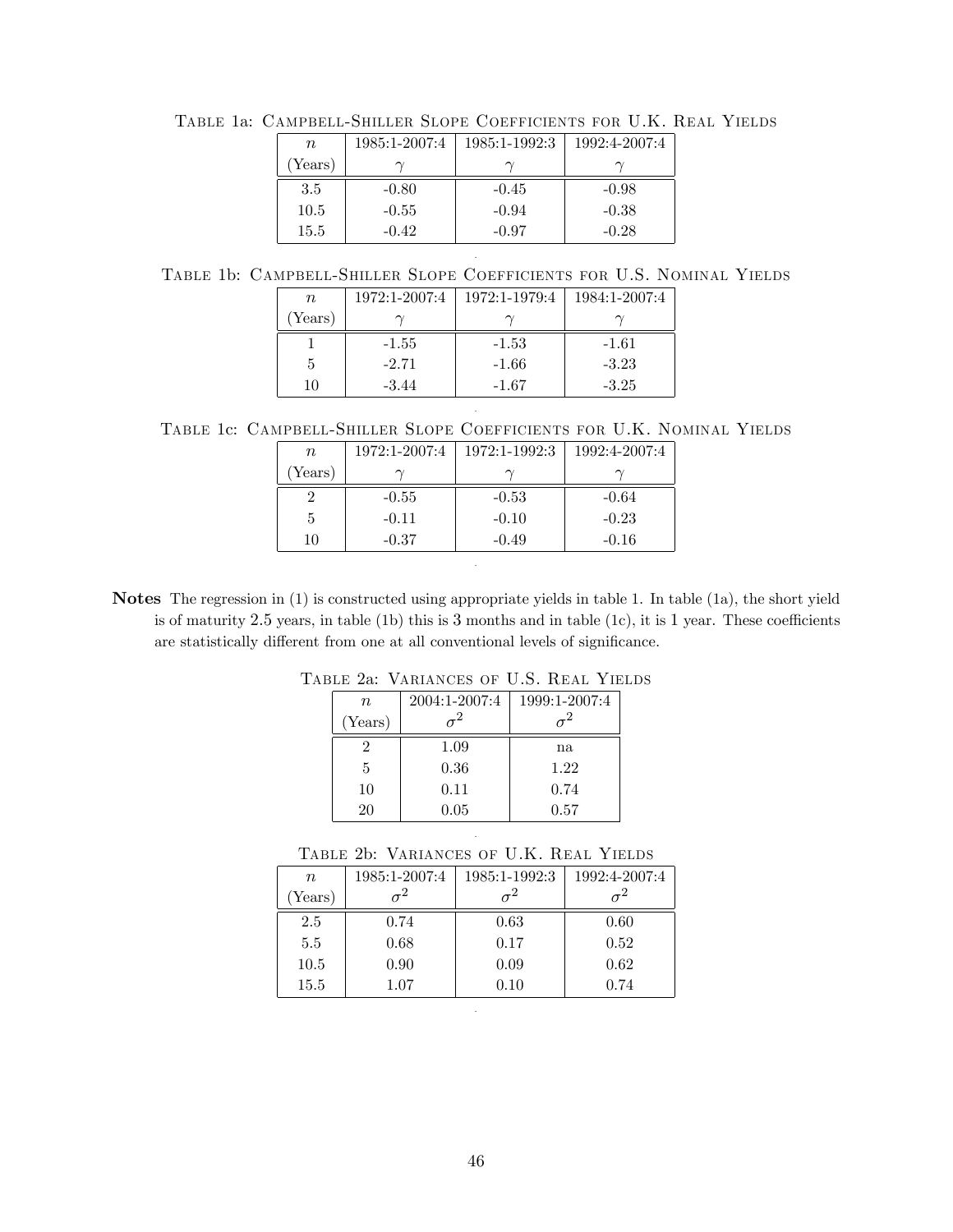Table 1a: Campbell-Shiller Slope Coefficients for U.K. Real Yields

| $n$ (Years) | 1985:1-2007:4 $\gamma$ | 1985:1-1992:3 $\gamma$ | 1992:4-2007:4 $\gamma$ |
|---|---|---|---|
| 3.5 | -0.80 | -0.45 | -0.98 |
| 10.5 | -0.55 | -0.94 | -0.38 |
| 15.5 | -0.42 | -0.97 | -0.28 |

Table 1b: Campbell-Shiller Slope Coefficients for U.S. Nominal Yields

| $n$ (Years) | 1972:1-2007:4 $\gamma$ | 1972:1-1979:4 $\gamma$ | 1984:1-2007:4 $\gamma$ |
|---|---|---|---|
| 1 | -1.55 | -1.53 | -1.61 |
| 5 | -2.71 | -1.66 | -3.23 |
| 10 | -3.44 | -1.67 | -3.25 |

Table 1c: Campbell-Shiller Slope Coefficients for U.K. Nominal Yields

| $n$ (Years) | 1972:1-2007:4 $\gamma$ | 1972:1-1992:3 $\gamma$ | 1992:4-2007:4 $\gamma$ |
|---|---|---|---|
| 2 | -0.55 | -0.53 | -0.64 |
| 5 | -0.11 | -0.10 | -0.23 |
| 10 | -0.37 | -0.49 | -0.16 |

**Notes** The regression in (1) is constructed using appropriate yields in table 1. In table (1a), the short yield is of maturity 2.5 years, in table (1b) this is 3 months and in table (1c), it is 1 year. These coefficients are statistically different from one at all conventional levels of significance.

Table 2a: Variances of U.S. Real Yields

| $n$ (Years) | 2004:1-2007:4 $\sigma^2$ | 1999:1-2007:4 $\sigma^2$ |
|---|---|---|
| 2 | 1.09 | na |
| 5 | 0.36 | 1.22 |
| 10 | 0.11 | 0.74 |
| 20 | 0.05 | 0.57 |

Table 2b: Variances of U.K. Real Yields

| $n$ (Years) | 1985:1-2007:4 $\sigma^2$ | 1985:1-1992:3 $\sigma^2$ | 1992:4-2007:4 $\sigma^2$ |
|---|---|---|---|
| 2.5 | 0.74 | 0.63 | 0.60 |
| 5.5 | 0.68 | 0.17 | 0.52 |
| 10.5 | 0.90 | 0.09 | 0.62 |
| 15.5 | 1.07 | 0.10 | 0.74 |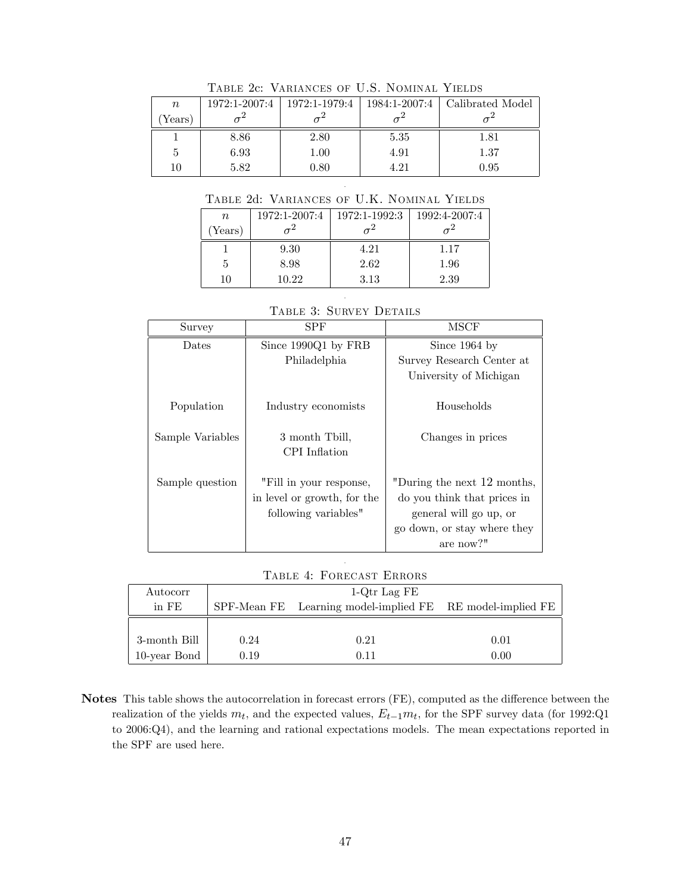Table 2c: Variances of U.S. Nominal Yields

| $n$ (Years) | 1972:1-2007:4 $\sigma^2$ | 1972:1-1979:4 $\sigma^2$ | 1984:1-2007:4 $\sigma^2$ | Calibrated Model $\sigma^2$ |
|---|---|---|---|---|
| 1 | 8.86 | 2.80 | 5.35 | 1.81 |
| 5 | 6.93 | 1.00 | 4.91 | 1.37 |
| 10 | 5.82 | 0.80 | 4.21 | 0.95 |

Table 2d: Variances of U.K. Nominal Yields

| $n$ (Years) | 1972:1-2007:4 $\sigma^2$ | 1972:1-1992:3 $\sigma^2$ | 1992:4-2007:4 $\sigma^2$ |
|---|---|---|---|
| 1 | 9.30 | 4.21 | 1.17 |
| 5 | 8.98 | 2.62 | 1.96 |
| 10 | 10.22 | 3.13 | 2.39 |

Table 3: Survey Details

| Survey | SPF | MSCF |
|---|---|---|
| Dates | Since 1990Q1 by FRB Philadelphia | Since 1964 by Survey Research Center at University of Michigan |
| Population | Industry economists | Households |
| Sample Variables | 3 month Tbill, CPI Inflation | Changes in prices |
| Sample question | "Fill in your response, in level or growth, for the following variables" | "During the next 12 months, do you think that prices in general will go up, or go down, or stay where they are now?" |

Table 4: Forecast Errors

| Autocorr in FE | 1-Qtr Lag FE SPF-Mean FE | Learning model-implied FE | RE model-implied FE |
|---|---|---|---|
| 3-month Bill | 0.24 | 0.21 | 0.01 |
| 10-year Bond | 0.19 | 0.11 | 0.00 |

**Notes** This table shows the autocorrelation in forecast errors (FE), computed as the difference between the realization of the yields $m_t$, and the expected values, $E_{t-1}m_t$, for the SPF survey data (for 1992:Q1 to 2006:Q4), and the learning and rational expectations models. The mean expectations reported in the SPF are used here.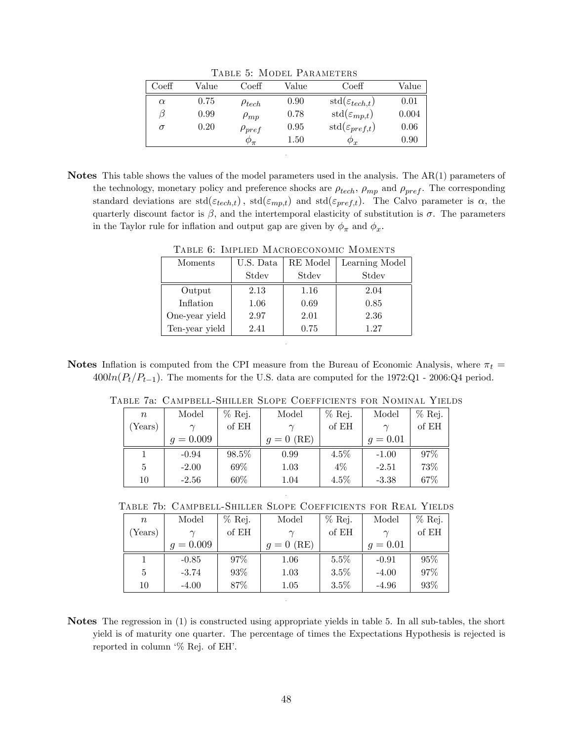Table 5: Model Parameters

| Coeff | Value | Coeff | Value | Coeff | Value |
|---|---|---|---|---|---|
| $\alpha$ | 0.75 | $\rho_{tech}$ | 0.90 | std($\varepsilon_{tech,t}$) | 0.01 |
| $\beta$ | 0.99 | $\rho_{mp}$ | 0.78 | std($\varepsilon_{mp,t}$) | 0.004 |
| $\sigma$ | 0.20 | $\rho_{pref}$ | 0.95 | std($\varepsilon_{pref,t}$) | 0.06 |
| | | $\phi_\pi$ | 1.50 | $\phi_x$ | 0.90 |

**Notes** This table shows the values of the model parameters used in the analysis. The AR(1) parameters of the technology, monetary policy and preference shocks are $\rho_{tech}$, $\rho_{mp}$ and $\rho_{pref}$. The corresponding standard deviations are std($\varepsilon_{tech,t}$) , std($\varepsilon_{mp,t}$) and std($\varepsilon_{pref,t}$). The Calvo parameter is $\alpha$, the quarterly discount factor is $\beta$, and the intertemporal elasticity of substitution is $\sigma$. The parameters in the Taylor rule for inflation and output gap are given by $\phi_\pi$ and $\phi_x$.

Table 6: Implied Macroeconomic Moments

| Moments | U.S. Data Stdev | RE Model Stdev | Learning Model Stdev |
|---|---|---|---|
| Output | 2.13 | 1.16 | 2.04 |
| Inflation | 1.06 | 0.69 | 0.85 |
| One-year yield | 2.97 | 2.01 | 2.36 |
| Ten-year yield | 2.41 | 0.75 | 1.27 |

**Notes** Inflation is computed from the CPI measure from the Bureau of Economic Analysis, where $\pi_t = 400 ln(P_t/P_{t-1})$. The moments for the U.S. data are computed for the 1972:Q1 - 2006:Q4 period.

Table 7a: Campbell-Shiller Slope Coefficients for Nominal Yields

| $n$ (Years) | Model $\gamma$ $g = 0.009$ | % Rej. of EH | Model $\gamma$ $g = 0$ (RE) | % Rej. of EH | Model $\gamma$ $g = 0.01$ | % Rej. of EH |
|---|---|---|---|---|---|---|
| 1 | -0.94 | 98.5% | 0.99 | 4.5% | -1.00 | 97% |
| 5 | -2.00 | 69% | 1.03 | 4% | -2.51 | 73% |
| 10 | -2.56 | 60% | 1.04 | 4.5% | -3.38 | 67% |

Table 7b: Campbell-Shiller Slope Coefficients for Real Yields

| $n$ (Years) | Model $\gamma$ $g = 0.009$ | % Rej. of EH | Model $\gamma$ $g = 0$ (RE) | % Rej. of EH | Model $\gamma$ $g = 0.01$ | % Rej. of EH |
|---|---|---|---|---|---|---|
| 1 | -0.85 | 97% | 1.06 | 5.5% | -0.91 | 95% |
| 5 | -3.74 | 93% | 1.03 | 3.5% | -4.00 | 97% |
| 10 | -4.00 | 87% | 1.05 | 3.5% | -4.96 | 93% |

**Notes** The regression in (1) is constructed using appropriate yields in table 5. In all sub-tables, the short yield is of maturity one quarter. The percentage of times the Expectations Hypothesis is rejected is reported in column '% Rej. of EH'.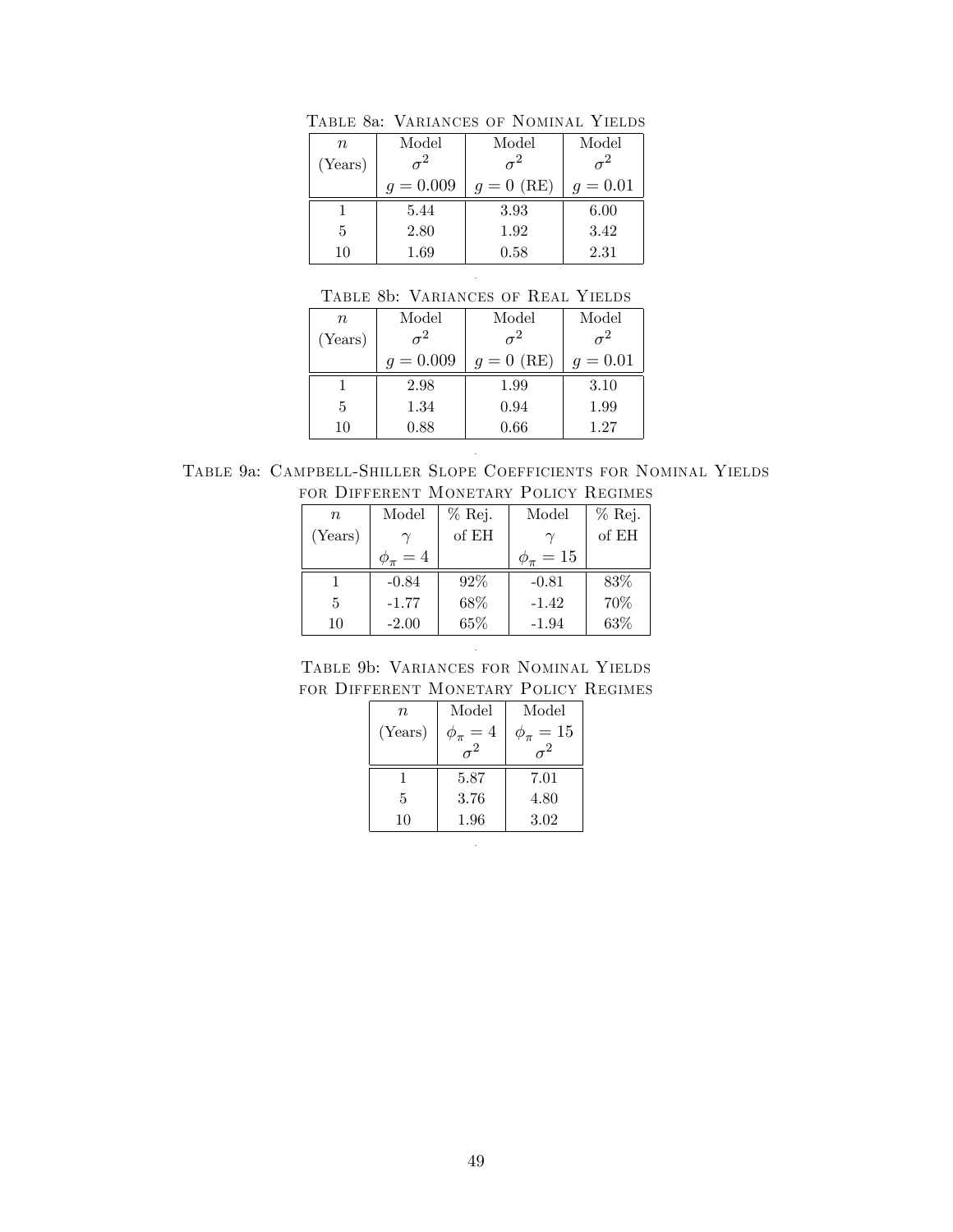Table 8a: Variances of Nominal Yields

| $n$ (Years) | Model $\sigma^2$ $g = 0.009$ | Model $\sigma^2$ $g = 0$ (RE) | Model $\sigma^2$ $g = 0.01$ |
|---|---|---|---|
| 1 | 5.44 | 3.93 | 6.00 |
| 5 | 2.80 | 1.92 | 3.42 |
| 10 | 1.69 | 0.58 | 2.31 |

Table 8b: Variances of Real Yields

| $n$ (Years) | Model $\sigma^2$ $g = 0.009$ | Model $\sigma^2$ $g = 0$ (RE) | Model $\sigma^2$ $g = 0.01$ |
|---|---|---|---|
| 1 | 2.98 | 1.99 | 3.10 |
| 5 | 1.34 | 0.94 | 1.99 |
| 10 | 0.88 | 0.66 | 1.27 |

Table 9a: Campbell-Shiller Slope Coefficients for Nominal Yields for Different Monetary Policy Regimes

| $n$ (Years) | Model $\gamma$ $\phi_\pi = 4$ | % Rej. of EH | Model $\gamma$ $\phi_\pi = 15$ | % Rej. of EH |
|---|---|---|---|---|
| 1 | -0.84 | 92% | -0.81 | 83% |
| 5 | -1.77 | 68% | -1.42 | 70% |
| 10 | -2.00 | 65% | -1.94 | 63% |

Table 9b: Variances for Nominal Yields for Different Monetary Policy Regimes

| $n$ (Years) | Model $\phi_\pi = 4$ $\sigma^2$ | Model $\phi_\pi = 15$ $\sigma^2$ |
|---|---|---|
| 1 | 5.87 | 7.01 |
| 5 | 3.76 | 4.80 |
| 10 | 1.96 | 3.02 |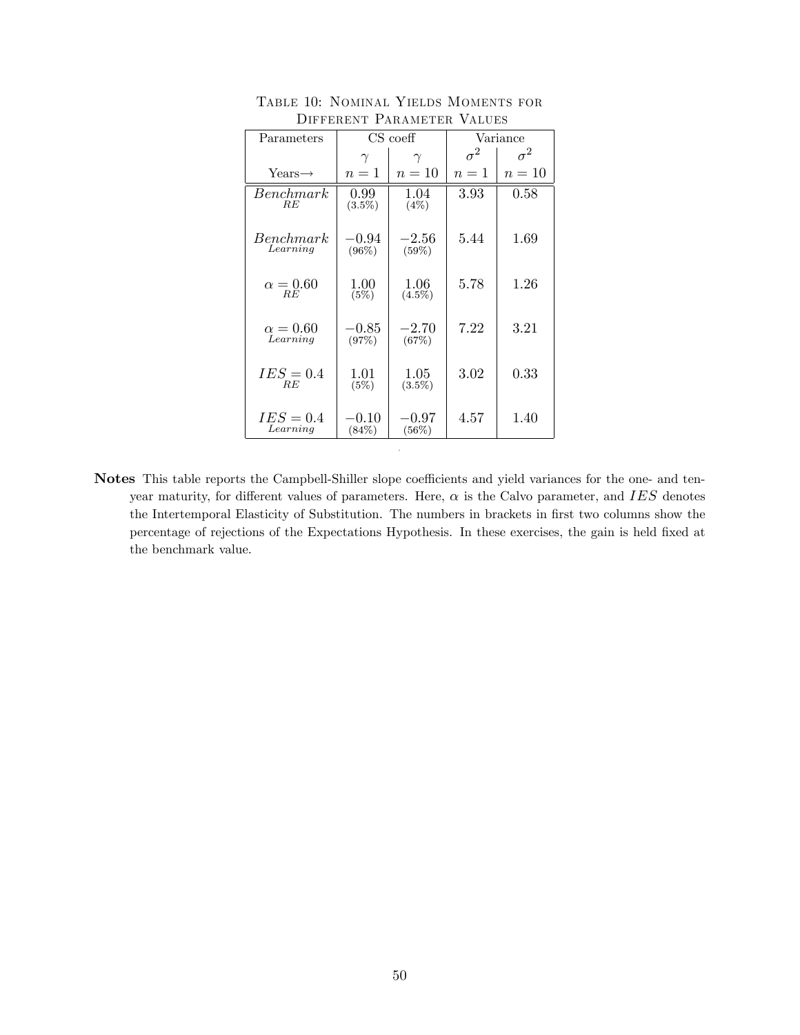TABLE 10: NOMINAL YIELDS MOMENTS FOR DIFFERENT PARAMETER VALUES

| Parameters | CS coeff | | Variance | |
|---|---|---|---|---|
| | $\gamma$ | $\gamma$ | $\sigma^2$ | $\sigma^2$ |
| Years→ | $n = 1$ | $n = 10$ | $n = 1$ | $n = 10$ |
| $\underset{RE}{Benchmark}$ | 0.99 (3.5%) | 1.04 (4%) | 3.93 | 0.58 |
| $\underset{Learning}{Benchmark}$ | $-0.94$ (96%) | $-2.56$ (59%) | 5.44 | 1.69 |
| $\underset{RE}{\alpha = 0.60}$ | 1.00 (5%) | 1.06 (4.5%) | 5.78 | 1.26 |
| $\underset{Learning}{\alpha = 0.60}$ | $-0.85$ (97%) | $-2.70$ (67%) | 7.22 | 3.21 |
| $\underset{RE}{IES = 0.4}$ | 1.01 (5%) | 1.05 (3.5%) | 3.02 | 0.33 |
| $\underset{Learning}{IES = 0.4}$ | $-0.10$ (84%) | $-0.97$ (56%) | 4.57 | 1.40 |

**Notes** This table reports the Campbell-Shiller slope coefficients and yield variances for the one- and ten-year maturity, for different values of parameters. Here, $\alpha$ is the Calvo parameter, and $IES$ denotes the Intertemporal Elasticity of Substitution. The numbers in brackets in first two columns show the percentage of rejections of the Expectations Hypothesis. In these exercises, the gain is held fixed at the benchmark value.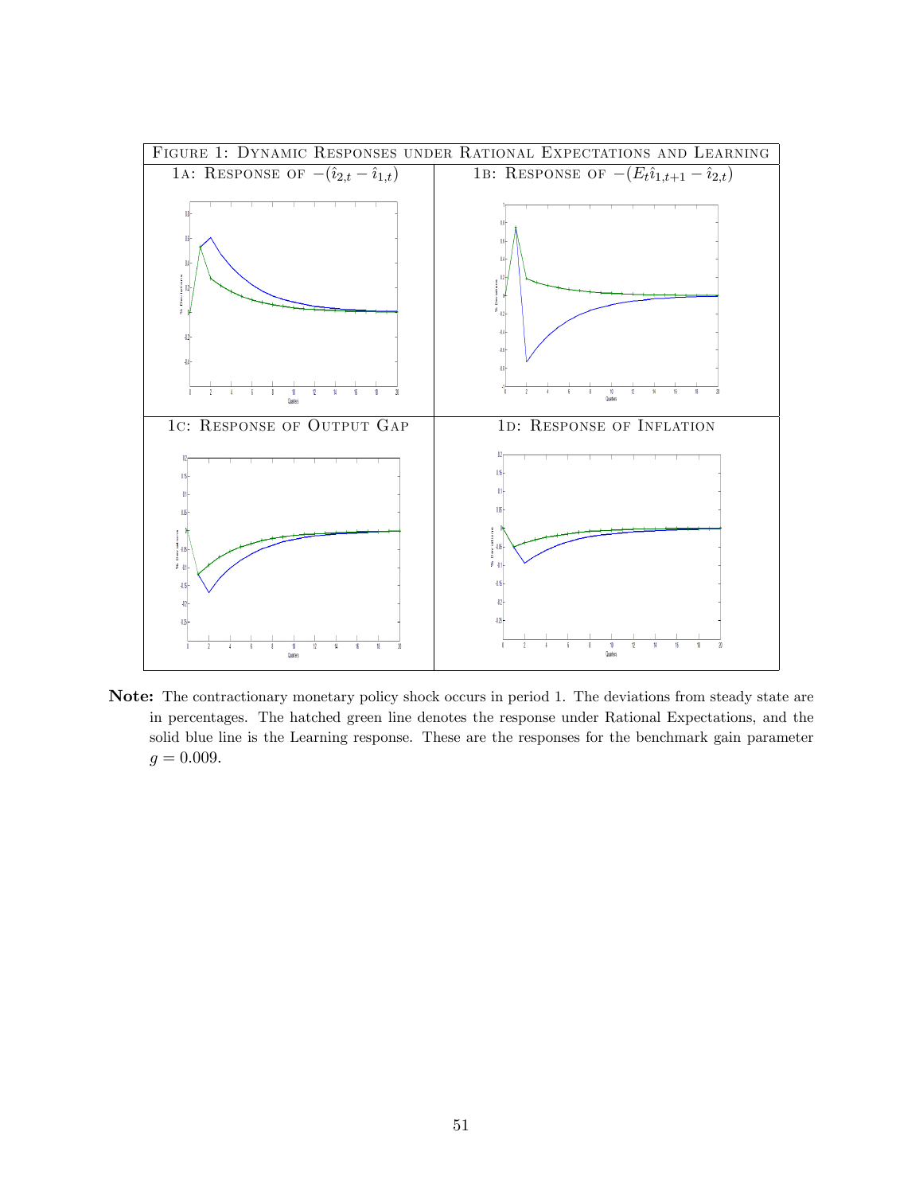Figure 1: Dynamic Responses under Rational Expectations and Learning

1a: Response of $-(\hat{i}_{2,t} - \hat{i}_{1,t})$

1b: Response of $-(E_t\hat{i}_{1,t+1} - \hat{i}_{2,t})$

1c: Response of Output Gap

1d: Response of Inflation

**Note:** The contractionary monetary policy shock occurs in period 1. The deviations from steady state are in percentages. The hatched green line denotes the response under Rational Expectations, and the solid blue line is the Learning response. These are the responses for the benchmark gain parameter $g = 0.009$.